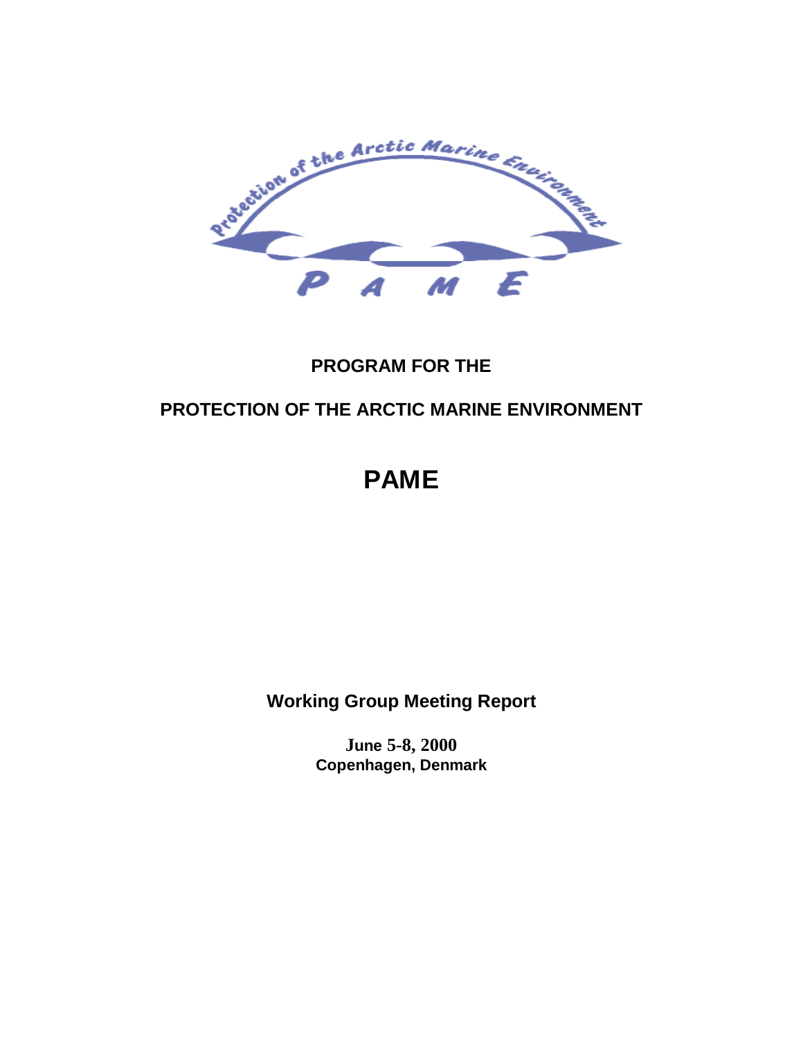# PROGRAM FOR THE

# PROTECTION OF THE ARCTIC MARINE ENVIRONMENT

# PAME

**Working Group Meeting Report**

**June 5-8, 2000**
**Copenhagen, Denmark**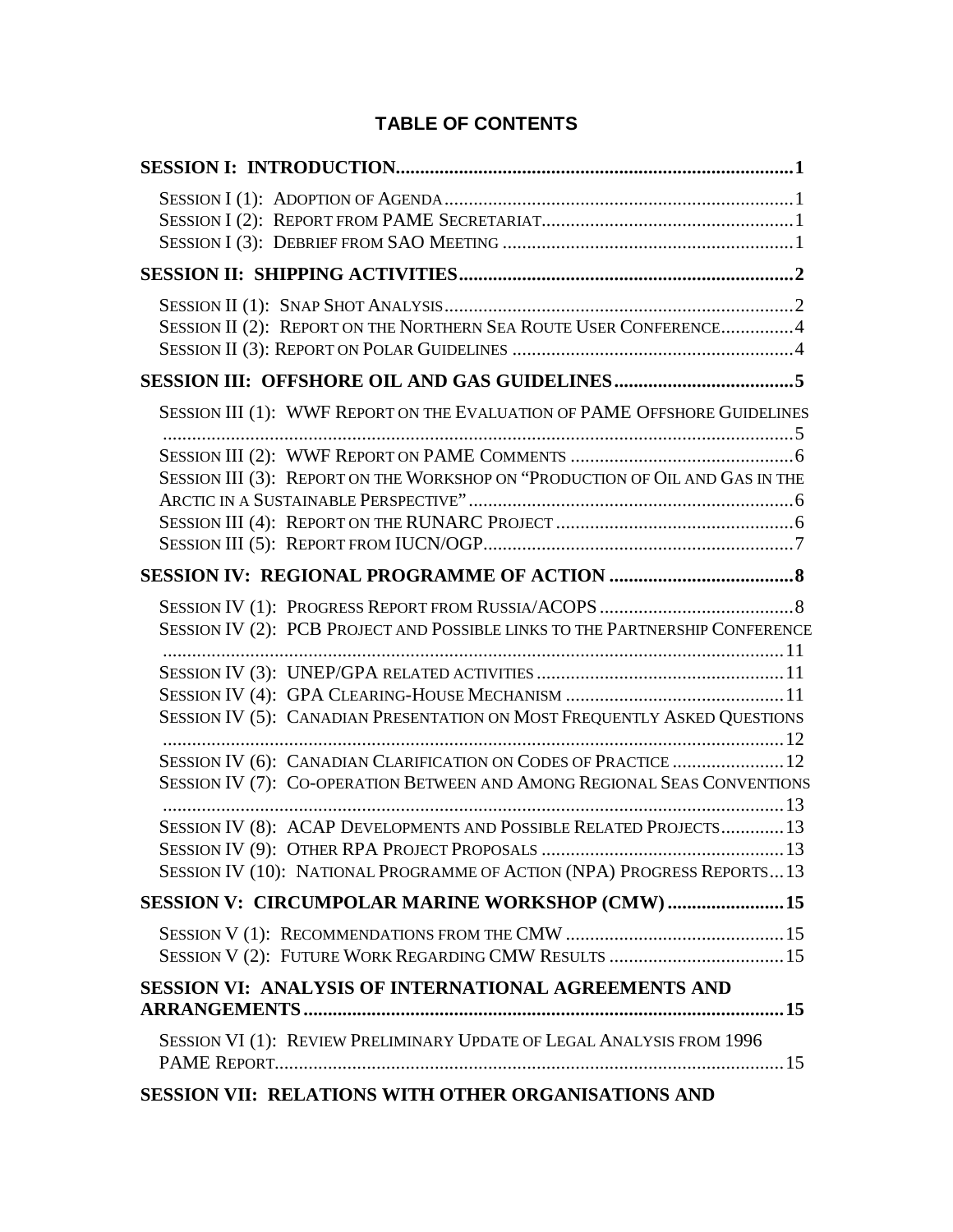## TABLE OF CONTENTS

**SESSION I: INTRODUCTION....................................................................................1**

SESSION I (1): ADOPTION OF AGENDA.........................................................................1
SESSION I (2): REPORT FROM PAME SECRETARIAT......................................................1
SESSION I (3): DEBRIEF FROM SAO MEETING ..............................................................1

**SESSION II: SHIPPING ACTIVITIES......................................................................2**

SESSION II (1): SNAP SHOT ANALYSIS..........................................................................2
SESSION II (2): REPORT ON THE NORTHERN SEA ROUTE USER CONFERENCE...............4
SESSION II (3): REPORT ON POLAR GUIDELINES ..........................................................4

**SESSION III: OFFSHORE OIL AND GAS GUIDELINES.....................................5**

SESSION III (1): WWF REPORT ON THE EVALUATION OF PAME OFFSHORE GUIDELINES ..................................................................................................................5
SESSION III (2): WWF REPORT ON PAME COMMENTS ..............................................6
SESSION III (3): REPORT ON THE WORKSHOP ON "PRODUCTION OF OIL AND GAS IN THE ARCTIC IN A SUSTAINABLE PERSPECTIVE"....................................................................6
SESSION III (4): REPORT ON THE RUNARC PROJECT .................................................6
SESSION III (5): REPORT FROM IUCN/OGP.................................................................7

**SESSION IV: REGIONAL PROGRAMME OF ACTION ......................................8**

SESSION IV (1): PROGRESS REPORT FROM RUSSIA/ACOPS ........................................8
SESSION IV (2): PCB PROJECT AND POSSIBLE LINKS TO THE PARTNERSHIP CONFERENCE ..................................................................................................................11
SESSION IV (3): UNEP/GPA RELATED ACTIVITIES ...................................................11
SESSION IV (4): GPA CLEARING-HOUSE MECHANISM .............................................11
SESSION IV (5): CANADIAN PRESENTATION ON MOST FREQUENTLY ASKED QUESTIONS ..................................................................................................................12
SESSION IV (6): CANADIAN CLARIFICATION ON CODES OF PRACTICE .......................12
SESSION IV (7): CO-OPERATION BETWEEN AND AMONG REGIONAL SEAS CONVENTIONS ..................................................................................................................13
SESSION IV (8): ACAP DEVELOPMENTS AND POSSIBLE RELATED PROJECTS.............13
SESSION IV (9): OTHER RPA PROJECT PROPOSALS ..................................................13
SESSION IV (10): NATIONAL PROGRAMME OF ACTION (NPA) PROGRESS REPORTS...13

**SESSION V: CIRCUMPOLAR MARINE WORKSHOP (CMW).........................15**

SESSION V (1): RECOMMENDATIONS FROM THE CMW .............................................15
SESSION V (2): FUTURE WORK REGARDING CMW RESULTS ....................................15

**SESSION VI: ANALYSIS OF INTERNATIONAL AGREEMENTS AND ARRANGEMENTS...................................................................................................15**

SESSION VI (1): REVIEW PRELIMINARY UPDATE OF LEGAL ANALYSIS FROM 1996 PAME REPORT.........................................................................................................15

**SESSION VII: RELATIONS WITH OTHER ORGANISATIONS AND**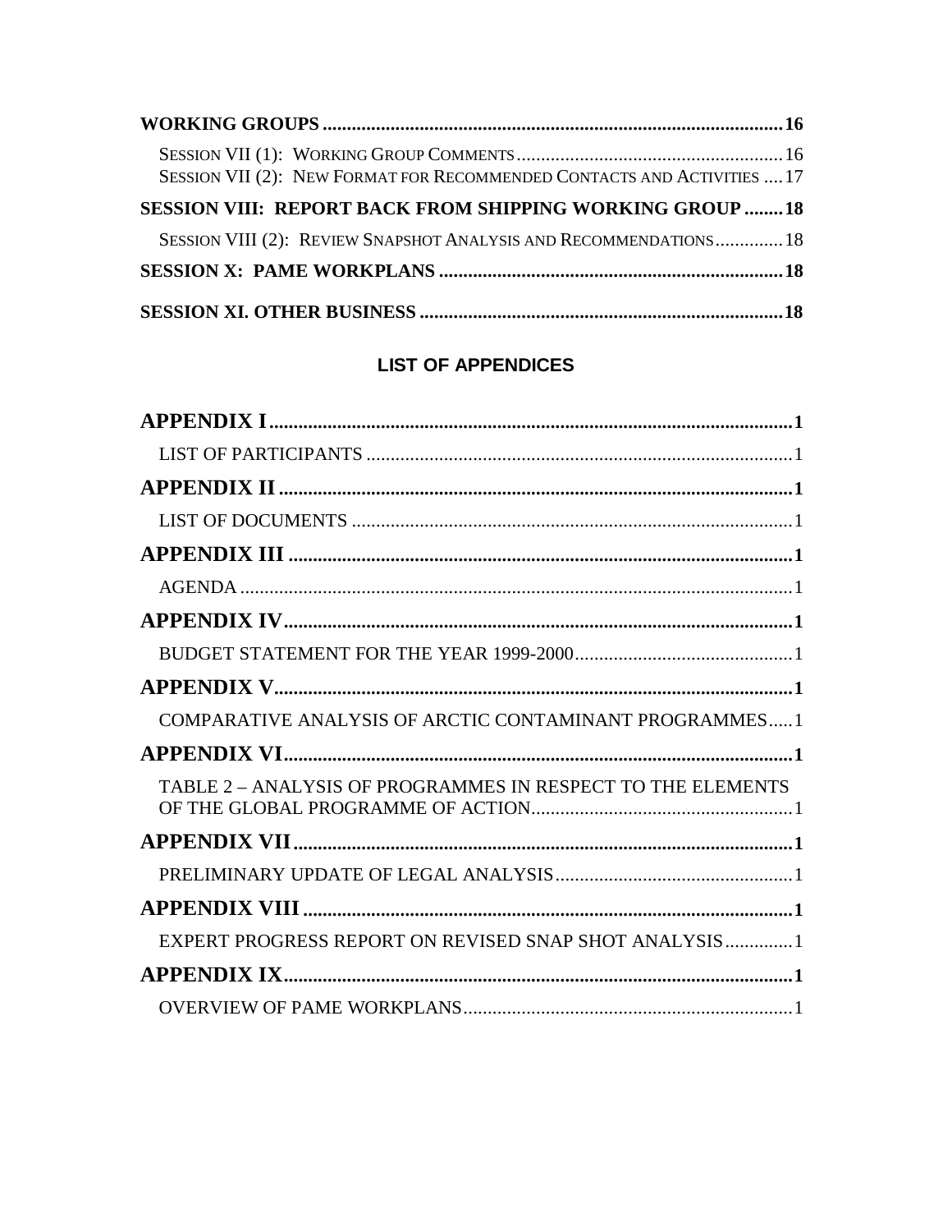**WORKING GROUPS** ............................................................................................. **16**

SESSION VII (1): WORKING GROUP COMMENTS ....................................................... 16
SESSION VII (2): NEW FORMAT FOR RECOMMENDED CONTACTS AND ACTIVITIES .... 17

**SESSION VIII: REPORT BACK FROM SHIPPING WORKING GROUP** ........ **18**

SESSION VIII (2): REVIEW SNAPSHOT ANALYSIS AND RECOMMENDATIONS ............. 18

**SESSION X: PAME WORKPLANS** ...................................................................... **18**

**SESSION XI. OTHER BUSINESS** .......................................................................... **18**

## LIST OF APPENDICES

**APPENDIX I** ........................................................................................................ **1**

LIST OF PARTICIPANTS ........................................................................................ 1

**APPENDIX II** ....................................................................................................... **1**

LIST OF DOCUMENTS ........................................................................................... 1

**APPENDIX III** ..................................................................................................... **1**

AGENDA ................................................................................................................. 1

**APPENDIX IV** ...................................................................................................... **1**

BUDGET STATEMENT FOR THE YEAR 1999-2000 ............................................. 1

**APPENDIX V** ....................................................................................................... **1**

COMPARATIVE ANALYSIS OF ARCTIC CONTAMINANT PROGRAMMES ..... 1

**APPENDIX VI** ...................................................................................................... **1**

TABLE 2 – ANALYSIS OF PROGRAMMES IN RESPECT TO THE ELEMENTS OF THE GLOBAL PROGRAMME OF ACTION ...................................................... 1

**APPENDIX VII** .................................................................................................... **1**

PRELIMINARY UPDATE OF LEGAL ANALYSIS ................................................ 1

**APPENDIX VIII** ................................................................................................... **1**

EXPERT PROGRESS REPORT ON REVISED SNAP SHOT ANALYSIS ............. 1

**APPENDIX IX** ...................................................................................................... **1**

OVERVIEW OF PAME WORKPLANS .................................................................... 1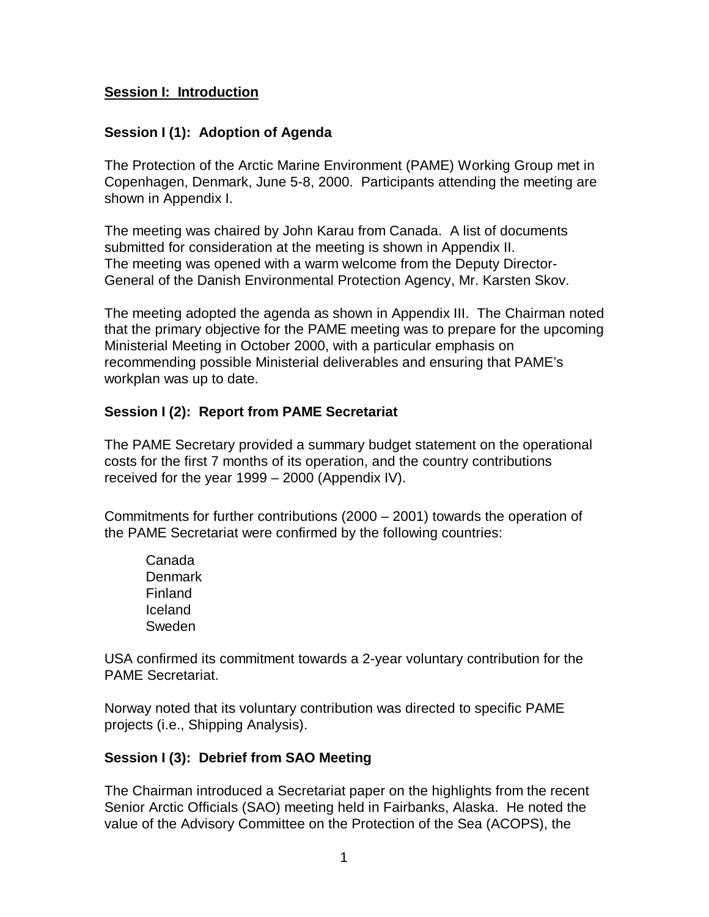## Session I: Introduction

### Session I (1): Adoption of Agenda

The Protection of the Arctic Marine Environment (PAME) Working Group met in Copenhagen, Denmark, June 5-8, 2000. Participants attending the meeting are shown in Appendix I.

The meeting was chaired by John Karau from Canada. A list of documents submitted for consideration at the meeting is shown in Appendix II. The meeting was opened with a warm welcome from the Deputy Director-General of the Danish Environmental Protection Agency, Mr. Karsten Skov.

The meeting adopted the agenda as shown in Appendix III. The Chairman noted that the primary objective for the PAME meeting was to prepare for the upcoming Ministerial Meeting in October 2000, with a particular emphasis on recommending possible Ministerial deliverables and ensuring that PAME's workplan was up to date.

### Session I (2): Report from PAME Secretariat

The PAME Secretary provided a summary budget statement on the operational costs for the first 7 months of its operation, and the country contributions received for the year 1999 – 2000 (Appendix IV).

Commitments for further contributions (2000 – 2001) towards the operation of the PAME Secretariat were confirmed by the following countries:

- Canada
- Denmark
- Finland
- Iceland
- Sweden

USA confirmed its commitment towards a 2-year voluntary contribution for the PAME Secretariat.

Norway noted that its voluntary contribution was directed to specific PAME projects (i.e., Shipping Analysis).

### Session I (3): Debrief from SAO Meeting

The Chairman introduced a Secretariat paper on the highlights from the recent Senior Arctic Officials (SAO) meeting held in Fairbanks, Alaska. He noted the value of the Advisory Committee on the Protection of the Sea (ACOPS), the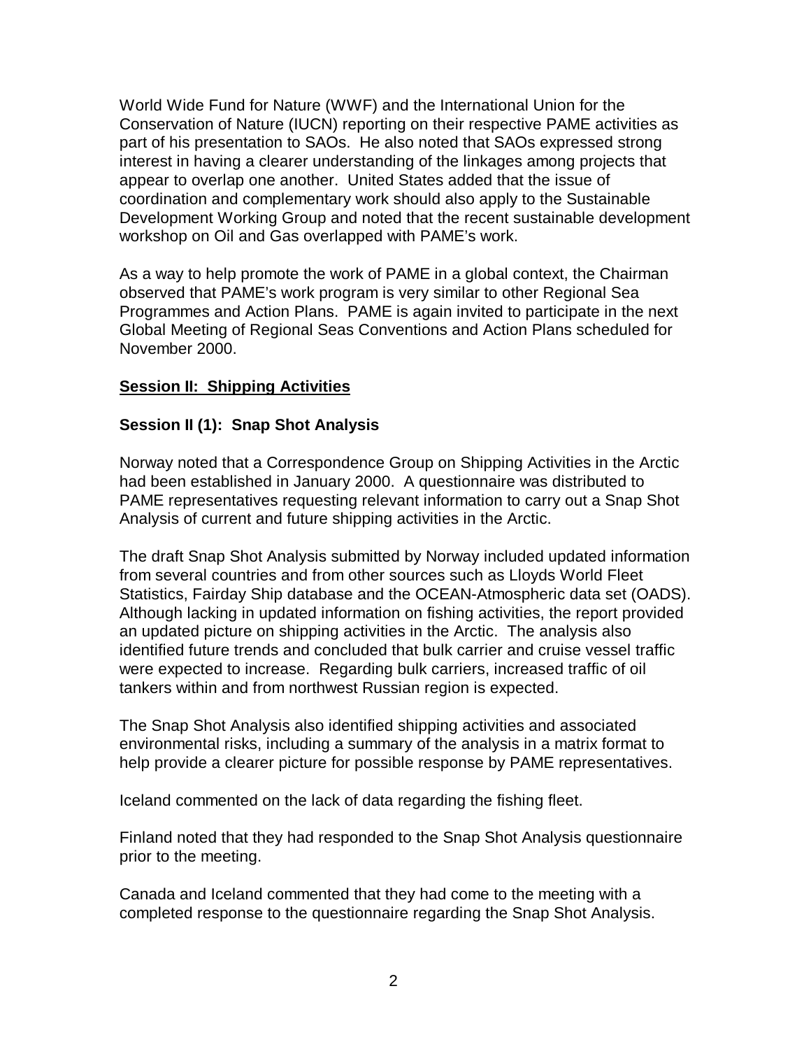World Wide Fund for Nature (WWF) and the International Union for the Conservation of Nature (IUCN) reporting on their respective PAME activities as part of his presentation to SAOs. He also noted that SAOs expressed strong interest in having a clearer understanding of the linkages among projects that appear to overlap one another. United States added that the issue of coordination and complementary work should also apply to the Sustainable Development Working Group and noted that the recent sustainable development workshop on Oil and Gas overlapped with PAME's work.

As a way to help promote the work of PAME in a global context, the Chairman observed that PAME's work program is very similar to other Regional Sea Programmes and Action Plans. PAME is again invited to participate in the next Global Meeting of Regional Seas Conventions and Action Plans scheduled for November 2000.

## Session II: Shipping Activities

### Session II (1): Snap Shot Analysis

Norway noted that a Correspondence Group on Shipping Activities in the Arctic had been established in January 2000. A questionnaire was distributed to PAME representatives requesting relevant information to carry out a Snap Shot Analysis of current and future shipping activities in the Arctic.

The draft Snap Shot Analysis submitted by Norway included updated information from several countries and from other sources such as Lloyds World Fleet Statistics, Fairday Ship database and the OCEAN-Atmospheric data set (OADS). Although lacking in updated information on fishing activities, the report provided an updated picture on shipping activities in the Arctic. The analysis also identified future trends and concluded that bulk carrier and cruise vessel traffic were expected to increase. Regarding bulk carriers, increased traffic of oil tankers within and from northwest Russian region is expected.

The Snap Shot Analysis also identified shipping activities and associated environmental risks, including a summary of the analysis in a matrix format to help provide a clearer picture for possible response by PAME representatives.

Iceland commented on the lack of data regarding the fishing fleet.

Finland noted that they had responded to the Snap Shot Analysis questionnaire prior to the meeting.

Canada and Iceland commented that they had come to the meeting with a completed response to the questionnaire regarding the Snap Shot Analysis.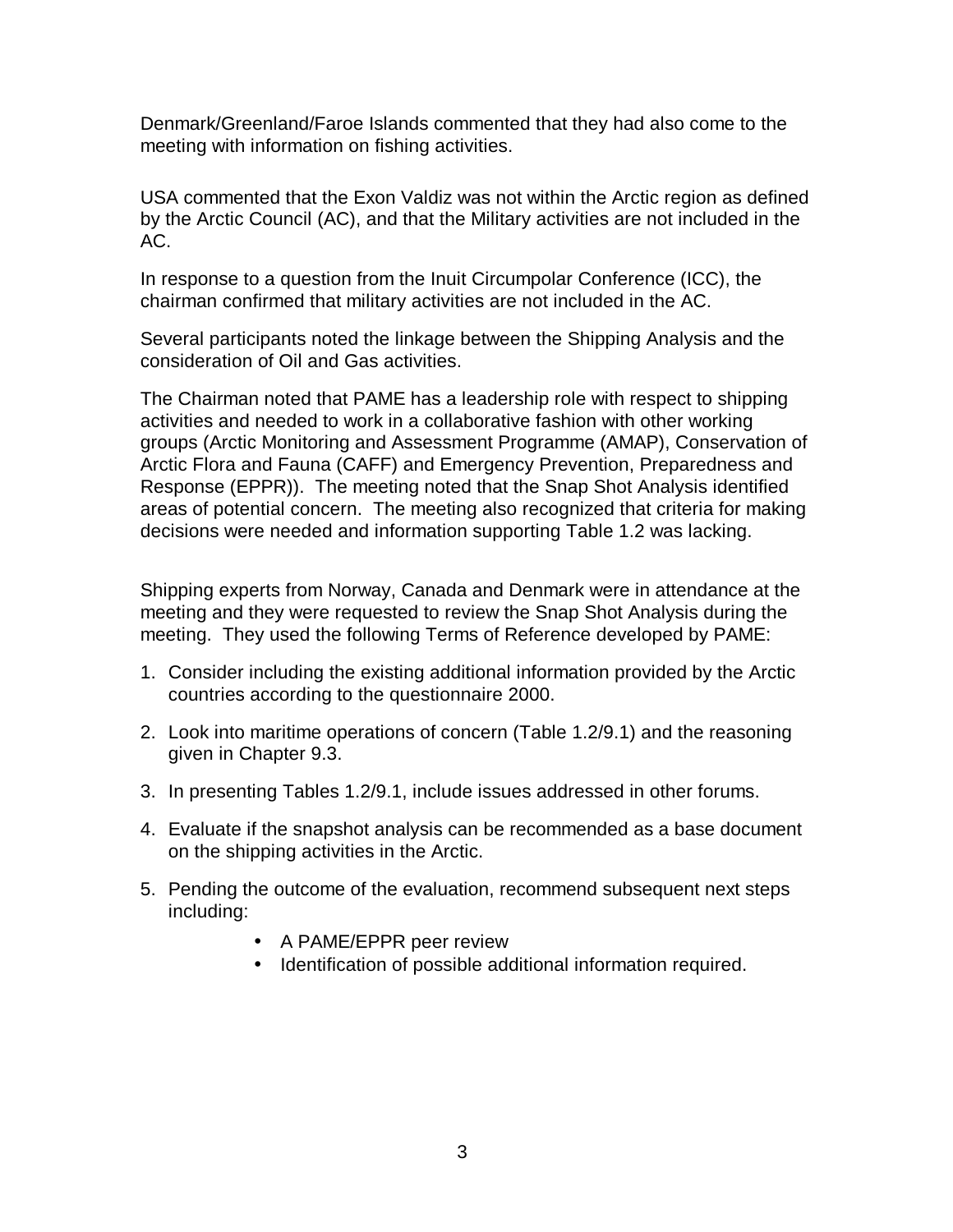Denmark/Greenland/Faroe Islands commented that they had also come to the meeting with information on fishing activities.

USA commented that the Exon Valdiz was not within the Arctic region as defined by the Arctic Council (AC), and that the Military activities are not included in the AC.

In response to a question from the Inuit Circumpolar Conference (ICC), the chairman confirmed that military activities are not included in the AC.

Several participants noted the linkage between the Shipping Analysis and the consideration of Oil and Gas activities.

The Chairman noted that PAME has a leadership role with respect to shipping activities and needed to work in a collaborative fashion with other working groups (Arctic Monitoring and Assessment Programme (AMAP), Conservation of Arctic Flora and Fauna (CAFF) and Emergency Prevention, Preparedness and Response (EPPR)). The meeting noted that the Snap Shot Analysis identified areas of potential concern. The meeting also recognized that criteria for making decisions were needed and information supporting Table 1.2 was lacking.

Shipping experts from Norway, Canada and Denmark were in attendance at the meeting and they were requested to review the Snap Shot Analysis during the meeting. They used the following Terms of Reference developed by PAME:

1. Consider including the existing additional information provided by the Arctic countries according to the questionnaire 2000.
2. Look into maritime operations of concern (Table 1.2/9.1) and the reasoning given in Chapter 9.3.
3. In presenting Tables 1.2/9.1, include issues addressed in other forums.
4. Evaluate if the snapshot analysis can be recommended as a base document on the shipping activities in the Arctic.
5. Pending the outcome of the evaluation, recommend subsequent next steps including:
   - A PAME/EPPR peer review
   - Identification of possible additional information required.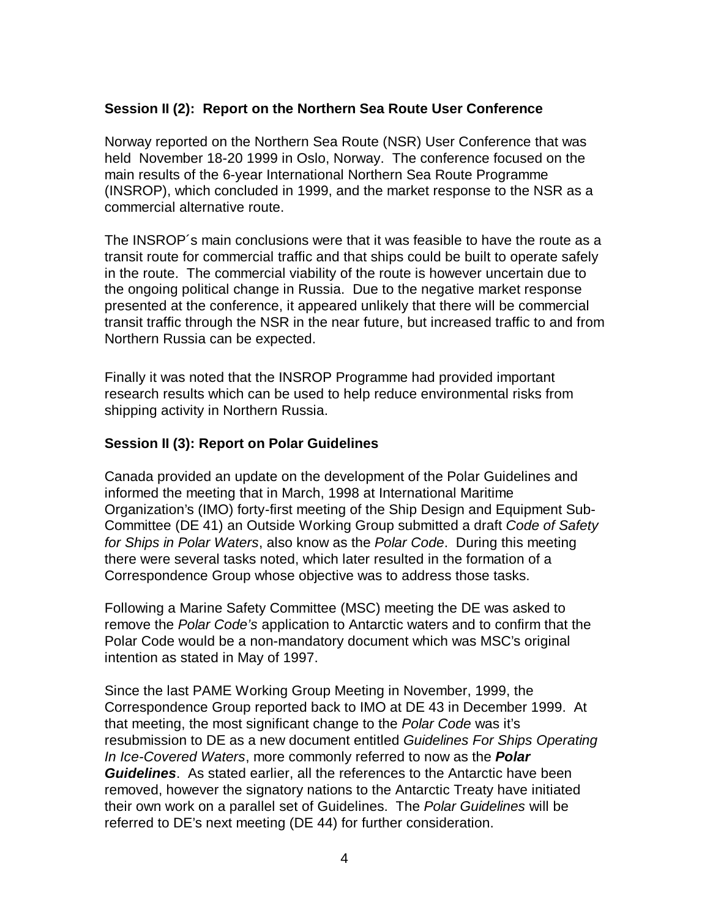### Session II (2): Report on the Northern Sea Route User Conference

Norway reported on the Northern Sea Route (NSR) User Conference that was held November 18-20 1999 in Oslo, Norway. The conference focused on the main results of the 6-year International Northern Sea Route Programme (INSROP), which concluded in 1999, and the market response to the NSR as a commercial alternative route.

The INSROP´s main conclusions were that it was feasible to have the route as a transit route for commercial traffic and that ships could be built to operate safely in the route. The commercial viability of the route is however uncertain due to the ongoing political change in Russia. Due to the negative market response presented at the conference, it appeared unlikely that there will be commercial transit traffic through the NSR in the near future, but increased traffic to and from Northern Russia can be expected.

Finally it was noted that the INSROP Programme had provided important research results which can be used to help reduce environmental risks from shipping activity in Northern Russia.

### Session II (3): Report on Polar Guidelines

Canada provided an update on the development of the Polar Guidelines and informed the meeting that in March, 1998 at International Maritime Organization's (IMO) forty-first meeting of the Ship Design and Equipment Sub-Committee (DE 41) an Outside Working Group submitted a draft *Code of Safety for Ships in Polar Waters*, also know as the *Polar Code*. During this meeting there were several tasks noted, which later resulted in the formation of a Correspondence Group whose objective was to address those tasks.

Following a Marine Safety Committee (MSC) meeting the DE was asked to remove the *Polar Code's* application to Antarctic waters and to confirm that the Polar Code would be a non-mandatory document which was MSC's original intention as stated in May of 1997.

Since the last PAME Working Group Meeting in November, 1999, the Correspondence Group reported back to IMO at DE 43 in December 1999. At that meeting, the most significant change to the *Polar Code* was it's resubmission to DE as a new document entitled *Guidelines For Ships Operating In Ice-Covered Waters*, more commonly referred to now as the ***Polar Guidelines***. As stated earlier, all the references to the Antarctic have been removed, however the signatory nations to the Antarctic Treaty have initiated their own work on a parallel set of Guidelines. The *Polar Guidelines* will be referred to DE's next meeting (DE 44) for further consideration.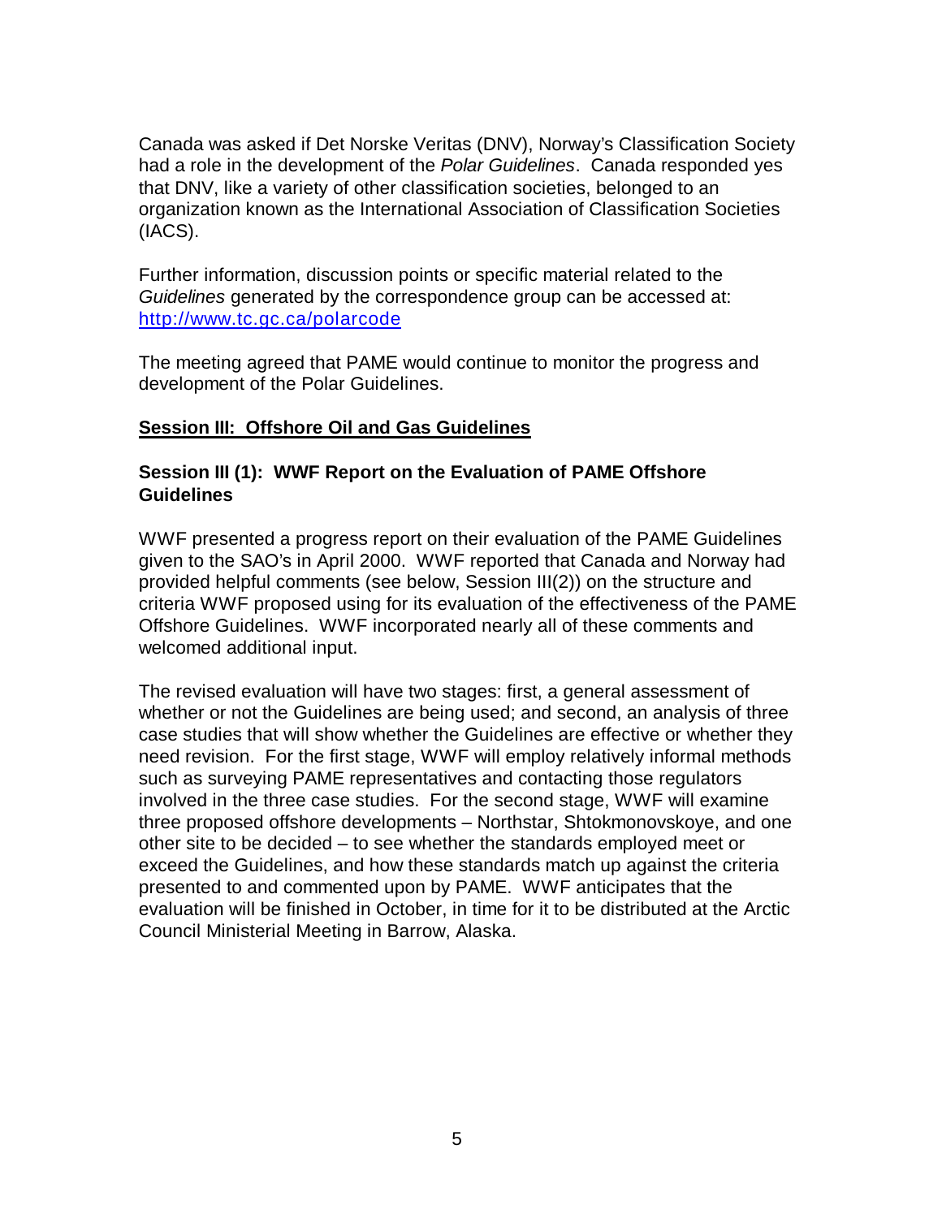Canada was asked if Det Norske Veritas (DNV), Norway's Classification Society had a role in the development of the *Polar Guidelines*. Canada responded yes that DNV, like a variety of other classification societies, belonged to an organization known as the International Association of Classification Societies (IACS).

Further information, discussion points or specific material related to the *Guidelines* generated by the correspondence group can be accessed at: http://www.tc.gc.ca/polarcode

The meeting agreed that PAME would continue to monitor the progress and development of the Polar Guidelines.

## Session III: Offshore Oil and Gas Guidelines

### Session III (1): WWF Report on the Evaluation of PAME Offshore Guidelines

WWF presented a progress report on their evaluation of the PAME Guidelines given to the SAO's in April 2000. WWF reported that Canada and Norway had provided helpful comments (see below, Session III(2)) on the structure and criteria WWF proposed using for its evaluation of the effectiveness of the PAME Offshore Guidelines. WWF incorporated nearly all of these comments and welcomed additional input.

The revised evaluation will have two stages: first, a general assessment of whether or not the Guidelines are being used; and second, an analysis of three case studies that will show whether the Guidelines are effective or whether they need revision. For the first stage, WWF will employ relatively informal methods such as surveying PAME representatives and contacting those regulators involved in the three case studies. For the second stage, WWF will examine three proposed offshore developments – Northstar, Shtokmonovskoye, and one other site to be decided – to see whether the standards employed meet or exceed the Guidelines, and how these standards match up against the criteria presented to and commented upon by PAME. WWF anticipates that the evaluation will be finished in October, in time for it to be distributed at the Arctic Council Ministerial Meeting in Barrow, Alaska.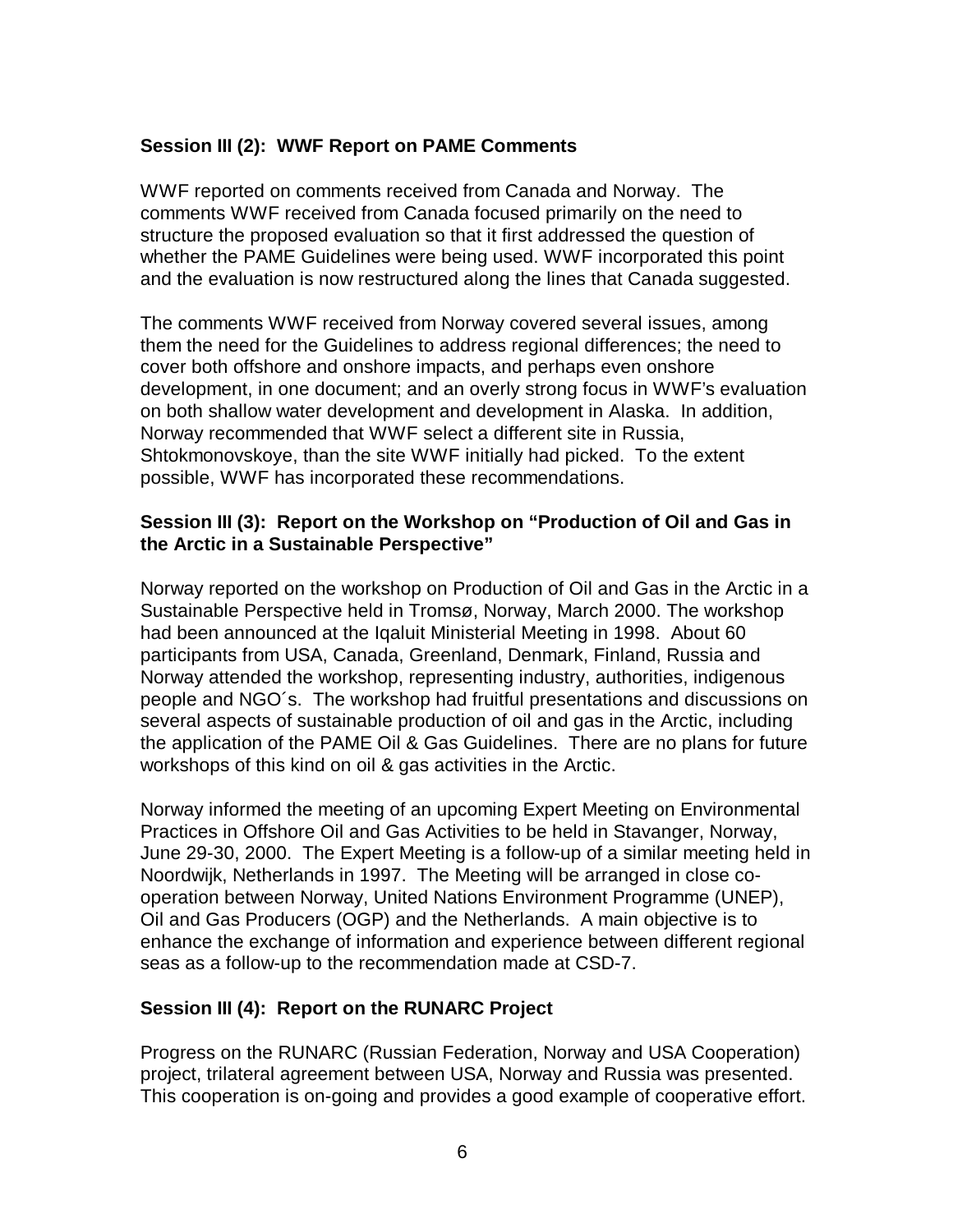### Session III (2): WWF Report on PAME Comments

WWF reported on comments received from Canada and Norway. The comments WWF received from Canada focused primarily on the need to structure the proposed evaluation so that it first addressed the question of whether the PAME Guidelines were being used. WWF incorporated this point and the evaluation is now restructured along the lines that Canada suggested.

The comments WWF received from Norway covered several issues, among them the need for the Guidelines to address regional differences; the need to cover both offshore and onshore impacts, and perhaps even onshore development, in one document; and an overly strong focus in WWF's evaluation on both shallow water development and development in Alaska. In addition, Norway recommended that WWF select a different site in Russia, Shtokmonovskoye, than the site WWF initially had picked. To the extent possible, WWF has incorporated these recommendations.

### Session III (3): Report on the Workshop on "Production of Oil and Gas in the Arctic in a Sustainable Perspective"

Norway reported on the workshop on Production of Oil and Gas in the Arctic in a Sustainable Perspective held in Tromsø, Norway, March 2000. The workshop had been announced at the Iqaluit Ministerial Meeting in 1998. About 60 participants from USA, Canada, Greenland, Denmark, Finland, Russia and Norway attended the workshop, representing industry, authorities, indigenous people and NGO´s. The workshop had fruitful presentations and discussions on several aspects of sustainable production of oil and gas in the Arctic, including the application of the PAME Oil & Gas Guidelines. There are no plans for future workshops of this kind on oil & gas activities in the Arctic.

Norway informed the meeting of an upcoming Expert Meeting on Environmental Practices in Offshore Oil and Gas Activities to be held in Stavanger, Norway, June 29-30, 2000. The Expert Meeting is a follow-up of a similar meeting held in Noordwijk, Netherlands in 1997. The Meeting will be arranged in close co-operation between Norway, United Nations Environment Programme (UNEP), Oil and Gas Producers (OGP) and the Netherlands. A main objective is to enhance the exchange of information and experience between different regional seas as a follow-up to the recommendation made at CSD-7.

### Session III (4): Report on the RUNARC Project

Progress on the RUNARC (Russian Federation, Norway and USA Cooperation) project, trilateral agreement between USA, Norway and Russia was presented. This cooperation is on-going and provides a good example of cooperative effort.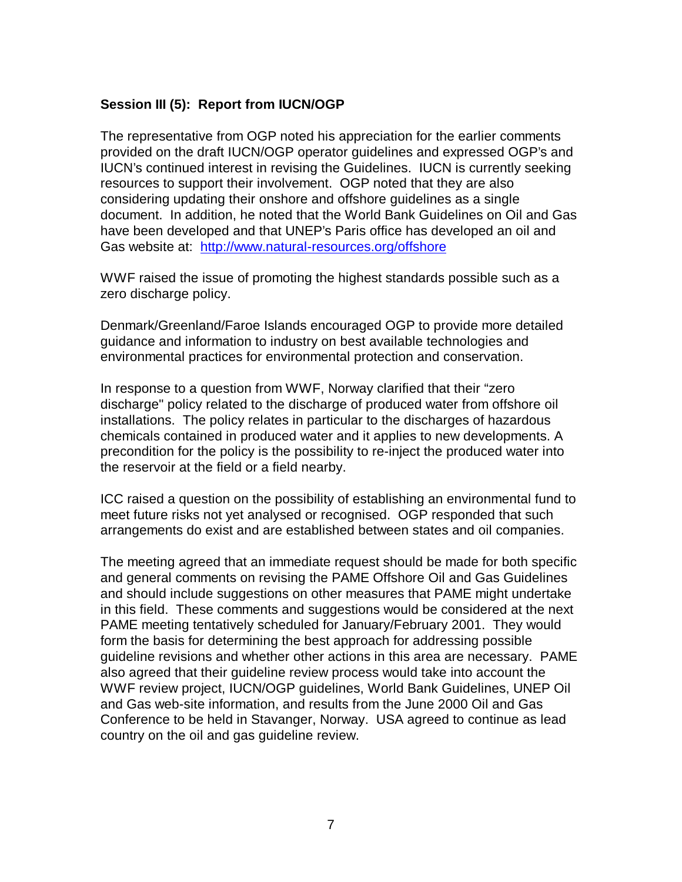**Session III (5): Report from IUCN/OGP**

The representative from OGP noted his appreciation for the earlier comments provided on the draft IUCN/OGP operator guidelines and expressed OGP's and IUCN's continued interest in revising the Guidelines. IUCN is currently seeking resources to support their involvement. OGP noted that they are also considering updating their onshore and offshore guidelines as a single document. In addition, he noted that the World Bank Guidelines on Oil and Gas have been developed and that UNEP's Paris office has developed an oil and Gas website at: http://www.natural-resources.org/offshore

WWF raised the issue of promoting the highest standards possible such as a zero discharge policy.

Denmark/Greenland/Faroe Islands encouraged OGP to provide more detailed guidance and information to industry on best available technologies and environmental practices for environmental protection and conservation.

In response to a question from WWF, Norway clarified that their "zero discharge" policy related to the discharge of produced water from offshore oil installations. The policy relates in particular to the discharges of hazardous chemicals contained in produced water and it applies to new developments. A precondition for the policy is the possibility to re-inject the produced water into the reservoir at the field or a field nearby.

ICC raised a question on the possibility of establishing an environmental fund to meet future risks not yet analysed or recognised. OGP responded that such arrangements do exist and are established between states and oil companies.

The meeting agreed that an immediate request should be made for both specific and general comments on revising the PAME Offshore Oil and Gas Guidelines and should include suggestions on other measures that PAME might undertake in this field. These comments and suggestions would be considered at the next PAME meeting tentatively scheduled for January/February 2001. They would form the basis for determining the best approach for addressing possible guideline revisions and whether other actions in this area are necessary. PAME also agreed that their guideline review process would take into account the WWF review project, IUCN/OGP guidelines, World Bank Guidelines, UNEP Oil and Gas web-site information, and results from the June 2000 Oil and Gas Conference to be held in Stavanger, Norway. USA agreed to continue as lead country on the oil and gas guideline review.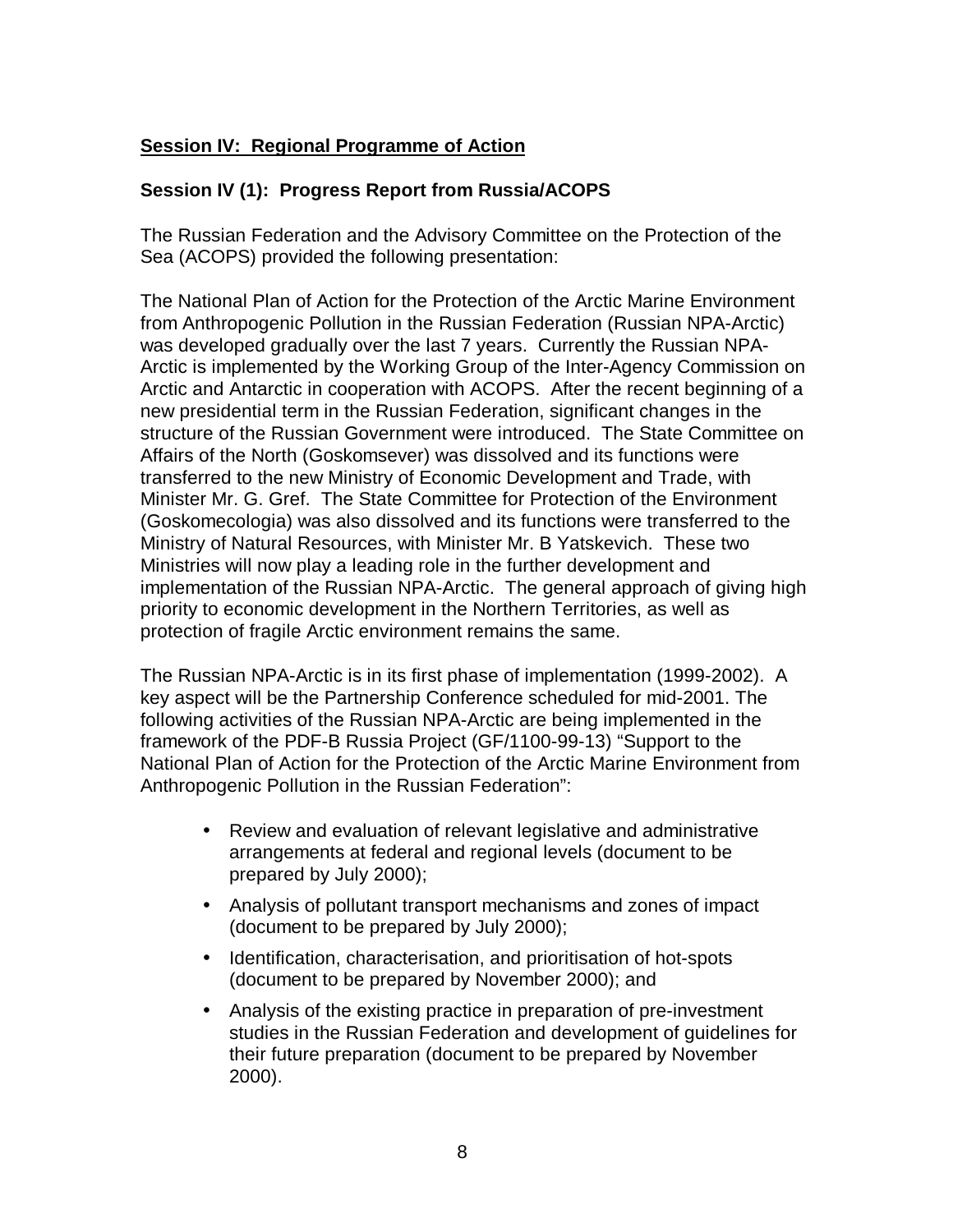## Session IV: Regional Programme of Action

### Session IV (1): Progress Report from Russia/ACOPS

The Russian Federation and the Advisory Committee on the Protection of the Sea (ACOPS) provided the following presentation:

The National Plan of Action for the Protection of the Arctic Marine Environment from Anthropogenic Pollution in the Russian Federation (Russian NPA-Arctic) was developed gradually over the last 7 years. Currently the Russian NPA-Arctic is implemented by the Working Group of the Inter-Agency Commission on Arctic and Antarctic in cooperation with ACOPS. After the recent beginning of a new presidential term in the Russian Federation, significant changes in the structure of the Russian Government were introduced. The State Committee on Affairs of the North (Goskomsever) was dissolved and its functions were transferred to the new Ministry of Economic Development and Trade, with Minister Mr. G. Gref. The State Committee for Protection of the Environment (Goskomecologia) was also dissolved and its functions were transferred to the Ministry of Natural Resources, with Minister Mr. B Yatskevich. These two Ministries will now play a leading role in the further development and implementation of the Russian NPA-Arctic. The general approach of giving high priority to economic development in the Northern Territories, as well as protection of fragile Arctic environment remains the same.

The Russian NPA-Arctic is in its first phase of implementation (1999-2002). A key aspect will be the Partnership Conference scheduled for mid-2001. The following activities of the Russian NPA-Arctic are being implemented in the framework of the PDF-B Russia Project (GF/1100-99-13) "Support to the National Plan of Action for the Protection of the Arctic Marine Environment from Anthropogenic Pollution in the Russian Federation":

- Review and evaluation of relevant legislative and administrative arrangements at federal and regional levels (document to be prepared by July 2000);
- Analysis of pollutant transport mechanisms and zones of impact (document to be prepared by July 2000);
- Identification, characterisation, and prioritisation of hot-spots (document to be prepared by November 2000); and
- Analysis of the existing practice in preparation of pre-investment studies in the Russian Federation and development of guidelines for their future preparation (document to be prepared by November 2000).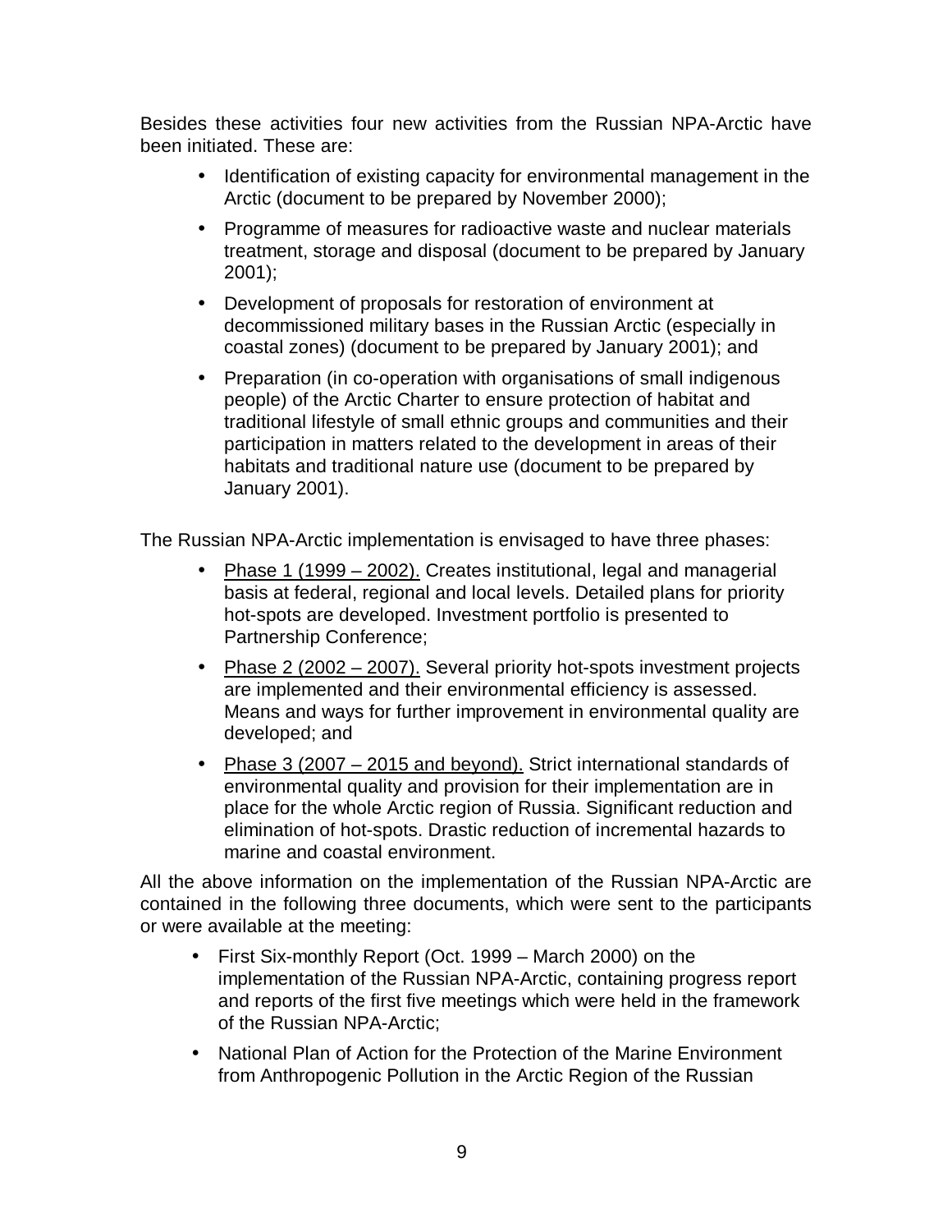Besides these activities four new activities from the Russian NPA-Arctic have been initiated. These are:

- Identification of existing capacity for environmental management in the Arctic (document to be prepared by November 2000);
- Programme of measures for radioactive waste and nuclear materials treatment, storage and disposal (document to be prepared by January 2001);
- Development of proposals for restoration of environment at decommissioned military bases in the Russian Arctic (especially in coastal zones) (document to be prepared by January 2001); and
- Preparation (in co-operation with organisations of small indigenous people) of the Arctic Charter to ensure protection of habitat and traditional lifestyle of small ethnic groups and communities and their participation in matters related to the development in areas of their habitats and traditional nature use (document to be prepared by January 2001).

The Russian NPA-Arctic implementation is envisaged to have three phases:

- Phase 1 (1999 – 2002). Creates institutional, legal and managerial basis at federal, regional and local levels. Detailed plans for priority hot-spots are developed. Investment portfolio is presented to Partnership Conference;
- Phase 2 (2002 – 2007). Several priority hot-spots investment projects are implemented and their environmental efficiency is assessed. Means and ways for further improvement in environmental quality are developed; and
- Phase 3 (2007 – 2015 and beyond). Strict international standards of environmental quality and provision for their implementation are in place for the whole Arctic region of Russia. Significant reduction and elimination of hot-spots. Drastic reduction of incremental hazards to marine and coastal environment.

All the above information on the implementation of the Russian NPA-Arctic are contained in the following three documents, which were sent to the participants or were available at the meeting:

- First Six-monthly Report (Oct. 1999 – March 2000) on the implementation of the Russian NPA-Arctic, containing progress report and reports of the first five meetings which were held in the framework of the Russian NPA-Arctic;
- National Plan of Action for the Protection of the Marine Environment from Anthropogenic Pollution in the Arctic Region of the Russian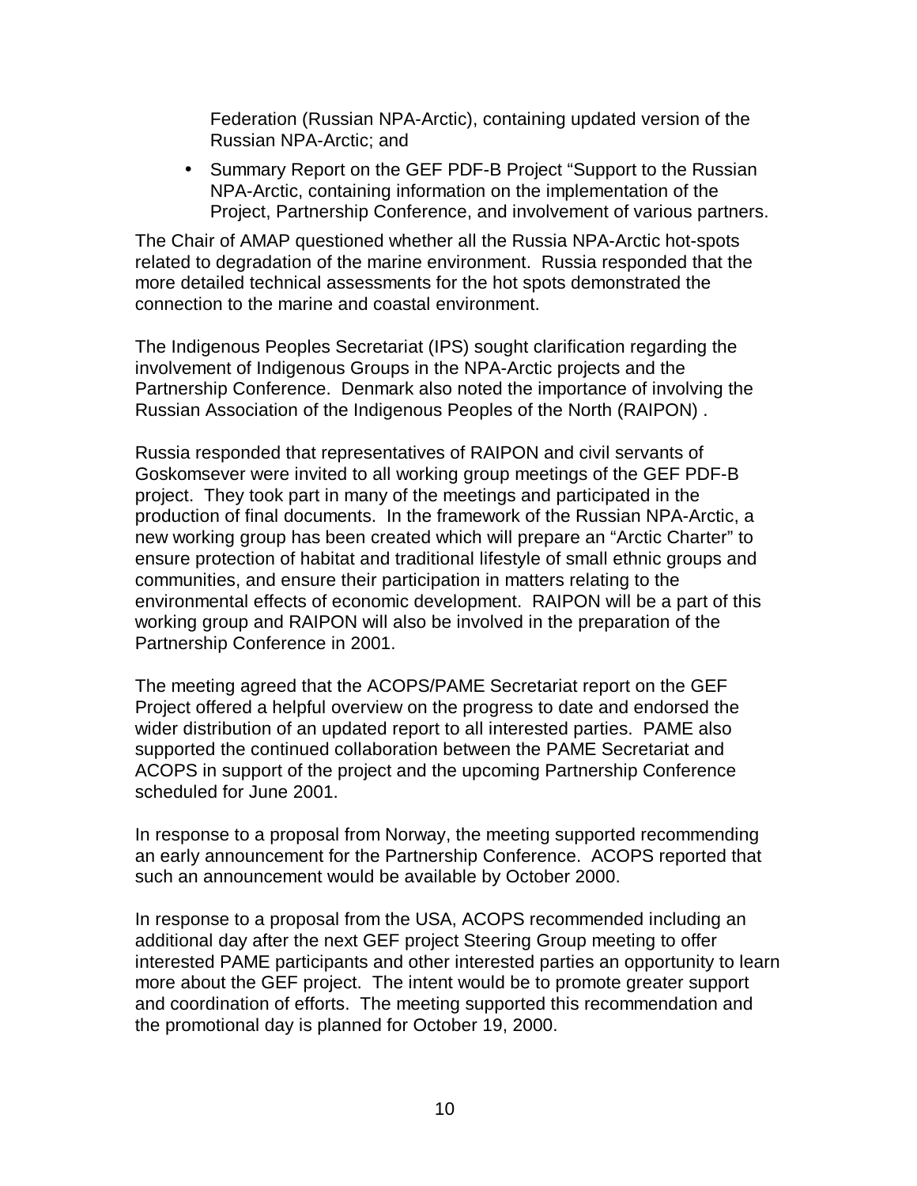Federation (Russian NPA-Arctic), containing updated version of the Russian NPA-Arctic; and

- Summary Report on the GEF PDF-B Project "Support to the Russian NPA-Arctic, containing information on the implementation of the Project, Partnership Conference, and involvement of various partners.

The Chair of AMAP questioned whether all the Russia NPA-Arctic hot-spots related to degradation of the marine environment. Russia responded that the more detailed technical assessments for the hot spots demonstrated the connection to the marine and coastal environment.

The Indigenous Peoples Secretariat (IPS) sought clarification regarding the involvement of Indigenous Groups in the NPA-Arctic projects and the Partnership Conference. Denmark also noted the importance of involving the Russian Association of the Indigenous Peoples of the North (RAIPON) .

Russia responded that representatives of RAIPON and civil servants of Goskomsever were invited to all working group meetings of the GEF PDF-B project. They took part in many of the meetings and participated in the production of final documents. In the framework of the Russian NPA-Arctic, a new working group has been created which will prepare an "Arctic Charter" to ensure protection of habitat and traditional lifestyle of small ethnic groups and communities, and ensure their participation in matters relating to the environmental effects of economic development. RAIPON will be a part of this working group and RAIPON will also be involved in the preparation of the Partnership Conference in 2001.

The meeting agreed that the ACOPS/PAME Secretariat report on the GEF Project offered a helpful overview on the progress to date and endorsed the wider distribution of an updated report to all interested parties. PAME also supported the continued collaboration between the PAME Secretariat and ACOPS in support of the project and the upcoming Partnership Conference scheduled for June 2001.

In response to a proposal from Norway, the meeting supported recommending an early announcement for the Partnership Conference. ACOPS reported that such an announcement would be available by October 2000.

In response to a proposal from the USA, ACOPS recommended including an additional day after the next GEF project Steering Group meeting to offer interested PAME participants and other interested parties an opportunity to learn more about the GEF project. The intent would be to promote greater support and coordination of efforts. The meeting supported this recommendation and the promotional day is planned for October 19, 2000.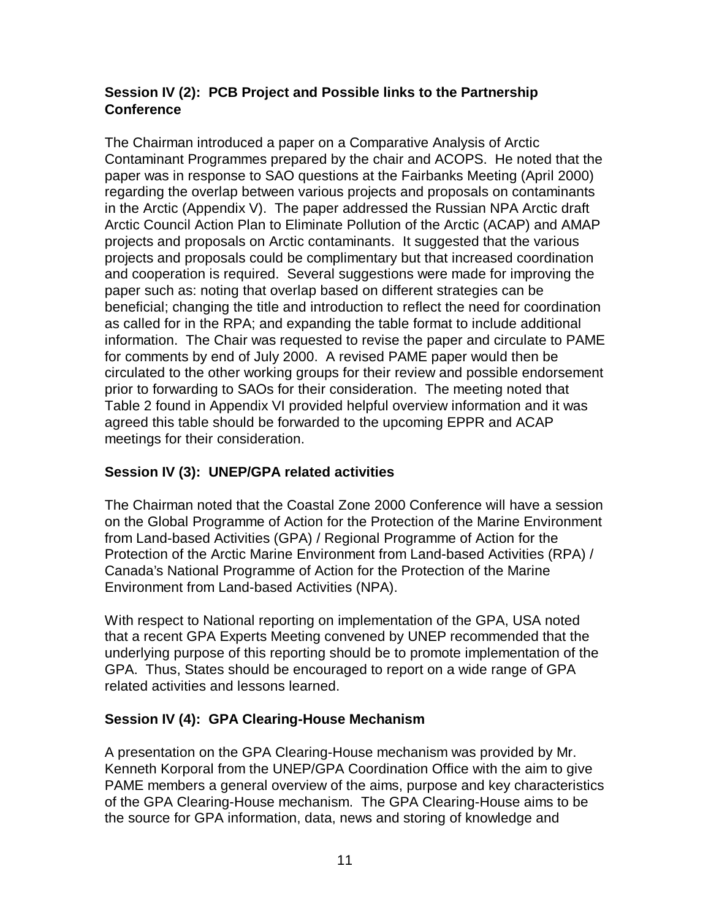### Session IV (2): PCB Project and Possible links to the Partnership Conference

The Chairman introduced a paper on a Comparative Analysis of Arctic Contaminant Programmes prepared by the chair and ACOPS. He noted that the paper was in response to SAO questions at the Fairbanks Meeting (April 2000) regarding the overlap between various projects and proposals on contaminants in the Arctic (Appendix V). The paper addressed the Russian NPA Arctic draft Arctic Council Action Plan to Eliminate Pollution of the Arctic (ACAP) and AMAP projects and proposals on Arctic contaminants. It suggested that the various projects and proposals could be complimentary but that increased coordination and cooperation is required. Several suggestions were made for improving the paper such as: noting that overlap based on different strategies can be beneficial; changing the title and introduction to reflect the need for coordination as called for in the RPA; and expanding the table format to include additional information. The Chair was requested to revise the paper and circulate to PAME for comments by end of July 2000. A revised PAME paper would then be circulated to the other working groups for their review and possible endorsement prior to forwarding to SAOs for their consideration. The meeting noted that Table 2 found in Appendix VI provided helpful overview information and it was agreed this table should be forwarded to the upcoming EPPR and ACAP meetings for their consideration.

### Session IV (3): UNEP/GPA related activities

The Chairman noted that the Coastal Zone 2000 Conference will have a session on the Global Programme of Action for the Protection of the Marine Environment from Land-based Activities (GPA) / Regional Programme of Action for the Protection of the Arctic Marine Environment from Land-based Activities (RPA) / Canada's National Programme of Action for the Protection of the Marine Environment from Land-based Activities (NPA).

With respect to National reporting on implementation of the GPA, USA noted that a recent GPA Experts Meeting convened by UNEP recommended that the underlying purpose of this reporting should be to promote implementation of the GPA. Thus, States should be encouraged to report on a wide range of GPA related activities and lessons learned.

### Session IV (4): GPA Clearing-House Mechanism

A presentation on the GPA Clearing-House mechanism was provided by Mr. Kenneth Korporal from the UNEP/GPA Coordination Office with the aim to give PAME members a general overview of the aims, purpose and key characteristics of the GPA Clearing-House mechanism. The GPA Clearing-House aims to be the source for GPA information, data, news and storing of knowledge and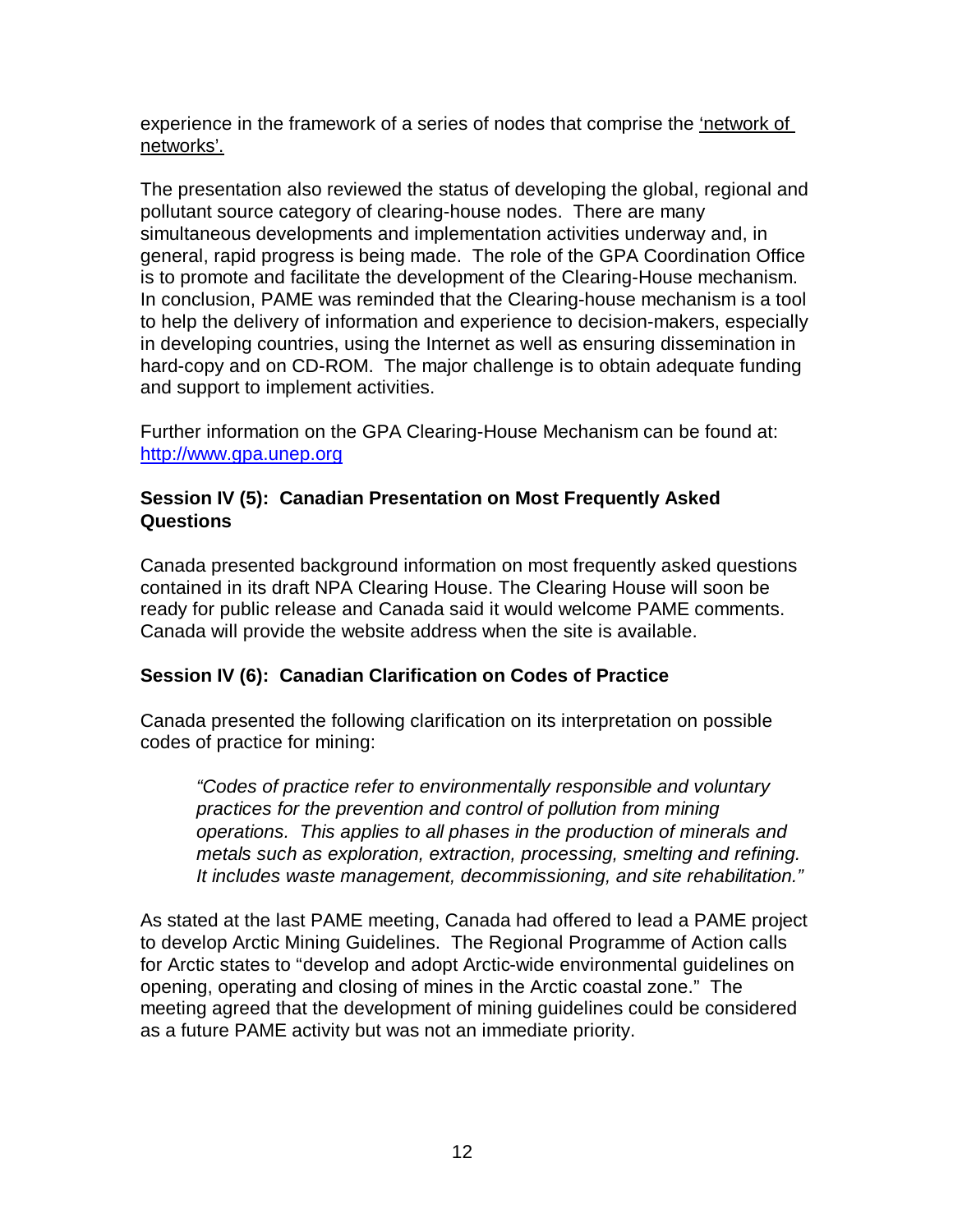experience in the framework of a series of nodes that comprise the 'network of networks'.

The presentation also reviewed the status of developing the global, regional and pollutant source category of clearing-house nodes. There are many simultaneous developments and implementation activities underway and, in general, rapid progress is being made. The role of the GPA Coordination Office is to promote and facilitate the development of the Clearing-House mechanism. In conclusion, PAME was reminded that the Clearing-house mechanism is a tool to help the delivery of information and experience to decision-makers, especially in developing countries, using the Internet as well as ensuring dissemination in hard-copy and on CD-ROM. The major challenge is to obtain adequate funding and support to implement activities.

Further information on the GPA Clearing-House Mechanism can be found at: http://www.gpa.unep.org

### Session IV (5): Canadian Presentation on Most Frequently Asked Questions

Canada presented background information on most frequently asked questions contained in its draft NPA Clearing House. The Clearing House will soon be ready for public release and Canada said it would welcome PAME comments. Canada will provide the website address when the site is available.

### Session IV (6): Canadian Clarification on Codes of Practice

Canada presented the following clarification on its interpretation on possible codes of practice for mining:

> *"Codes of practice refer to environmentally responsible and voluntary practices for the prevention and control of pollution from mining operations. This applies to all phases in the production of minerals and metals such as exploration, extraction, processing, smelting and refining. It includes waste management, decommissioning, and site rehabilitation."*

As stated at the last PAME meeting, Canada had offered to lead a PAME project to develop Arctic Mining Guidelines. The Regional Programme of Action calls for Arctic states to "develop and adopt Arctic-wide environmental guidelines on opening, operating and closing of mines in the Arctic coastal zone." The meeting agreed that the development of mining guidelines could be considered as a future PAME activity but was not an immediate priority.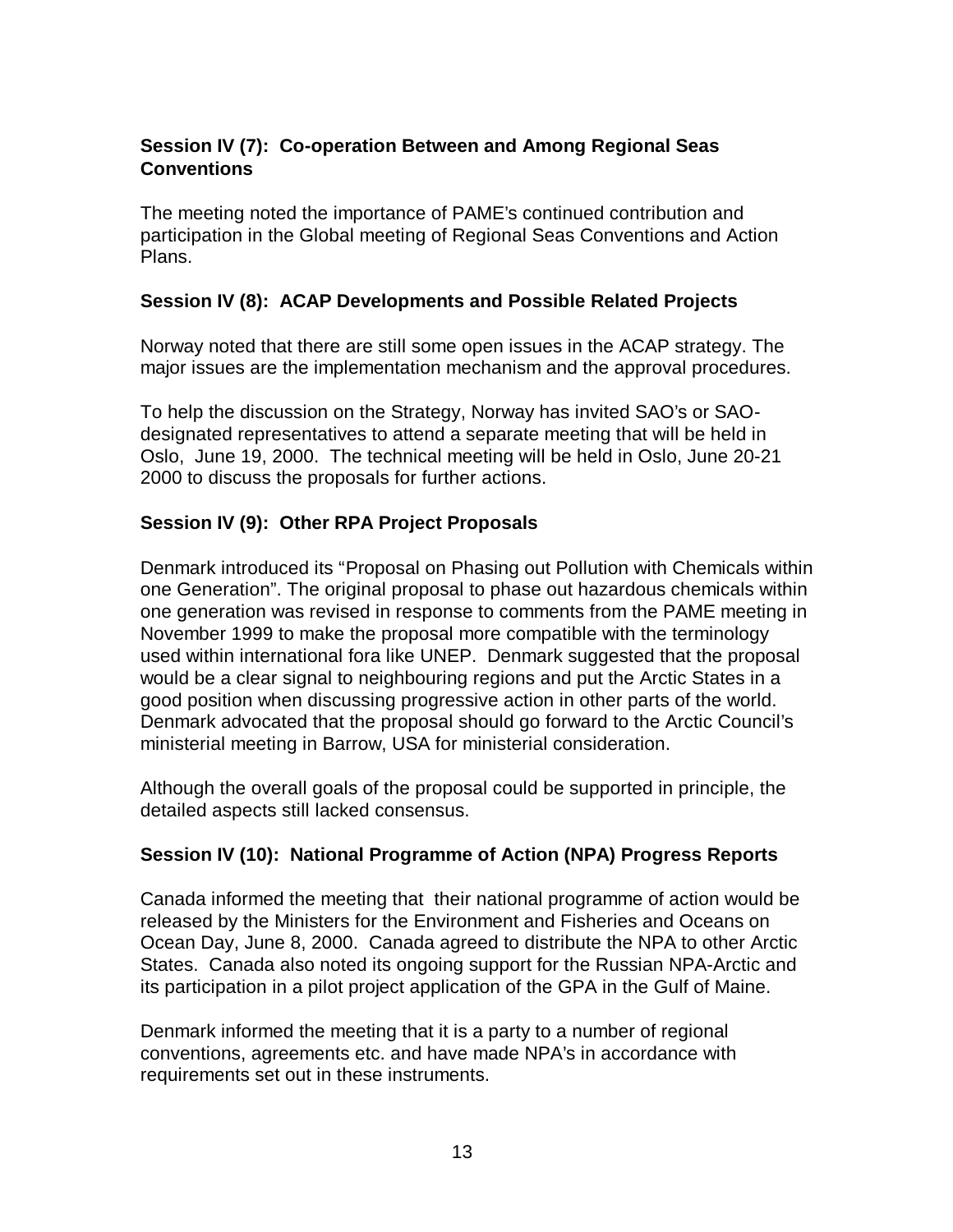**Session IV (7): Co-operation Between and Among Regional Seas Conventions**

The meeting noted the importance of PAME's continued contribution and participation in the Global meeting of Regional Seas Conventions and Action Plans.

**Session IV (8): ACAP Developments and Possible Related Projects**

Norway noted that there are still some open issues in the ACAP strategy. The major issues are the implementation mechanism and the approval procedures.

To help the discussion on the Strategy, Norway has invited SAO's or SAO-designated representatives to attend a separate meeting that will be held in Oslo, June 19, 2000. The technical meeting will be held in Oslo, June 20-21 2000 to discuss the proposals for further actions.

**Session IV (9): Other RPA Project Proposals**

Denmark introduced its "Proposal on Phasing out Pollution with Chemicals within one Generation". The original proposal to phase out hazardous chemicals within one generation was revised in response to comments from the PAME meeting in November 1999 to make the proposal more compatible with the terminology used within international fora like UNEP. Denmark suggested that the proposal would be a clear signal to neighbouring regions and put the Arctic States in a good position when discussing progressive action in other parts of the world. Denmark advocated that the proposal should go forward to the Arctic Council's ministerial meeting in Barrow, USA for ministerial consideration.

Although the overall goals of the proposal could be supported in principle, the detailed aspects still lacked consensus.

**Session IV (10): National Programme of Action (NPA) Progress Reports**

Canada informed the meeting that their national programme of action would be released by the Ministers for the Environment and Fisheries and Oceans on Ocean Day, June 8, 2000. Canada agreed to distribute the NPA to other Arctic States. Canada also noted its ongoing support for the Russian NPA-Arctic and its participation in a pilot project application of the GPA in the Gulf of Maine.

Denmark informed the meeting that it is a party to a number of regional conventions, agreements etc. and have made NPA's in accordance with requirements set out in these instruments.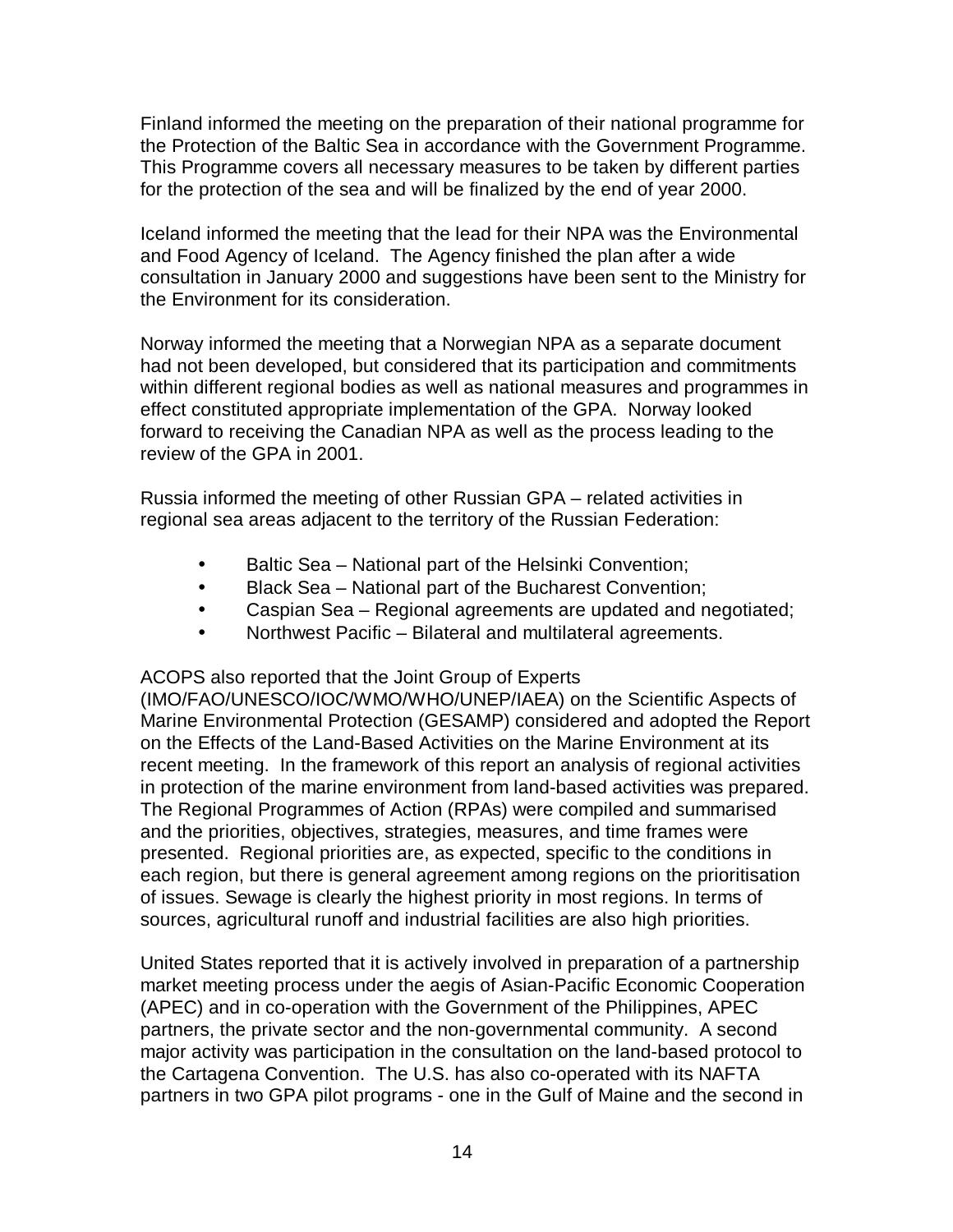Finland informed the meeting on the preparation of their national programme for the Protection of the Baltic Sea in accordance with the Government Programme. This Programme covers all necessary measures to be taken by different parties for the protection of the sea and will be finalized by the end of year 2000.

Iceland informed the meeting that the lead for their NPA was the Environmental and Food Agency of Iceland. The Agency finished the plan after a wide consultation in January 2000 and suggestions have been sent to the Ministry for the Environment for its consideration.

Norway informed the meeting that a Norwegian NPA as a separate document had not been developed, but considered that its participation and commitments within different regional bodies as well as national measures and programmes in effect constituted appropriate implementation of the GPA. Norway looked forward to receiving the Canadian NPA as well as the process leading to the review of the GPA in 2001.

Russia informed the meeting of other Russian GPA – related activities in regional sea areas adjacent to the territory of the Russian Federation:

- Baltic Sea – National part of the Helsinki Convention;
- Black Sea – National part of the Bucharest Convention;
- Caspian Sea – Regional agreements are updated and negotiated;
- Northwest Pacific – Bilateral and multilateral agreements.

ACOPS also reported that the Joint Group of Experts (IMO/FAO/UNESCO/IOC/WMO/WHO/UNEP/IAEA) on the Scientific Aspects of Marine Environmental Protection (GESAMP) considered and adopted the Report on the Effects of the Land-Based Activities on the Marine Environment at its recent meeting. In the framework of this report an analysis of regional activities in protection of the marine environment from land-based activities was prepared. The Regional Programmes of Action (RPAs) were compiled and summarised and the priorities, objectives, strategies, measures, and time frames were presented. Regional priorities are, as expected, specific to the conditions in each region, but there is general agreement among regions on the prioritisation of issues. Sewage is clearly the highest priority in most regions. In terms of sources, agricultural runoff and industrial facilities are also high priorities.

United States reported that it is actively involved in preparation of a partnership market meeting process under the aegis of Asian-Pacific Economic Cooperation (APEC) and in co-operation with the Government of the Philippines, APEC partners, the private sector and the non-governmental community. A second major activity was participation in the consultation on the land-based protocol to the Cartagena Convention. The U.S. has also co-operated with its NAFTA partners in two GPA pilot programs - one in the Gulf of Maine and the second in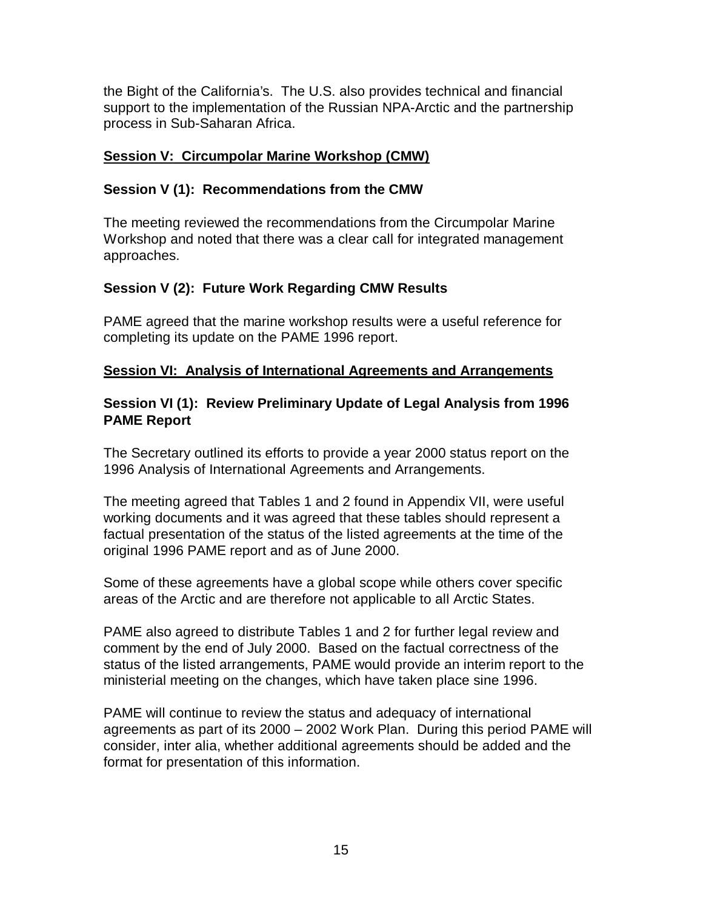the Bight of the California's. The U.S. also provides technical and financial support to the implementation of the Russian NPA-Arctic and the partnership process in Sub-Saharan Africa.

## Session V: Circumpolar Marine Workshop (CMW)

### Session V (1): Recommendations from the CMW

The meeting reviewed the recommendations from the Circumpolar Marine Workshop and noted that there was a clear call for integrated management approaches.

### Session V (2): Future Work Regarding CMW Results

PAME agreed that the marine workshop results were a useful reference for completing its update on the PAME 1996 report.

## Session VI: Analysis of International Agreements and Arrangements

### Session VI (1): Review Preliminary Update of Legal Analysis from 1996 PAME Report

The Secretary outlined its efforts to provide a year 2000 status report on the 1996 Analysis of International Agreements and Arrangements.

The meeting agreed that Tables 1 and 2 found in Appendix VII, were useful working documents and it was agreed that these tables should represent a factual presentation of the status of the listed agreements at the time of the original 1996 PAME report and as of June 2000.

Some of these agreements have a global scope while others cover specific areas of the Arctic and are therefore not applicable to all Arctic States.

PAME also agreed to distribute Tables 1 and 2 for further legal review and comment by the end of July 2000. Based on the factual correctness of the status of the listed arrangements, PAME would provide an interim report to the ministerial meeting on the changes, which have taken place sine 1996.

PAME will continue to review the status and adequacy of international agreements as part of its 2000 – 2002 Work Plan. During this period PAME will consider, inter alia, whether additional agreements should be added and the format for presentation of this information.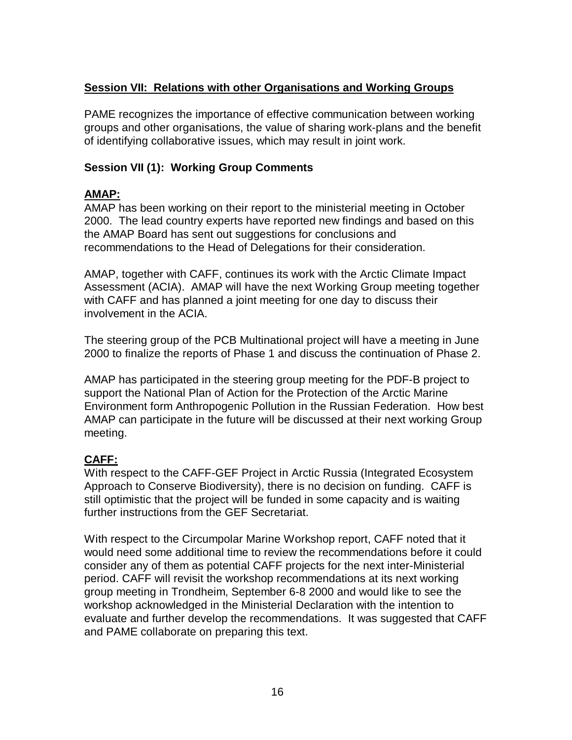## Session VII: Relations with other Organisations and Working Groups

PAME recognizes the importance of effective communication between working groups and other organisations, the value of sharing work-plans and the benefit of identifying collaborative issues, which may result in joint work.

### Session VII (1): Working Group Comments

**AMAP:**

AMAP has been working on their report to the ministerial meeting in October 2000. The lead country experts have reported new findings and based on this the AMAP Board has sent out suggestions for conclusions and recommendations to the Head of Delegations for their consideration.

AMAP, together with CAFF, continues its work with the Arctic Climate Impact Assessment (ACIA). AMAP will have the next Working Group meeting together with CAFF and has planned a joint meeting for one day to discuss their involvement in the ACIA.

The steering group of the PCB Multinational project will have a meeting in June 2000 to finalize the reports of Phase 1 and discuss the continuation of Phase 2.

AMAP has participated in the steering group meeting for the PDF-B project to support the National Plan of Action for the Protection of the Arctic Marine Environment form Anthropogenic Pollution in the Russian Federation. How best AMAP can participate in the future will be discussed at their next working Group meeting.

**CAFF:**

With respect to the CAFF-GEF Project in Arctic Russia (Integrated Ecosystem Approach to Conserve Biodiversity), there is no decision on funding. CAFF is still optimistic that the project will be funded in some capacity and is waiting further instructions from the GEF Secretariat.

With respect to the Circumpolar Marine Workshop report, CAFF noted that it would need some additional time to review the recommendations before it could consider any of them as potential CAFF projects for the next inter-Ministerial period. CAFF will revisit the workshop recommendations at its next working group meeting in Trondheim, September 6-8 2000 and would like to see the workshop acknowledged in the Ministerial Declaration with the intention to evaluate and further develop the recommendations. It was suggested that CAFF and PAME collaborate on preparing this text.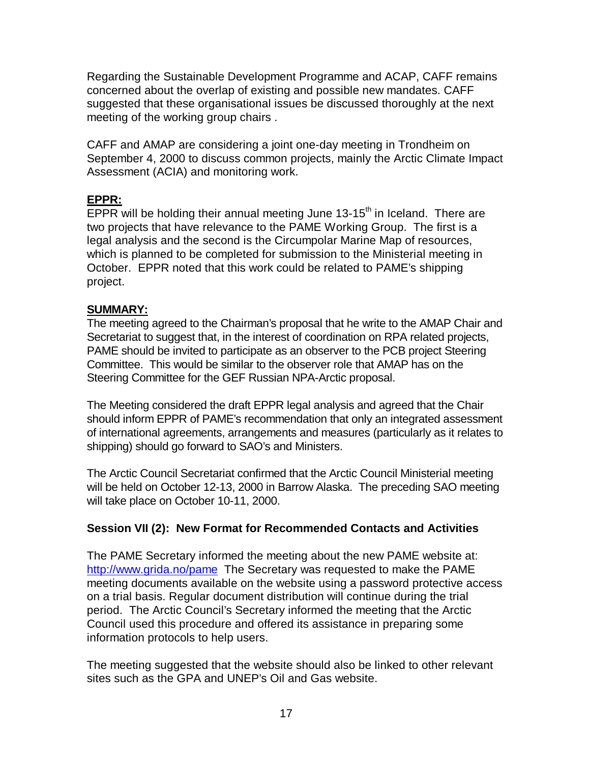Regarding the Sustainable Development Programme and ACAP, CAFF remains concerned about the overlap of existing and possible new mandates. CAFF suggested that these organisational issues be discussed thoroughly at the next meeting of the working group chairs .

CAFF and AMAP are considering a joint one-day meeting in Trondheim on September 4, 2000 to discuss common projects, mainly the Arctic Climate Impact Assessment (ACIA) and monitoring work.

**EPPR:**

EPPR will be holding their annual meeting June 13-15th in Iceland. There are two projects that have relevance to the PAME Working Group. The first is a legal analysis and the second is the Circumpolar Marine Map of resources, which is planned to be completed for submission to the Ministerial meeting in October. EPPR noted that this work could be related to PAME's shipping project.

**SUMMARY:**

The meeting agreed to the Chairman's proposal that he write to the AMAP Chair and Secretariat to suggest that, in the interest of coordination on RPA related projects, PAME should be invited to participate as an observer to the PCB project Steering Committee. This would be similar to the observer role that AMAP has on the Steering Committee for the GEF Russian NPA-Arctic proposal.

The Meeting considered the draft EPPR legal analysis and agreed that the Chair should inform EPPR of PAME's recommendation that only an integrated assessment of international agreements, arrangements and measures (particularly as it relates to shipping) should go forward to SAO's and Ministers.

The Arctic Council Secretariat confirmed that the Arctic Council Ministerial meeting will be held on October 12-13, 2000 in Barrow Alaska. The preceding SAO meeting will take place on October 10-11, 2000.

### Session VII (2): New Format for Recommended Contacts and Activities

The PAME Secretary informed the meeting about the new PAME website at: http://www.grida.no/pame The Secretary was requested to make the PAME meeting documents available on the website using a password protective access on a trial basis. Regular document distribution will continue during the trial period. The Arctic Council's Secretary informed the meeting that the Arctic Council used this procedure and offered its assistance in preparing some information protocols to help users.

The meeting suggested that the website should also be linked to other relevant sites such as the GPA and UNEP's Oil and Gas website.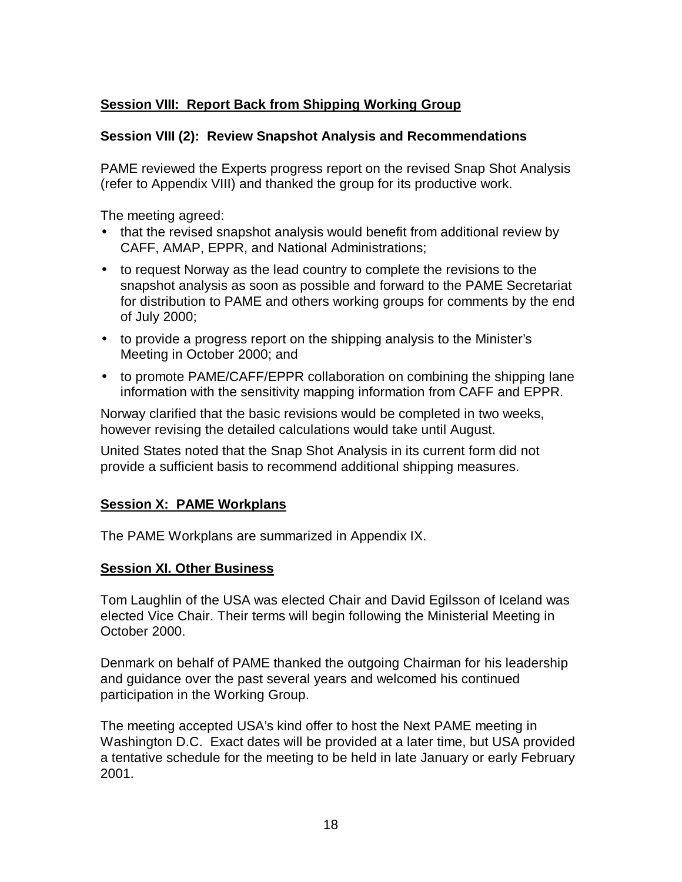## **Session VIII: Report Back from Shipping Working Group**

### Session VIII (2): Review Snapshot Analysis and Recommendations

PAME reviewed the Experts progress report on the revised Snap Shot Analysis (refer to Appendix VIII) and thanked the group for its productive work.

The meeting agreed:

- that the revised snapshot analysis would benefit from additional review by CAFF, AMAP, EPPR, and National Administrations;
- to request Norway as the lead country to complete the revisions to the snapshot analysis as soon as possible and forward to the PAME Secretariat for distribution to PAME and others working groups for comments by the end of July 2000;
- to provide a progress report on the shipping analysis to the Minister's Meeting in October 2000; and
- to promote PAME/CAFF/EPPR collaboration on combining the shipping lane information with the sensitivity mapping information from CAFF and EPPR.

Norway clarified that the basic revisions would be completed in two weeks, however revising the detailed calculations would take until August.

United States noted that the Snap Shot Analysis in its current form did not provide a sufficient basis to recommend additional shipping measures.

## **Session X: PAME Workplans**

The PAME Workplans are summarized in Appendix IX.

## **Session XI. Other Business**

Tom Laughlin of the USA was elected Chair and David Egilsson of Iceland was elected Vice Chair. Their terms will begin following the Ministerial Meeting in October 2000.

Denmark on behalf of PAME thanked the outgoing Chairman for his leadership and guidance over the past several years and welcomed his continued participation in the Working Group.

The meeting accepted USA's kind offer to host the Next PAME meeting in Washington D.C. Exact dates will be provided at a later time, but USA provided a tentative schedule for the meeting to be held in late January or early February 2001.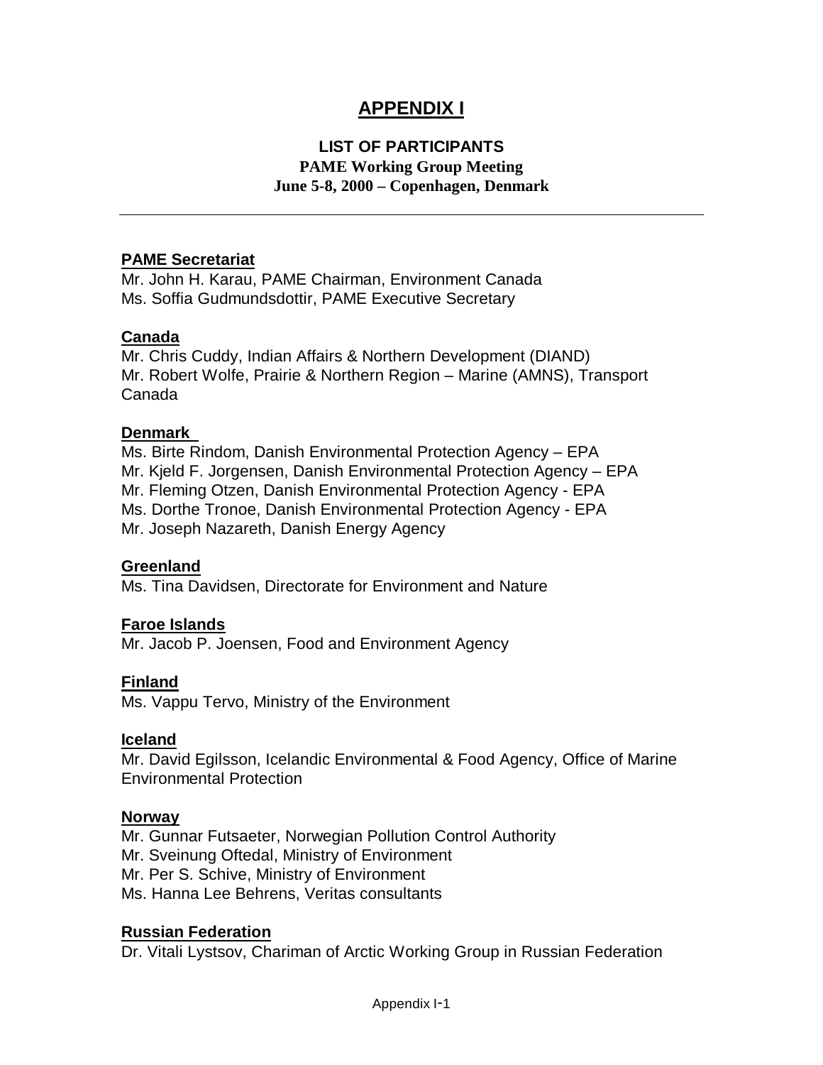# APPENDIX I

## LIST OF PARTICIPANTS

**PAME Working Group Meeting**
**June 5-8, 2000 – Copenhagen, Denmark**

---

**PAME Secretariat**

Mr. John H. Karau, PAME Chairman, Environment Canada
Ms. Soffia Gudmundsdottir, PAME Executive Secretary

**Canada**

Mr. Chris Cuddy, Indian Affairs & Northern Development (DIAND)
Mr. Robert Wolfe, Prairie & Northern Region – Marine (AMNS), Transport Canada

**Denmark**

Ms. Birte Rindom, Danish Environmental Protection Agency – EPA
Mr. Kjeld F. Jorgensen, Danish Environmental Protection Agency – EPA
Mr. Fleming Otzen, Danish Environmental Protection Agency - EPA
Ms. Dorthe Tronoe, Danish Environmental Protection Agency - EPA
Mr. Joseph Nazareth, Danish Energy Agency

**Greenland**

Ms. Tina Davidsen, Directorate for Environment and Nature

**Faroe Islands**

Mr. Jacob P. Joensen, Food and Environment Agency

**Finland**

Ms. Vappu Tervo, Ministry of the Environment

**Iceland**

Mr. David Egilsson, Icelandic Environmental & Food Agency, Office of Marine Environmental Protection

**Norway**

Mr. Gunnar Futsaeter, Norwegian Pollution Control Authority
Mr. Sveinung Oftedal, Ministry of Environment
Mr. Per S. Schive, Ministry of Environment
Ms. Hanna Lee Behrens, Veritas consultants

**Russian Federation**

Dr. Vitali Lystsov, Chariman of Arctic Working Group in Russian Federation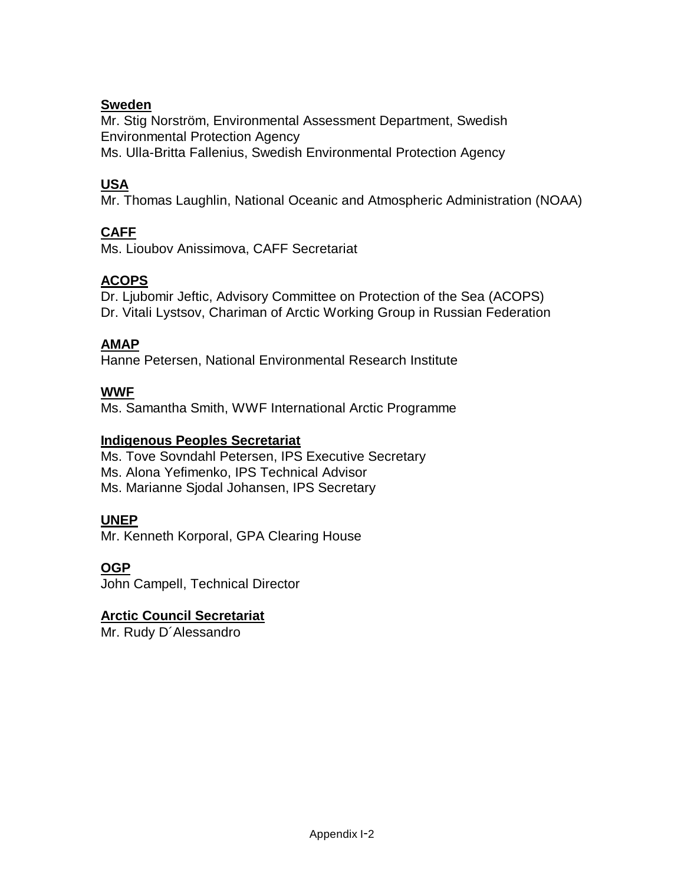**Sweden**
Mr. Stig Norström, Environmental Assessment Department, Swedish Environmental Protection Agency
Ms. Ulla-Britta Fallenius, Swedish Environmental Protection Agency

**USA**
Mr. Thomas Laughlin, National Oceanic and Atmospheric Administration (NOAA)

**CAFF**
Ms. Lioubov Anissimova, CAFF Secretariat

**ACOPS**
Dr. Ljubomir Jeftic, Advisory Committee on Protection of the Sea (ACOPS)
Dr. Vitali Lystsov, Chariman of Arctic Working Group in Russian Federation

**AMAP**
Hanne Petersen, National Environmental Research Institute

**WWF**
Ms. Samantha Smith, WWF International Arctic Programme

**Indigenous Peoples Secretariat**
Ms. Tove Sovndahl Petersen, IPS Executive Secretary
Ms. Alona Yefimenko, IPS Technical Advisor
Ms. Marianne Sjodal Johansen, IPS Secretary

**UNEP**
Mr. Kenneth Korporal, GPA Clearing House

**OGP**
John Campell, Technical Director

**Arctic Council Secretariat**
Mr. Rudy D´Alessandro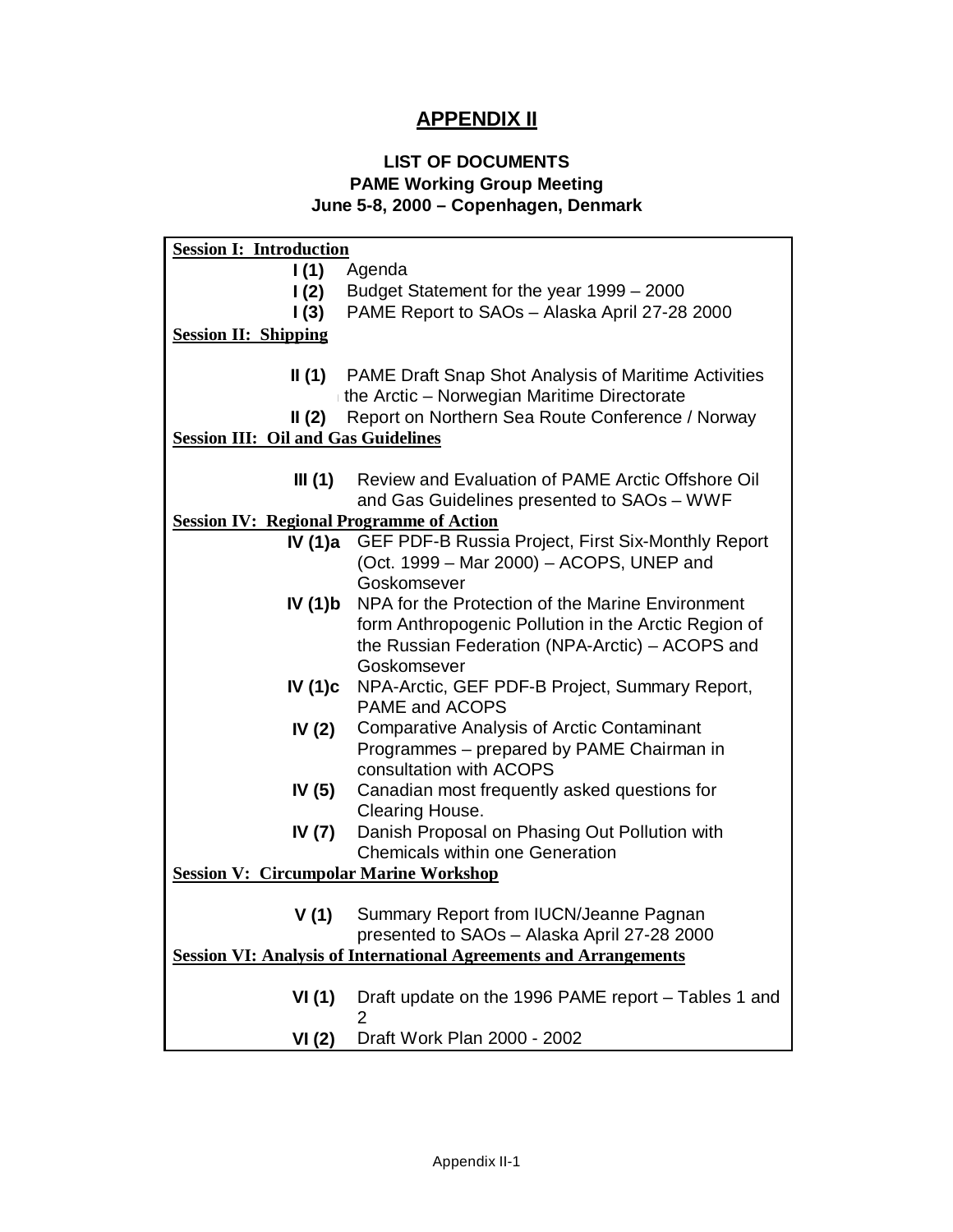# APPENDIX II

### LIST OF DOCUMENTS
### PAME Working Group Meeting
### June 5-8, 2000 – Copenhagen, Denmark

| | |
|---|---|
| **Session I: Introduction** | |
| **I (1)** | Agenda |
| **I (2)** | Budget Statement for the year 1999 – 2000 |
| **I (3)** | PAME Report to SAOs – Alaska April 27-28 2000 |
| **Session II: Shipping** | |
| **II (1)** | PAME Draft Snap Shot Analysis of Maritime Activities the Arctic – Norwegian Maritime Directorate |
| **II (2)** | Report on Northern Sea Route Conference / Norway |
| **Session III: Oil and Gas Guidelines** | |
| **III (1)** | Review and Evaluation of PAME Arctic Offshore Oil and Gas Guidelines presented to SAOs – WWF |
| **Session IV: Regional Programme of Action** | |
| **IV (1)a** | GEF PDF-B Russia Project, First Six-Monthly Report (Oct. 1999 – Mar 2000) – ACOPS, UNEP and Goskomsever |
| **IV (1)b** | NPA for the Protection of the Marine Environment form Anthropogenic Pollution in the Arctic Region of the Russian Federation (NPA-Arctic) – ACOPS and Goskomsever |
| **IV (1)c** | NPA-Arctic, GEF PDF-B Project, Summary Report, PAME and ACOPS |
| **IV (2)** | Comparative Analysis of Arctic Contaminant Programmes – prepared by PAME Chairman in consultation with ACOPS |
| **IV (5)** | Canadian most frequently asked questions for Clearing House. |
| **IV (7)** | Danish Proposal on Phasing Out Pollution with Chemicals within one Generation |
| **Session V: Circumpolar Marine Workshop** | |
| **V (1)** | Summary Report from IUCN/Jeanne Pagnan presented to SAOs – Alaska April 27-28 2000 |
| **Session VI: Analysis of International Agreements and Arrangements** | |
| **VI (1)** | Draft update on the 1996 PAME report – Tables 1 and 2 |
| **VI (2)** | Draft Work Plan 2000 - 2002 |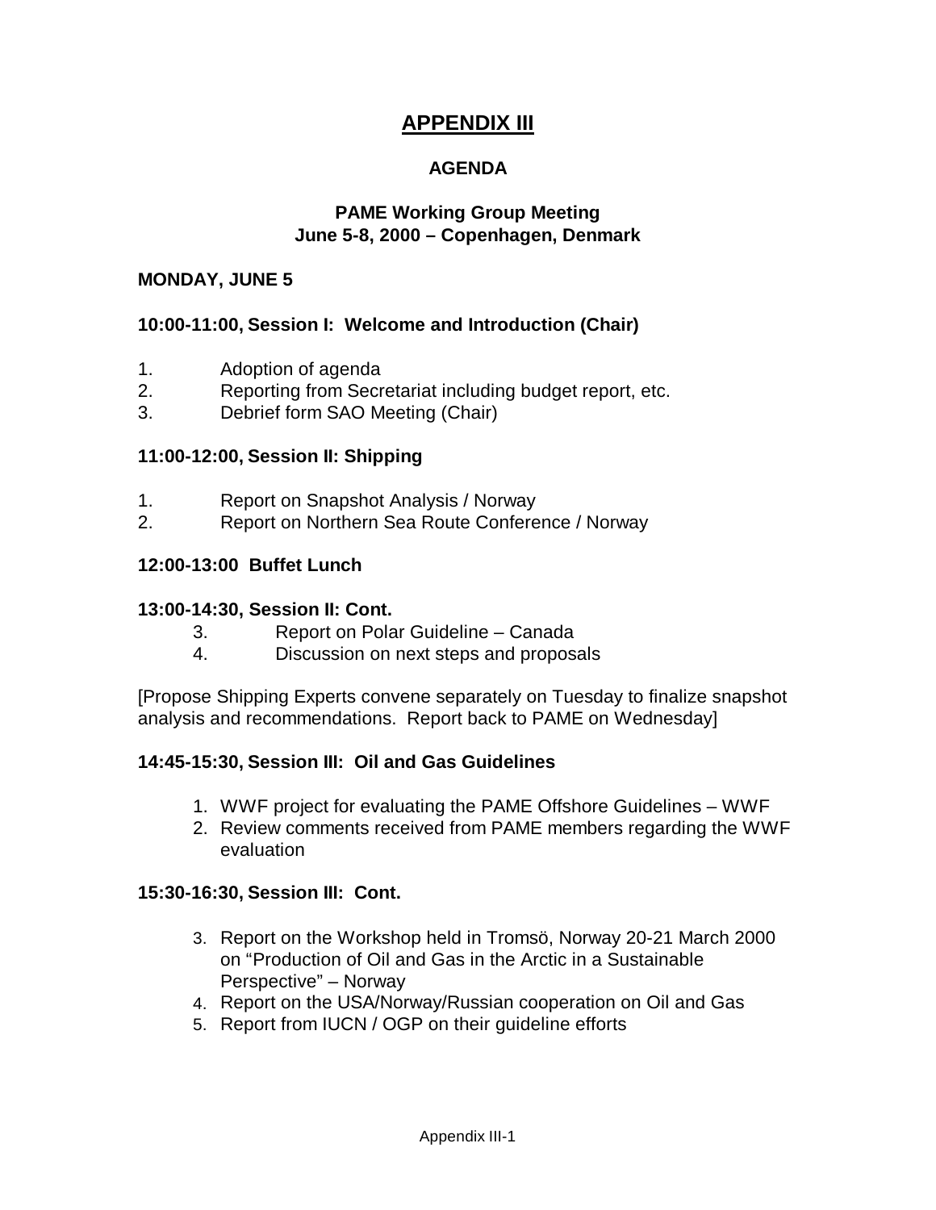# APPENDIX III

## AGENDA

### PAME Working Group Meeting
### June 5-8, 2000 – Copenhagen, Denmark

**MONDAY, JUNE 5**

**10:00-11:00, Session I: Welcome and Introduction (Chair)**

1. Adoption of agenda
2. Reporting from Secretariat including budget report, etc.
3. Debrief form SAO Meeting (Chair)

**11:00-12:00, Session II: Shipping**

1. Report on Snapshot Analysis / Norway
2. Report on Northern Sea Route Conference / Norway

**12:00-13:00 Buffet Lunch**

**13:00-14:30, Session II: Cont.**

3. Report on Polar Guideline – Canada
4. Discussion on next steps and proposals

[Propose Shipping Experts convene separately on Tuesday to finalize snapshot analysis and recommendations. Report back to PAME on Wednesday]

**14:45-15:30, Session III: Oil and Gas Guidelines**

1. WWF project for evaluating the PAME Offshore Guidelines – WWF
2. Review comments received from PAME members regarding the WWF evaluation

**15:30-16:30, Session III: Cont.**

3. Report on the Workshop held in Tromsö, Norway 20-21 March 2000 on "Production of Oil and Gas in the Arctic in a Sustainable Perspective" – Norway
4. Report on the USA/Norway/Russian cooperation on Oil and Gas
5. Report from IUCN / OGP on their guideline efforts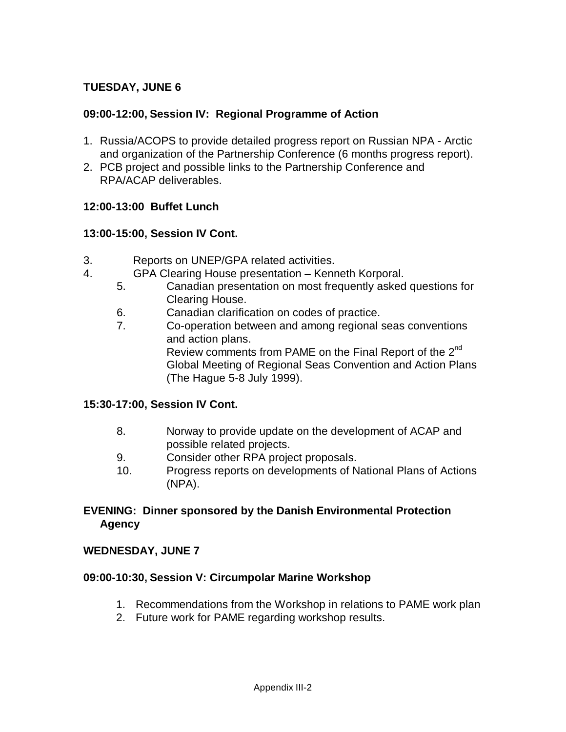**TUESDAY, JUNE 6**

**09:00-12:00, Session IV: Regional Programme of Action**

1. Russia/ACOPS to provide detailed progress report on Russian NPA - Arctic and organization of the Partnership Conference (6 months progress report).
2. PCB project and possible links to the Partnership Conference and RPA/ACAP deliverables.

**12:00-13:00 Buffet Lunch**

**13:00-15:00, Session IV Cont.**

3. Reports on UNEP/GPA related activities.
4. GPA Clearing House presentation – Kenneth Korporal.
5. Canadian presentation on most frequently asked questions for Clearing House.
6. Canadian clarification on codes of practice.
7. Co-operation between and among regional seas conventions and action plans.
   Review comments from PAME on the Final Report of the 2nd Global Meeting of Regional Seas Convention and Action Plans (The Hague 5-8 July 1999).

**15:30-17:00, Session IV Cont.**

8. Norway to provide update on the development of ACAP and possible related projects.
9. Consider other RPA project proposals.
10. Progress reports on developments of National Plans of Actions (NPA).

**EVENING: Dinner sponsored by the Danish Environmental Protection Agency**

**WEDNESDAY, JUNE 7**

**09:00-10:30, Session V: Circumpolar Marine Workshop**

1. Recommendations from the Workshop in relations to PAME work plan
2. Future work for PAME regarding workshop results.

Appendix III-2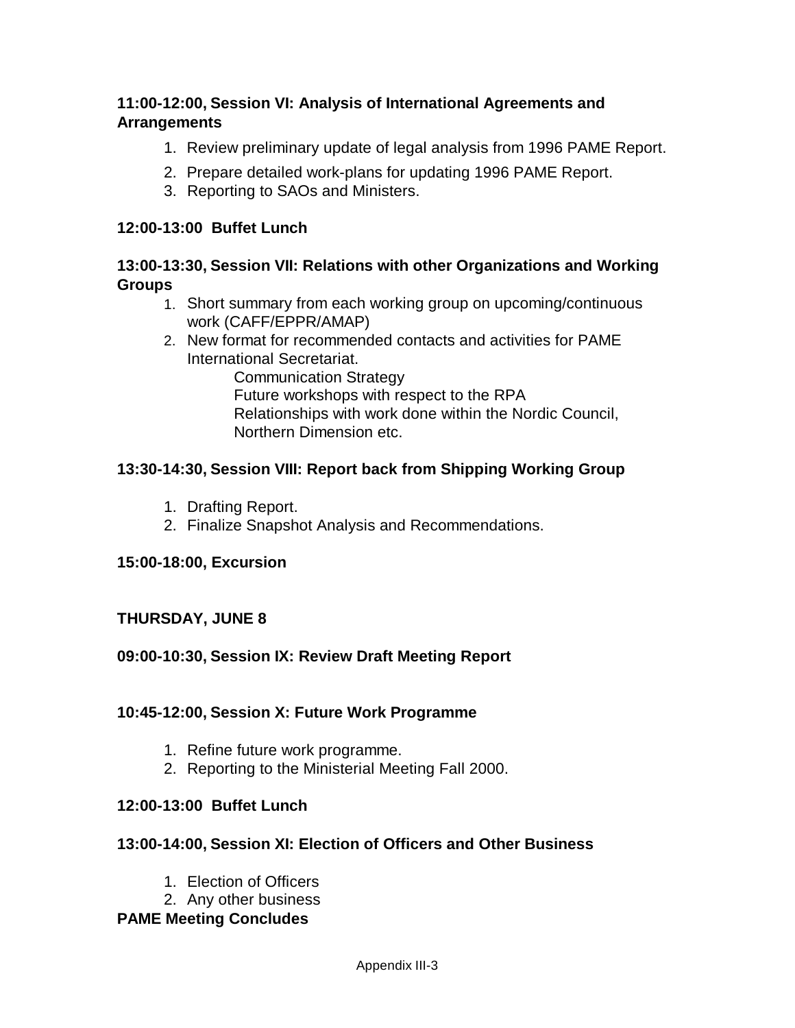**11:00-12:00, Session VI: Analysis of International Agreements and Arrangements**

1. Review preliminary update of legal analysis from 1996 PAME Report.
2. Prepare detailed work-plans for updating 1996 PAME Report.
3. Reporting to SAOs and Ministers.

**12:00-13:00 Buffet Lunch**

**13:00-13:30, Session VII: Relations with other Organizations and Working Groups**

1. Short summary from each working group on upcoming/continuous work (CAFF/EPPR/AMAP)
2. New format for recommended contacts and activities for PAME International Secretariat.
   - Communication Strategy
   - Future workshops with respect to the RPA
   - Relationships with work done within the Nordic Council, Northern Dimension etc.

**13:30-14:30, Session VIII: Report back from Shipping Working Group**

1. Drafting Report.
2. Finalize Snapshot Analysis and Recommendations.

**15:00-18:00, Excursion**

**THURSDAY, JUNE 8**

**09:00-10:30, Session IX: Review Draft Meeting Report**

**10:45-12:00, Session X: Future Work Programme**

1. Refine future work programme.
2. Reporting to the Ministerial Meeting Fall 2000.

**12:00-13:00 Buffet Lunch**

**13:00-14:00, Session XI: Election of Officers and Other Business**

1. Election of Officers
2. Any other business

**PAME Meeting Concludes**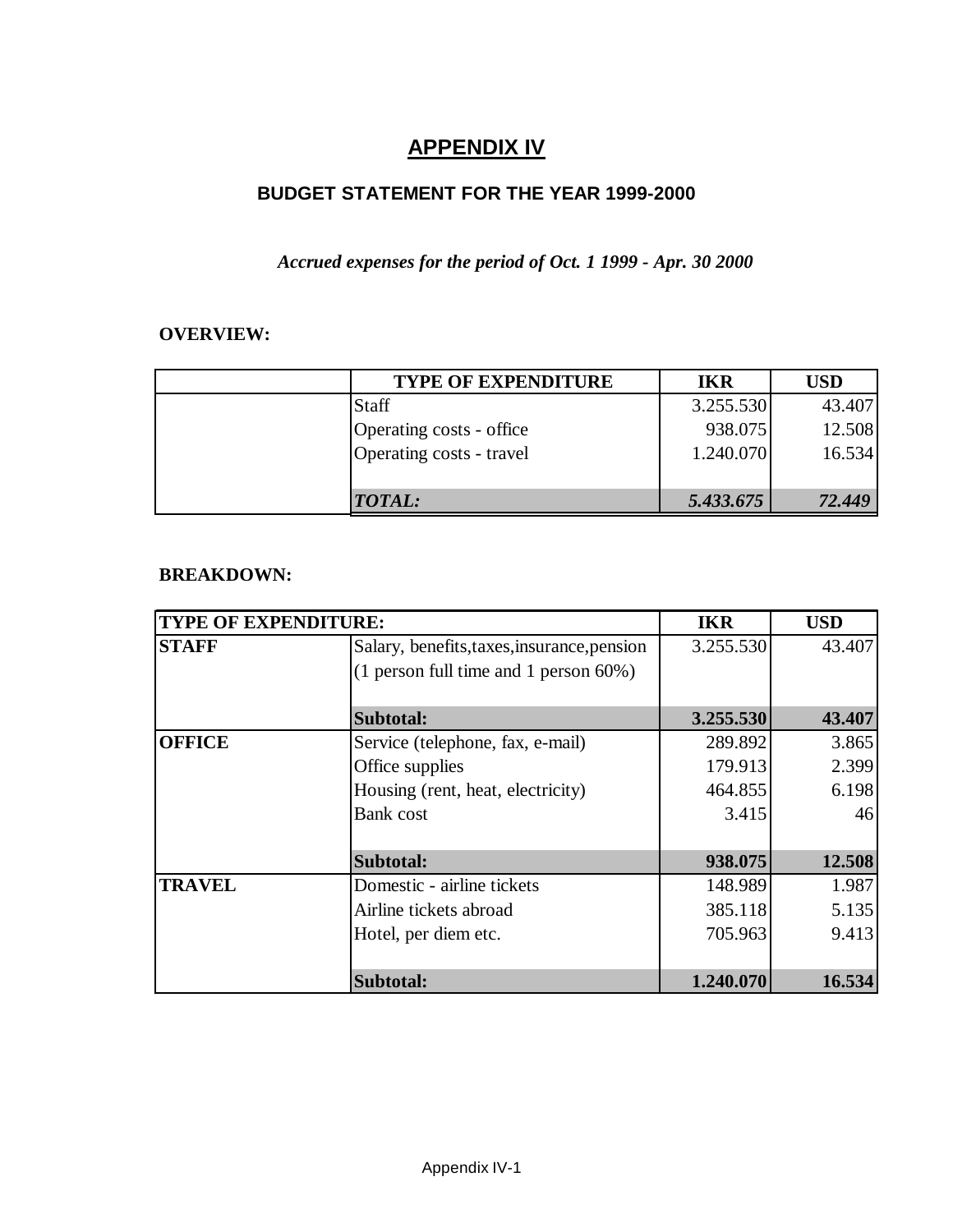# APPENDIX IV

## BUDGET STATEMENT FOR THE YEAR 1999-2000

*Accrued expenses for the period of Oct. 1 1999 - Apr. 30 2000*

**OVERVIEW:**

| | TYPE OF EXPENDITURE | IKR | USD |
|---|---|---|---|
| | Staff | 3.255.530 | 43.407 |
| | Operating costs - office | 938.075 | 12.508 |
| | Operating costs - travel | 1.240.070 | 16.534 |
| | ***TOTAL:*** | ***5.433.675*** | ***72.449*** |

**BREAKDOWN:**

| TYPE OF EXPENDITURE: | | IKR | USD |
|---|---|---|---|
| **STAFF** | Salary, benefits,taxes,insurance,pension | 3.255.530 | 43.407 |
| | (1 person full time and 1 person 60%) | | |
| | **Subtotal:** | **3.255.530** | **43.407** |
| **OFFICE** | Service (telephone, fax, e-mail) | 289.892 | 3.865 |
| | Office supplies | 179.913 | 2.399 |
| | Housing (rent, heat, electricity) | 464.855 | 6.198 |
| | Bank cost | 3.415 | 46 |
| | **Subtotal:** | **938.075** | **12.508** |
| **TRAVEL** | Domestic - airline tickets | 148.989 | 1.987 |
| | Airline tickets abroad | 385.118 | 5.135 |
| | Hotel, per diem etc. | 705.963 | 9.413 |
| | **Subtotal:** | **1.240.070** | **16.534** |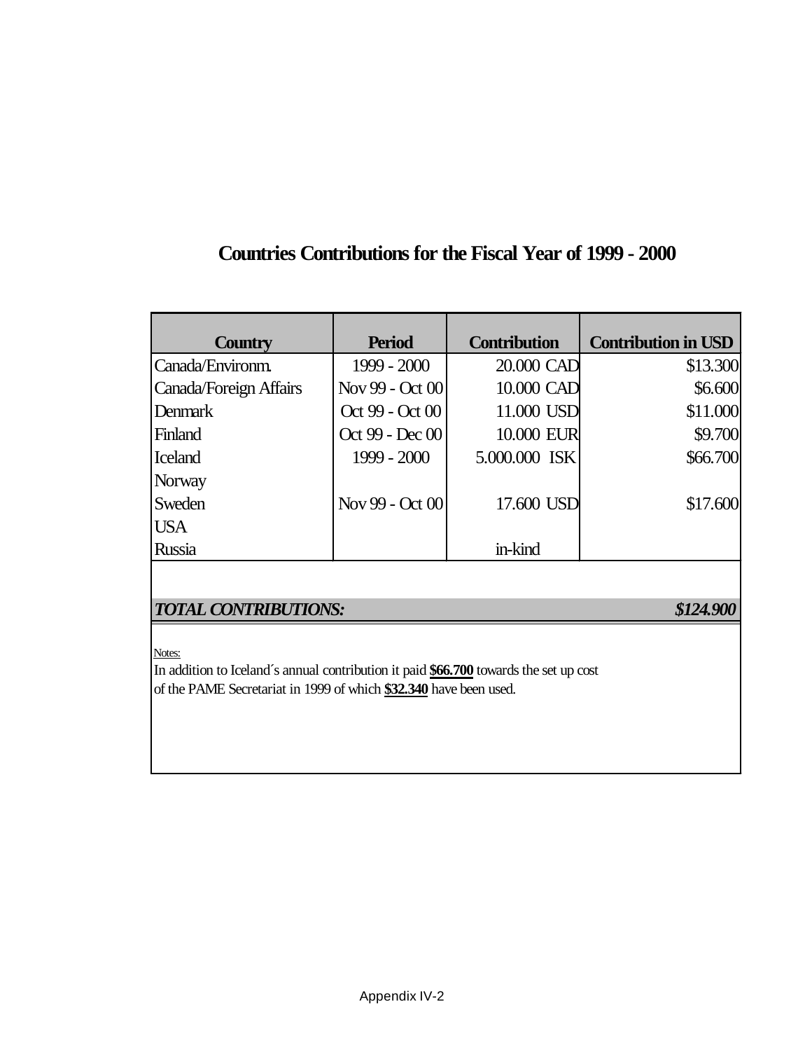# Countries Contributions for the Fiscal Year of 1999 - 2000

| Country | Period | Contribution | Contribution in USD |
|---|---|---|---|
| Canada/Environm. | 1999 - 2000 | 20.000 CAD | $13.300 |
| Canada/Foreign Affairs | Nov 99 - Oct 00 | 10.000 CAD | $6.600 |
| Denmark | Oct 99 - Oct 00 | 11.000 USD | $11.000 |
| Finland | Oct 99 - Dec 00 | 10.000 EUR | $9.700 |
| Iceland | 1999 - 2000 | 5.000.000 ISK | $66.700 |
| Norway | | | |
| Sweden | Nov 99 - Oct 00 | 17.600 USD | $17.600 |
| USA | | | |
| Russia | | in-kind | |
| ***TOTAL CONTRIBUTIONS:*** | | | ***$124.900*** |

Notes:

In addition to Iceland´s annual contribution it paid **$66.700** towards the set up cost of the PAME Secretariat in 1999 of which **$32.340** have been used.

Appendix IV-2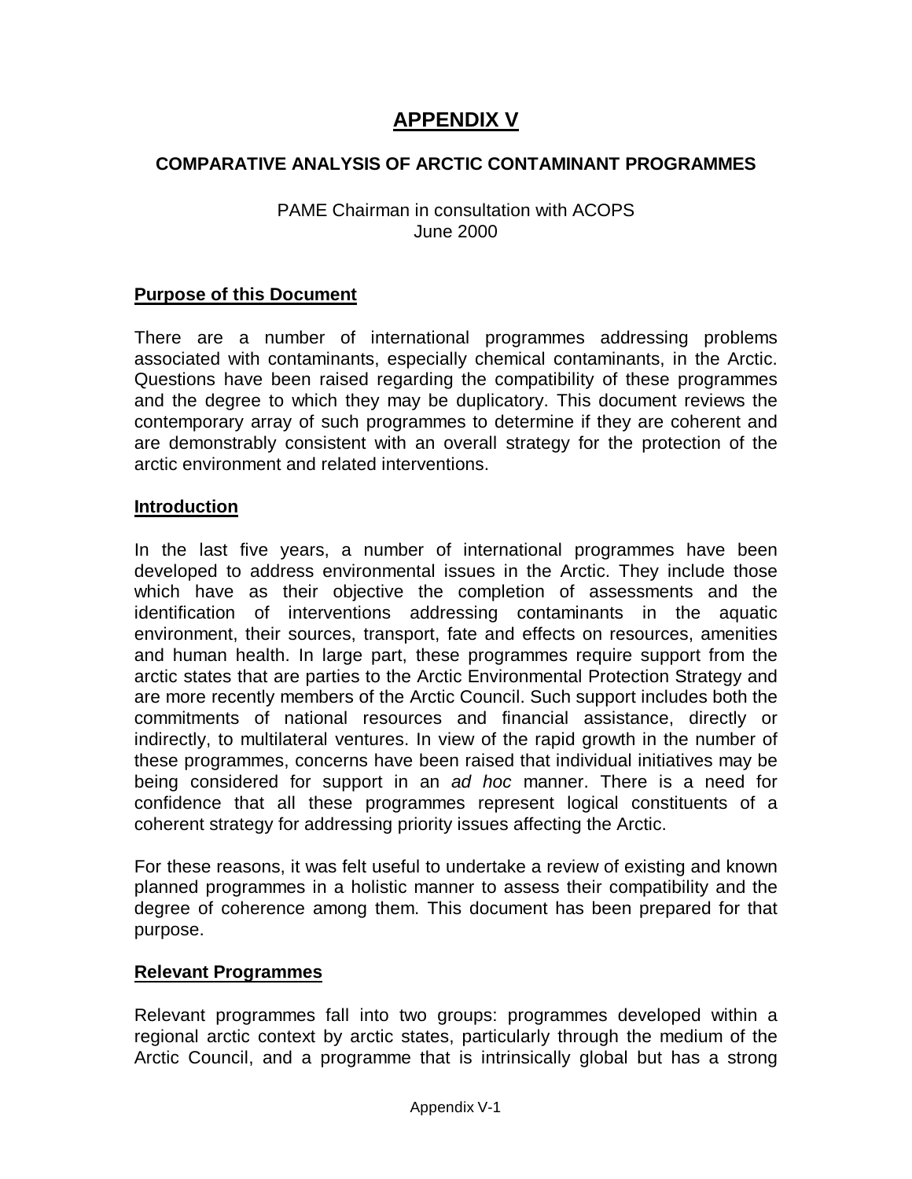# APPENDIX V

## COMPARATIVE ANALYSIS OF ARCTIC CONTAMINANT PROGRAMMES

PAME Chairman in consultation with ACOPS
June 2000

### Purpose of this Document

There are a number of international programmes addressing problems associated with contaminants, especially chemical contaminants, in the Arctic. Questions have been raised regarding the compatibility of these programmes and the degree to which they may be duplicatory. This document reviews the contemporary array of such programmes to determine if they are coherent and are demonstrably consistent with an overall strategy for the protection of the arctic environment and related interventions.

### Introduction

In the last five years, a number of international programmes have been developed to address environmental issues in the Arctic. They include those which have as their objective the completion of assessments and the identification of interventions addressing contaminants in the aquatic environment, their sources, transport, fate and effects on resources, amenities and human health. In large part, these programmes require support from the arctic states that are parties to the Arctic Environmental Protection Strategy and are more recently members of the Arctic Council. Such support includes both the commitments of national resources and financial assistance, directly or indirectly, to multilateral ventures. In view of the rapid growth in the number of these programmes, concerns have been raised that individual initiatives may be being considered for support in an *ad hoc* manner. There is a need for confidence that all these programmes represent logical constituents of a coherent strategy for addressing priority issues affecting the Arctic.

For these reasons, it was felt useful to undertake a review of existing and known planned programmes in a holistic manner to assess their compatibility and the degree of coherence among them. This document has been prepared for that purpose.

### Relevant Programmes

Relevant programmes fall into two groups: programmes developed within a regional arctic context by arctic states, particularly through the medium of the Arctic Council, and a programme that is intrinsically global but has a strong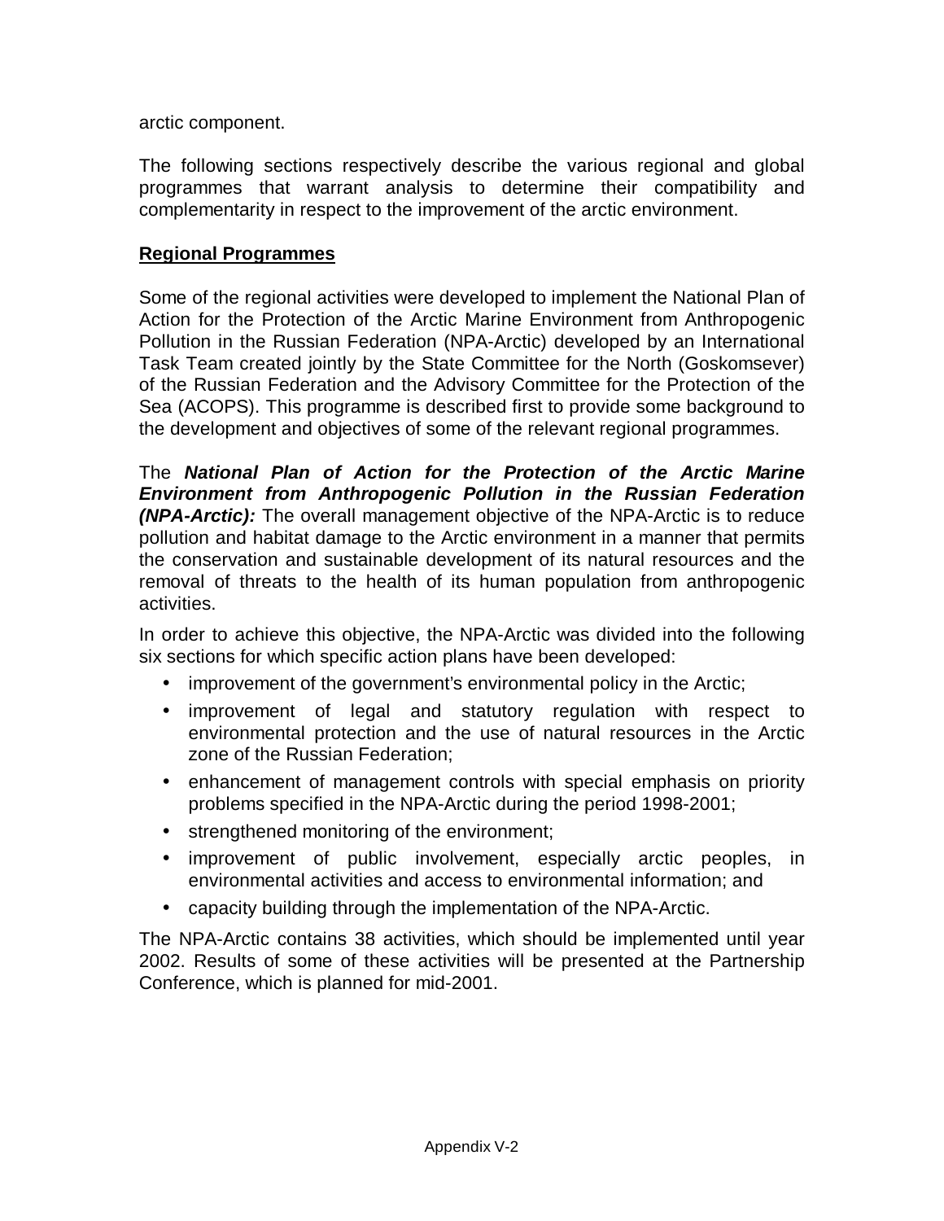arctic component.

The following sections respectively describe the various regional and global programmes that warrant analysis to determine their compatibility and complementarity in respect to the improvement of the arctic environment.

**Regional Programmes**

Some of the regional activities were developed to implement the National Plan of Action for the Protection of the Arctic Marine Environment from Anthropogenic Pollution in the Russian Federation (NPA-Arctic) developed by an International Task Team created jointly by the State Committee for the North (Goskomsever) of the Russian Federation and the Advisory Committee for the Protection of the Sea (ACOPS). This programme is described first to provide some background to the development and objectives of some of the relevant regional programmes.

The ***National Plan of Action for the Protection of the Arctic Marine Environment from Anthropogenic Pollution in the Russian Federation (NPA-Arctic):*** The overall management objective of the NPA-Arctic is to reduce pollution and habitat damage to the Arctic environment in a manner that permits the conservation and sustainable development of its natural resources and the removal of threats to the health of its human population from anthropogenic activities.

In order to achieve this objective, the NPA-Arctic was divided into the following six sections for which specific action plans have been developed:

- improvement of the government's environmental policy in the Arctic;
- improvement of legal and statutory regulation with respect to environmental protection and the use of natural resources in the Arctic zone of the Russian Federation;
- enhancement of management controls with special emphasis on priority problems specified in the NPA-Arctic during the period 1998-2001;
- strengthened monitoring of the environment;
- improvement of public involvement, especially arctic peoples, in environmental activities and access to environmental information; and
- capacity building through the implementation of the NPA-Arctic.

The NPA-Arctic contains 38 activities, which should be implemented until year 2002. Results of some of these activities will be presented at the Partnership Conference, which is planned for mid-2001.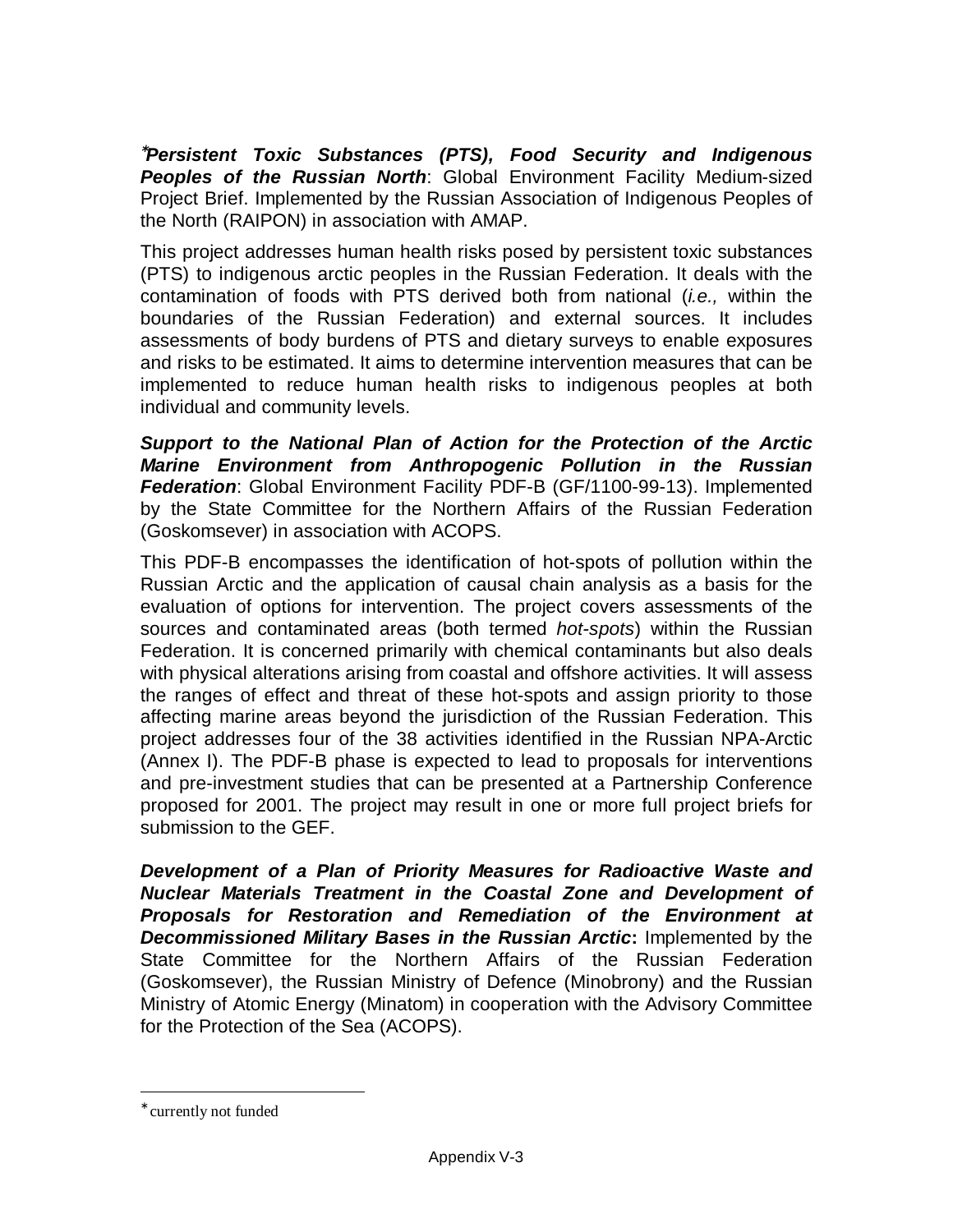[*]***Persistent Toxic Substances (PTS), Food Security and Indigenous Peoples of the Russian North***: Global Environment Facility Medium-sized Project Brief. Implemented by the Russian Association of Indigenous Peoples of the North (RAIPON) in association with AMAP.

This project addresses human health risks posed by persistent toxic substances (PTS) to indigenous arctic peoples in the Russian Federation. It deals with the contamination of foods with PTS derived both from national (*i.e.,* within the boundaries of the Russian Federation) and external sources. It includes assessments of body burdens of PTS and dietary surveys to enable exposures and risks to be estimated. It aims to determine intervention measures that can be implemented to reduce human health risks to indigenous peoples at both individual and community levels.

***Support to the National Plan of Action for the Protection of the Arctic Marine Environment from Anthropogenic Pollution in the Russian Federation***: Global Environment Facility PDF-B (GF/1100-99-13). Implemented by the State Committee for the Northern Affairs of the Russian Federation (Goskomsever) in association with ACOPS.

This PDF-B encompasses the identification of hot-spots of pollution within the Russian Arctic and the application of causal chain analysis as a basis for the evaluation of options for intervention. The project covers assessments of the sources and contaminated areas (both termed *hot-spots*) within the Russian Federation. It is concerned primarily with chemical contaminants but also deals with physical alterations arising from coastal and offshore activities. It will assess the ranges of effect and threat of these hot-spots and assign priority to those affecting marine areas beyond the jurisdiction of the Russian Federation. This project addresses four of the 38 activities identified in the Russian NPA-Arctic (Annex I). The PDF-B phase is expected to lead to proposals for interventions and pre-investment studies that can be presented at a Partnership Conference proposed for 2001. The project may result in one or more full project briefs for submission to the GEF.

***Development of a Plan of Priority Measures for Radioactive Waste and Nuclear Materials Treatment in the Coastal Zone and Development of Proposals for Restoration and Remediation of the Environment at Decommissioned Military Bases in the Russian Arctic*:** Implemented by the State Committee for the Northern Affairs of the Russian Federation (Goskomsever), the Russian Ministry of Defence (Minobrony) and the Russian Ministry of Atomic Energy (Minatom) in cooperation with the Advisory Committee for the Protection of the Sea (ACOPS).

---

[*] currently not funded

Appendix V-3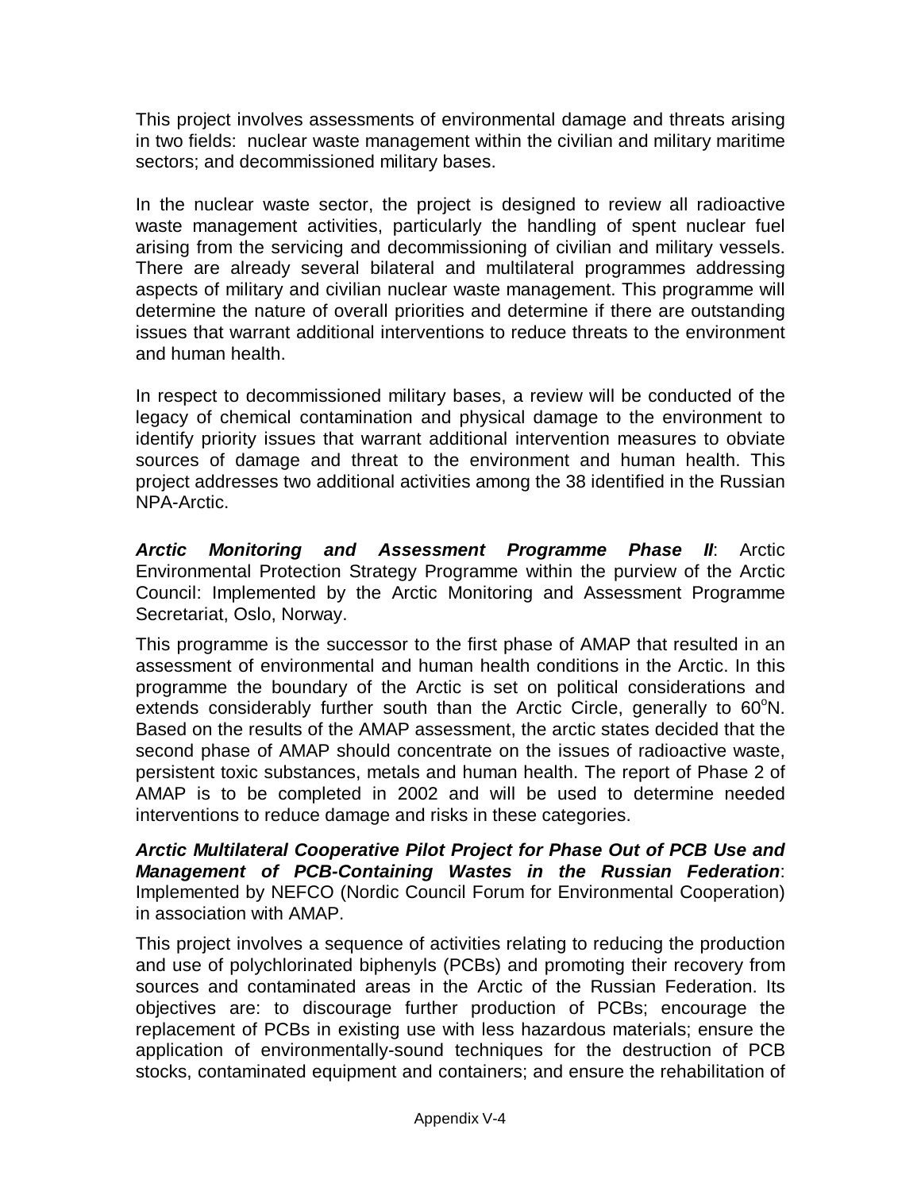This project involves assessments of environmental damage and threats arising in two fields: nuclear waste management within the civilian and military maritime sectors; and decommissioned military bases.

In the nuclear waste sector, the project is designed to review all radioactive waste management activities, particularly the handling of spent nuclear fuel arising from the servicing and decommissioning of civilian and military vessels. There are already several bilateral and multilateral programmes addressing aspects of military and civilian nuclear waste management. This programme will determine the nature of overall priorities and determine if there are outstanding issues that warrant additional interventions to reduce threats to the environment and human health.

In respect to decommissioned military bases, a review will be conducted of the legacy of chemical contamination and physical damage to the environment to identify priority issues that warrant additional intervention measures to obviate sources of damage and threat to the environment and human health. This project addresses two additional activities among the 38 identified in the Russian NPA-Arctic.

***Arctic Monitoring and Assessment Programme Phase II***: Arctic Environmental Protection Strategy Programme within the purview of the Arctic Council: Implemented by the Arctic Monitoring and Assessment Programme Secretariat, Oslo, Norway.

This programme is the successor to the first phase of AMAP that resulted in an assessment of environmental and human health conditions in the Arctic. In this programme the boundary of the Arctic is set on political considerations and extends considerably further south than the Arctic Circle, generally to 60°N. Based on the results of the AMAP assessment, the arctic states decided that the second phase of AMAP should concentrate on the issues of radioactive waste, persistent toxic substances, metals and human health. The report of Phase 2 of AMAP is to be completed in 2002 and will be used to determine needed interventions to reduce damage and risks in these categories.

***Arctic Multilateral Cooperative Pilot Project for Phase Out of PCB Use and Management of PCB-Containing Wastes in the Russian Federation***: Implemented by NEFCO (Nordic Council Forum for Environmental Cooperation) in association with AMAP.

This project involves a sequence of activities relating to reducing the production and use of polychlorinated biphenyls (PCBs) and promoting their recovery from sources and contaminated areas in the Arctic of the Russian Federation. Its objectives are: to discourage further production of PCBs; encourage the replacement of PCBs in existing use with less hazardous materials; ensure the application of environmentally-sound techniques for the destruction of PCB stocks, contaminated equipment and containers; and ensure the rehabilitation of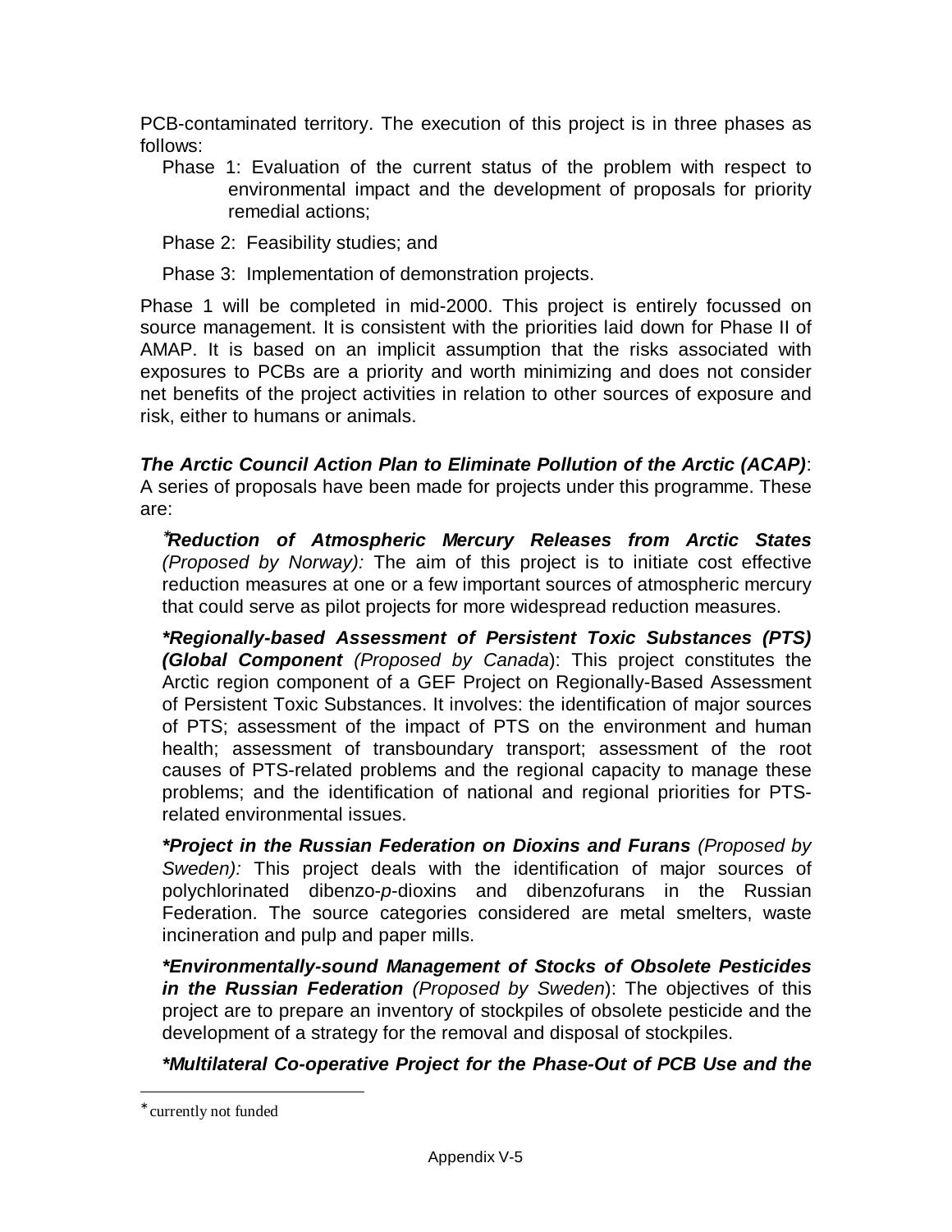PCB-contaminated territory. The execution of this project is in three phases as follows:

Phase 1: Evaluation of the current status of the problem with respect to environmental impact and the development of proposals for priority remedial actions;

Phase 2: Feasibility studies; and

Phase 3: Implementation of demonstration projects.

Phase 1 will be completed in mid-2000. This project is entirely focussed on source management. It is consistent with the priorities laid down for Phase II of AMAP. It is based on an implicit assumption that the risks associated with exposures to PCBs are a priority and worth minimizing and does not consider net benefits of the project activities in relation to other sources of exposure and risk, either to humans or animals.

***The Arctic Council Action Plan to Eliminate Pollution of the Arctic (ACAP)***: A series of proposals have been made for projects under this programme. These are:

***Reduction of Atmospheric Mercury Releases from Arctic States** *(Proposed by Norway):** The aim of this project is to initiate cost effective reduction measures at one or a few important sources of atmospheric mercury that could serve as pilot projects for more widespread reduction measures.

***Regionally-based Assessment of Persistent Toxic Substances (PTS) (Global Component** *(Proposed by Canada*): This project constitutes the Arctic region component of a GEF Project on Regionally-Based Assessment of Persistent Toxic Substances. It involves: the identification of major sources of PTS; assessment of the impact of PTS on the environment and human health; assessment of transboundary transport; assessment of the root causes of PTS-related problems and the regional capacity to manage these problems; and the identification of national and regional priorities for PTS-related environmental issues.

***Project in the Russian Federation on Dioxins and Furans** *(Proposed by Sweden):* This project deals with the identification of major sources of polychlorinated dibenzo-*p*-dioxins and dibenzofurans in the Russian Federation. The source categories considered are metal smelters, waste incineration and pulp and paper mills.

***Environmentally-sound Management of Stocks of Obsolete Pesticides in the Russian Federation** *(Proposed by Sweden*): The objectives of this project are to prepare an inventory of stockpiles of obsolete pesticide and the development of a strategy for the removal and disposal of stockpiles.

***Multilateral Co-operative Project for the Phase-Out of PCB Use and the**

---

* currently not funded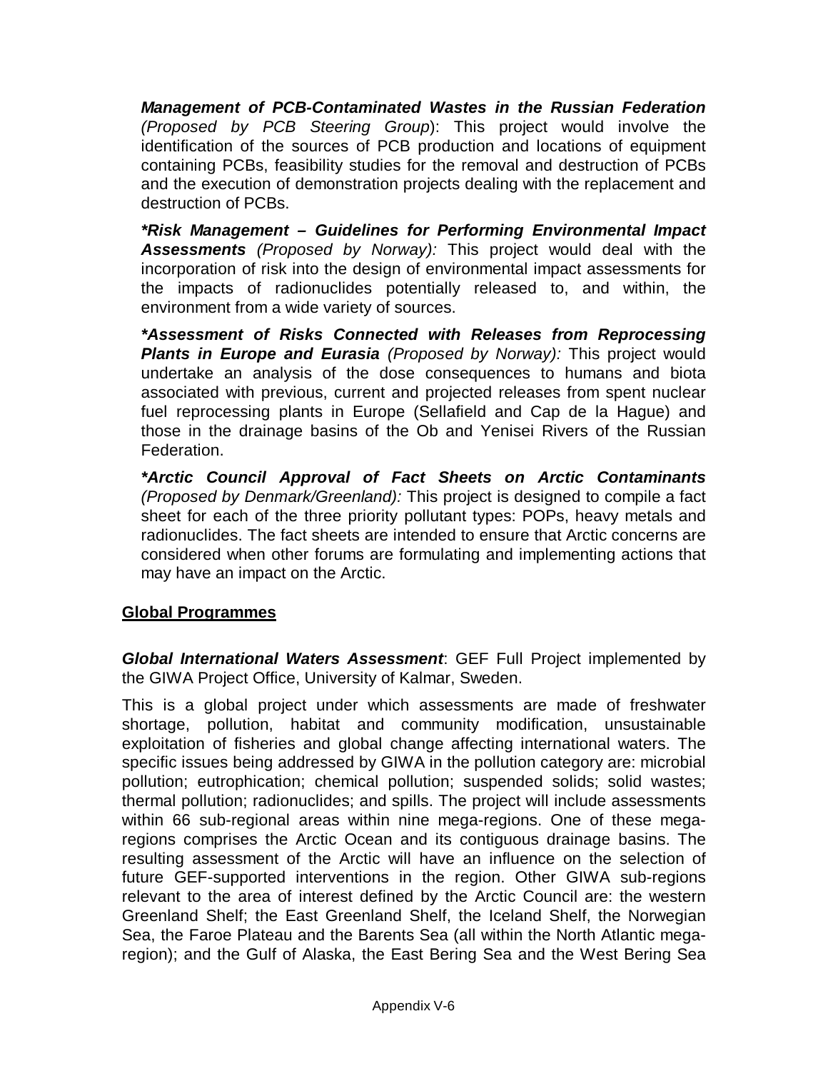***Management of PCB-Contaminated Wastes in the Russian Federation*** *(Proposed by PCB Steering Group*): This project would involve the identification of the sources of PCB production and locations of equipment containing PCBs, feasibility studies for the removal and destruction of PCBs and the execution of demonstration projects dealing with the replacement and destruction of PCBs.

***\*Risk Management – Guidelines for Performing Environmental Impact Assessments*** *(Proposed by Norway):* This project would deal with the incorporation of risk into the design of environmental impact assessments for the impacts of radionuclides potentially released to, and within, the environment from a wide variety of sources.

***\*Assessment of Risks Connected with Releases from Reprocessing Plants in Europe and Eurasia*** *(Proposed by Norway):* This project would undertake an analysis of the dose consequences to humans and biota associated with previous, current and projected releases from spent nuclear fuel reprocessing plants in Europe (Sellafield and Cap de la Hague) and those in the drainage basins of the Ob and Yenisei Rivers of the Russian Federation.

***\*Arctic Council Approval of Fact Sheets on Arctic Contaminants*** *(Proposed by Denmark/Greenland):* This project is designed to compile a fact sheet for each of the three priority pollutant types: POPs, heavy metals and radionuclides. The fact sheets are intended to ensure that Arctic concerns are considered when other forums are formulating and implementing actions that may have an impact on the Arctic.

## Global Programmes

***Global International Waters Assessment***: GEF Full Project implemented by the GIWA Project Office, University of Kalmar, Sweden.

This is a global project under which assessments are made of freshwater shortage, pollution, habitat and community modification, unsustainable exploitation of fisheries and global change affecting international waters. The specific issues being addressed by GIWA in the pollution category are: microbial pollution; eutrophication; chemical pollution; suspended solids; solid wastes; thermal pollution; radionuclides; and spills. The project will include assessments within 66 sub-regional areas within nine mega-regions. One of these mega-regions comprises the Arctic Ocean and its contiguous drainage basins. The resulting assessment of the Arctic will have an influence on the selection of future GEF-supported interventions in the region. Other GIWA sub-regions relevant to the area of interest defined by the Arctic Council are: the western Greenland Shelf; the East Greenland Shelf, the Iceland Shelf, the Norwegian Sea, the Faroe Plateau and the Barents Sea (all within the North Atlantic mega-region); and the Gulf of Alaska, the East Bering Sea and the West Bering Sea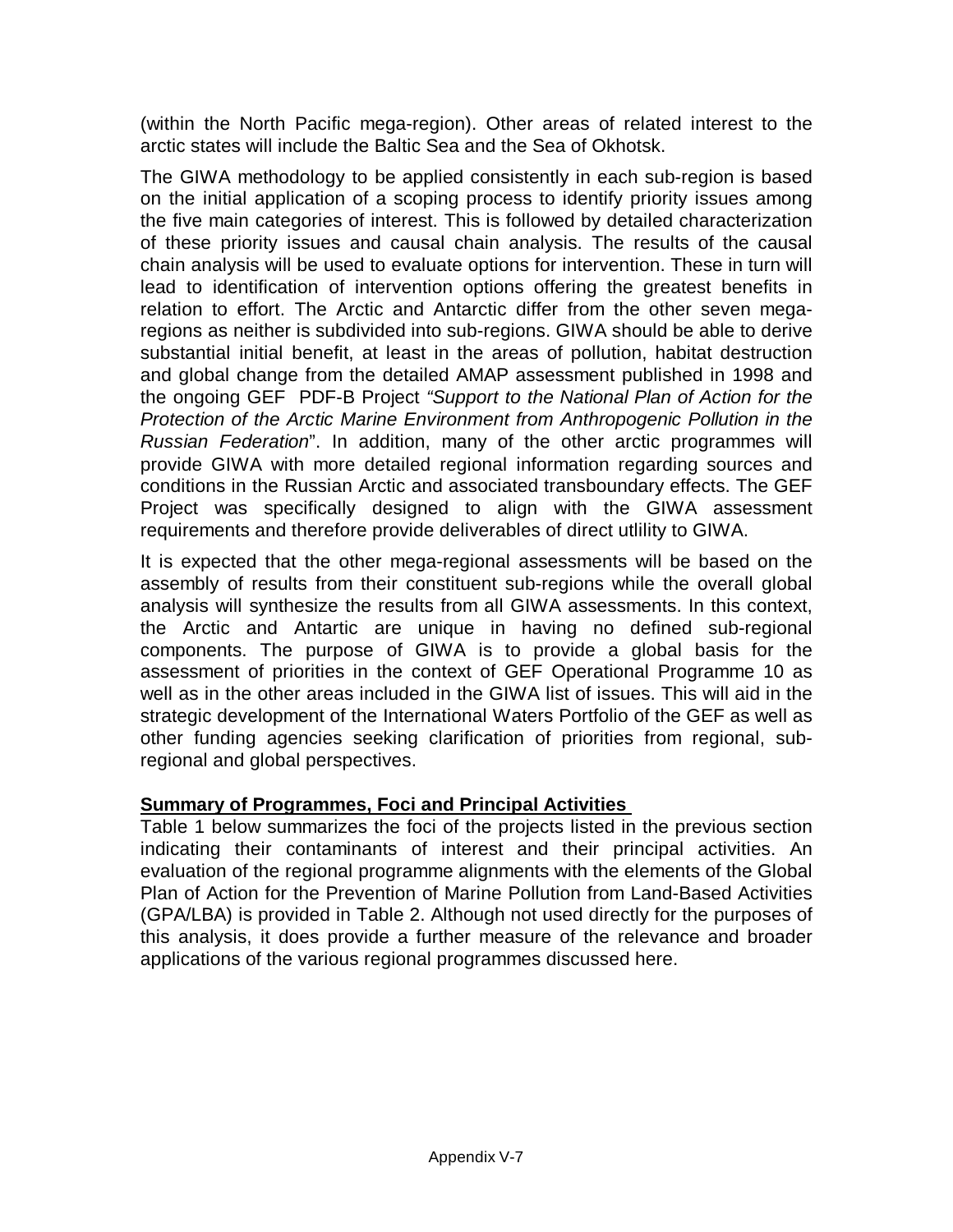(within the North Pacific mega-region). Other areas of related interest to the arctic states will include the Baltic Sea and the Sea of Okhotsk.

The GIWA methodology to be applied consistently in each sub-region is based on the initial application of a scoping process to identify priority issues among the five main categories of interest. This is followed by detailed characterization of these priority issues and causal chain analysis. The results of the causal chain analysis will be used to evaluate options for intervention. These in turn will lead to identification of intervention options offering the greatest benefits in relation to effort. The Arctic and Antarctic differ from the other seven mega-regions as neither is subdivided into sub-regions. GIWA should be able to derive substantial initial benefit, at least in the areas of pollution, habitat destruction and global change from the detailed AMAP assessment published in 1998 and the ongoing GEF PDF-B Project *"Support to the National Plan of Action for the Protection of the Arctic Marine Environment from Anthropogenic Pollution in the Russian Federation*". In addition, many of the other arctic programmes will provide GIWA with more detailed regional information regarding sources and conditions in the Russian Arctic and associated transboundary effects. The GEF Project was specifically designed to align with the GIWA assessment requirements and therefore provide deliverables of direct utlility to GIWA.

It is expected that the other mega-regional assessments will be based on the assembly of results from their constituent sub-regions while the overall global analysis will synthesize the results from all GIWA assessments. In this context, the Arctic and Antartic are unique in having no defined sub-regional components. The purpose of GIWA is to provide a global basis for the assessment of priorities in the context of GEF Operational Programme 10 as well as in the other areas included in the GIWA list of issues. This will aid in the strategic development of the International Waters Portfolio of the GEF as well as other funding agencies seeking clarification of priorities from regional, sub-regional and global perspectives.

**Summary of Programmes, Foci and Principal Activities**

Table 1 below summarizes the foci of the projects listed in the previous section indicating their contaminants of interest and their principal activities. An evaluation of the regional programme alignments with the elements of the Global Plan of Action for the Prevention of Marine Pollution from Land-Based Activities (GPA/LBA) is provided in Table 2. Although not used directly for the purposes of this analysis, it does provide a further measure of the relevance and broader applications of the various regional programmes discussed here.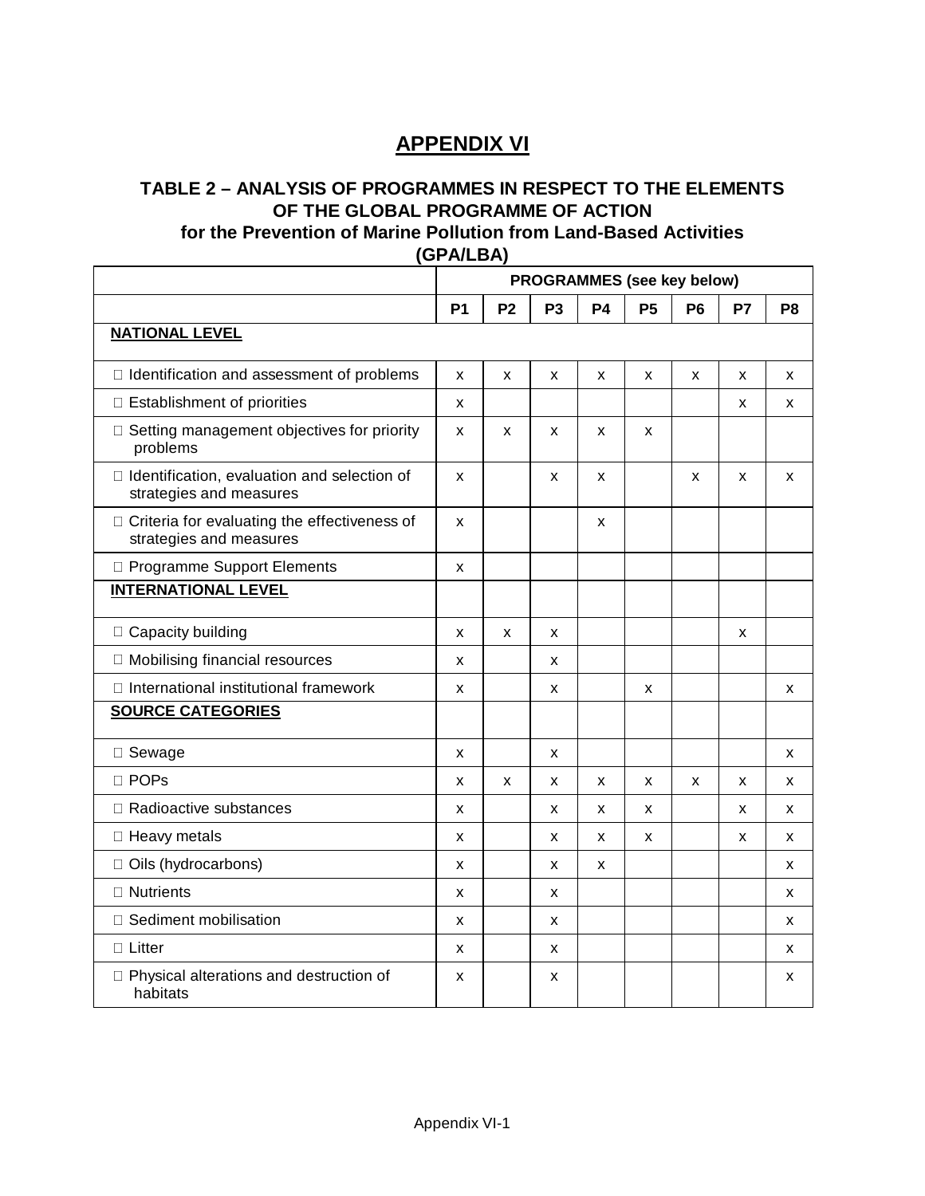# APPENDIX VI

## TABLE 2 – ANALYSIS OF PROGRAMMES IN RESPECT TO THE ELEMENTS OF THE GLOBAL PROGRAMME OF ACTION for the Prevention of Marine Pollution from Land-Based Activities (GPA/LBA)

| | PROGRAMMES (see key below) | | | | | | | |
|---|---|---|---|---|---|---|---|---|
| | P1 | P2 | P3 | P4 | P5 | P6 | P7 | P8 |
| **NATIONAL LEVEL** | | | | | | | | |
| □ Identification and assessment of problems | x | x | x | x | x | x | x | x |
| □ Establishment of priorities | x | | | | | | x | x |
| □ Setting management objectives for priority problems | x | x | x | x | x | | | |
| □ Identification, evaluation and selection of strategies and measures | x | | x | x | | x | x | x |
| □ Criteria for evaluating the effectiveness of strategies and measures | x | | | x | | | | |
| □ Programme Support Elements | x | | | | | | | |
| **INTERNATIONAL LEVEL** | | | | | | | | |
| □ Capacity building | x | x | x | | | | x | |
| □ Mobilising financial resources | x | | x | | | | | |
| □ International institutional framework | x | | x | | x | | | x |
| **SOURCE CATEGORIES** | | | | | | | | |
| □ Sewage | x | | x | | | | | x |
| □ POPs | x | x | x | x | x | x | x | x |
| □ Radioactive substances | x | | x | x | x | | x | x |
| □ Heavy metals | x | | x | x | x | | x | x |
| □ Oils (hydrocarbons) | x | | x | x | | | | x |
| □ Nutrients | x | | x | | | | | x |
| □ Sediment mobilisation | x | | x | | | | | x |
| □ Litter | x | | x | | | | | x |
| □ Physical alterations and destruction of habitats | x | | x | | | | | x |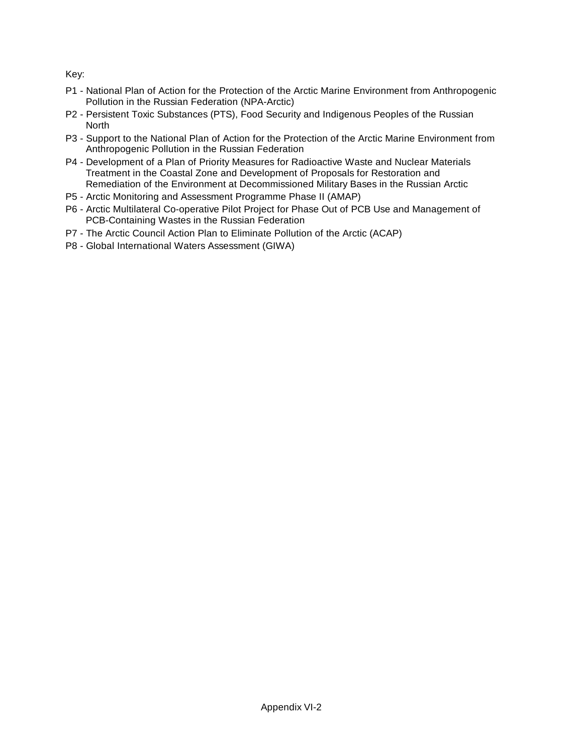Key:

- P1 - National Plan of Action for the Protection of the Arctic Marine Environment from Anthropogenic Pollution in the Russian Federation (NPA-Arctic)
- P2 - Persistent Toxic Substances (PTS), Food Security and Indigenous Peoples of the Russian North
- P3 - Support to the National Plan of Action for the Protection of the Arctic Marine Environment from Anthropogenic Pollution in the Russian Federation
- P4 - Development of a Plan of Priority Measures for Radioactive Waste and Nuclear Materials Treatment in the Coastal Zone and Development of Proposals for Restoration and Remediation of the Environment at Decommissioned Military Bases in the Russian Arctic
- P5 - Arctic Monitoring and Assessment Programme Phase II (AMAP)
- P6 - Arctic Multilateral Co-operative Pilot Project for Phase Out of PCB Use and Management of PCB-Containing Wastes in the Russian Federation
- P7 - The Arctic Council Action Plan to Eliminate Pollution of the Arctic (ACAP)
- P8 - Global International Waters Assessment (GIWA)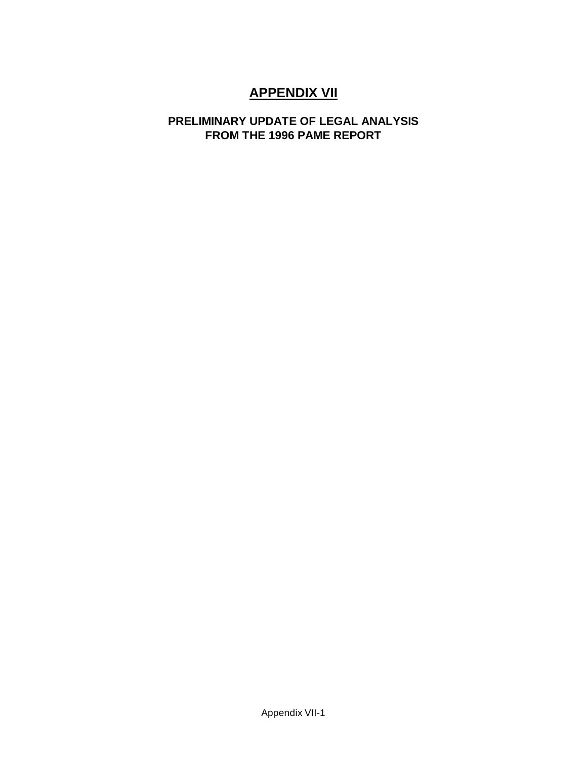# APPENDIX VII

## PRELIMINARY UPDATE OF LEGAL ANALYSIS FROM THE 1996 PAME REPORT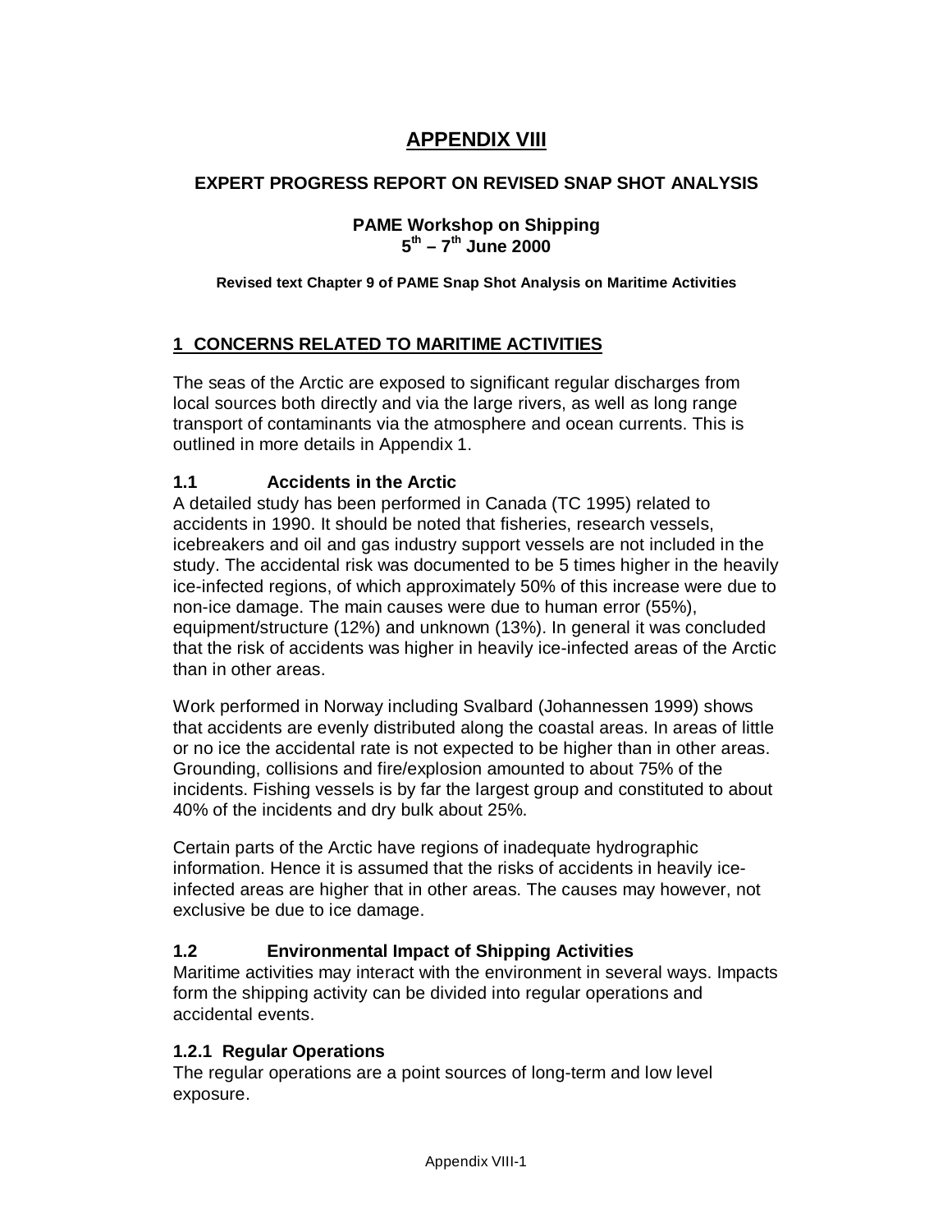# APPENDIX VIII

## EXPERT PROGRESS REPORT ON REVISED SNAP SHOT ANALYSIS

**PAME Workshop on Shipping**
**$5^{th}$ – $7^{th}$ June 2000**

**Revised text Chapter 9 of PAME Snap Shot Analysis on Maritime Activities**

## 1 CONCERNS RELATED TO MARITIME ACTIVITIES

The seas of the Arctic are exposed to significant regular discharges from local sources both directly and via the large rivers, as well as long range transport of contaminants via the atmosphere and ocean currents. This is outlined in more details in Appendix 1.

### 1.1 Accidents in the Arctic

A detailed study has been performed in Canada (TC 1995) related to accidents in 1990. It should be noted that fisheries, research vessels, icebreakers and oil and gas industry support vessels are not included in the study. The accidental risk was documented to be 5 times higher in the heavily ice-infected regions, of which approximately 50% of this increase were due to non-ice damage. The main causes were due to human error (55%), equipment/structure (12%) and unknown (13%). In general it was concluded that the risk of accidents was higher in heavily ice-infected areas of the Arctic than in other areas.

Work performed in Norway including Svalbard (Johannessen 1999) shows that accidents are evenly distributed along the coastal areas. In areas of little or no ice the accidental rate is not expected to be higher than in other areas. Grounding, collisions and fire/explosion amounted to about 75% of the incidents. Fishing vessels is by far the largest group and constituted to about 40% of the incidents and dry bulk about 25%.

Certain parts of the Arctic have regions of inadequate hydrographic information. Hence it is assumed that the risks of accidents in heavily ice-infected areas are higher that in other areas. The causes may however, not exclusive be due to ice damage.

### 1.2 Environmental Impact of Shipping Activities

Maritime activities may interact with the environment in several ways. Impacts form the shipping activity can be divided into regular operations and accidental events.

#### 1.2.1 Regular Operations

The regular operations are a point sources of long-term and low level exposure.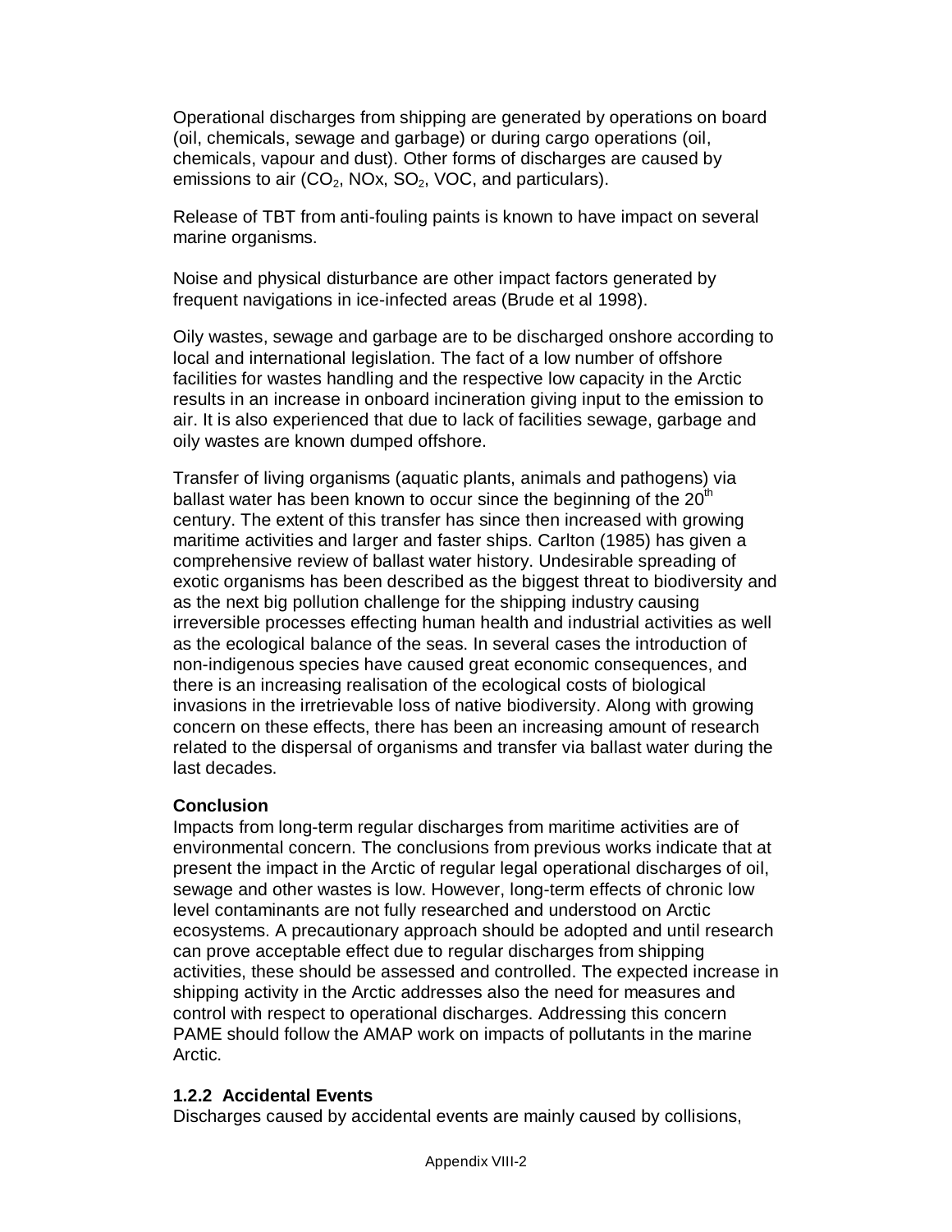Operational discharges from shipping are generated by operations on board (oil, chemicals, sewage and garbage) or during cargo operations (oil, chemicals, vapour and dust). Other forms of discharges are caused by emissions to air ($CO_2$, NOx, $SO_2$, VOC, and particulars).

Release of TBT from anti-fouling paints is known to have impact on several marine organisms.

Noise and physical disturbance are other impact factors generated by frequent navigations in ice-infected areas (Brude et al 1998).

Oily wastes, sewage and garbage are to be discharged onshore according to local and international legislation. The fact of a low number of offshore facilities for wastes handling and the respective low capacity in the Arctic results in an increase in onboard incineration giving input to the emission to air. It is also experienced that due to lack of facilities sewage, garbage and oily wastes are known dumped offshore.

Transfer of living organisms (aquatic plants, animals and pathogens) via ballast water has been known to occur since the beginning of the 20th century. The extent of this transfer has since then increased with growing maritime activities and larger and faster ships. Carlton (1985) has given a comprehensive review of ballast water history. Undesirable spreading of exotic organisms has been described as the biggest threat to biodiversity and as the next big pollution challenge for the shipping industry causing irreversible processes effecting human health and industrial activities as well as the ecological balance of the seas. In several cases the introduction of non-indigenous species have caused great economic consequences, and there is an increasing realisation of the ecological costs of biological invasions in the irretrievable loss of native biodiversity. Along with growing concern on these effects, there has been an increasing amount of research related to the dispersal of organisms and transfer via ballast water during the last decades.

**Conclusion**

Impacts from long-term regular discharges from maritime activities are of environmental concern. The conclusions from previous works indicate that at present the impact in the Arctic of regular legal operational discharges of oil, sewage and other wastes is low. However, long-term effects of chronic low level contaminants are not fully researched and understood on Arctic ecosystems. A precautionary approach should be adopted and until research can prove acceptable effect due to regular discharges from shipping activities, these should be assessed and controlled. The expected increase in shipping activity in the Arctic addresses also the need for measures and control with respect to operational discharges. Addressing this concern PAME should follow the AMAP work on impacts of pollutants in the marine Arctic.

### 1.2.2 Accidental Events

Discharges caused by accidental events are mainly caused by collisions,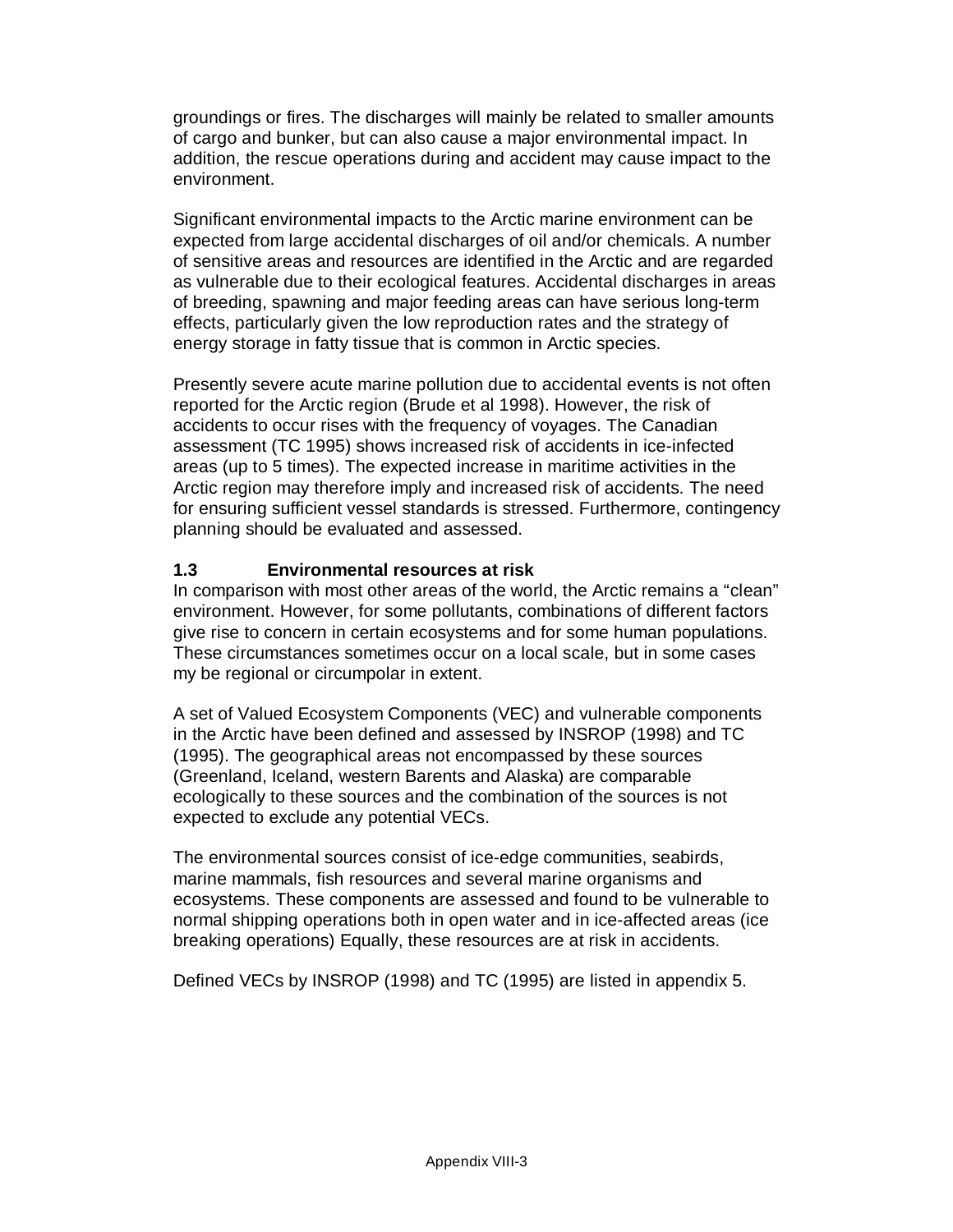groundings or fires. The discharges will mainly be related to smaller amounts of cargo and bunker, but can also cause a major environmental impact. In addition, the rescue operations during and accident may cause impact to the environment.

Significant environmental impacts to the Arctic marine environment can be expected from large accidental discharges of oil and/or chemicals. A number of sensitive areas and resources are identified in the Arctic and are regarded as vulnerable due to their ecological features. Accidental discharges in areas of breeding, spawning and major feeding areas can have serious long-term effects, particularly given the low reproduction rates and the strategy of energy storage in fatty tissue that is common in Arctic species.

Presently severe acute marine pollution due to accidental events is not often reported for the Arctic region (Brude et al 1998). However, the risk of accidents to occur rises with the frequency of voyages. The Canadian assessment (TC 1995) shows increased risk of accidents in ice-infected areas (up to 5 times). The expected increase in maritime activities in the Arctic region may therefore imply and increased risk of accidents. The need for ensuring sufficient vessel standards is stressed. Furthermore, contingency planning should be evaluated and assessed.

### 1.3 Environmental resources at risk

In comparison with most other areas of the world, the Arctic remains a "clean" environment. However, for some pollutants, combinations of different factors give rise to concern in certain ecosystems and for some human populations. These circumstances sometimes occur on a local scale, but in some cases my be regional or circumpolar in extent.

A set of Valued Ecosystem Components (VEC) and vulnerable components in the Arctic have been defined and assessed by INSROP (1998) and TC (1995). The geographical areas not encompassed by these sources (Greenland, Iceland, western Barents and Alaska) are comparable ecologically to these sources and the combination of the sources is not expected to exclude any potential VECs.

The environmental sources consist of ice-edge communities, seabirds, marine mammals, fish resources and several marine organisms and ecosystems. These components are assessed and found to be vulnerable to normal shipping operations both in open water and in ice-affected areas (ice breaking operations) Equally, these resources are at risk in accidents.

Defined VECs by INSROP (1998) and TC (1995) are listed in appendix 5.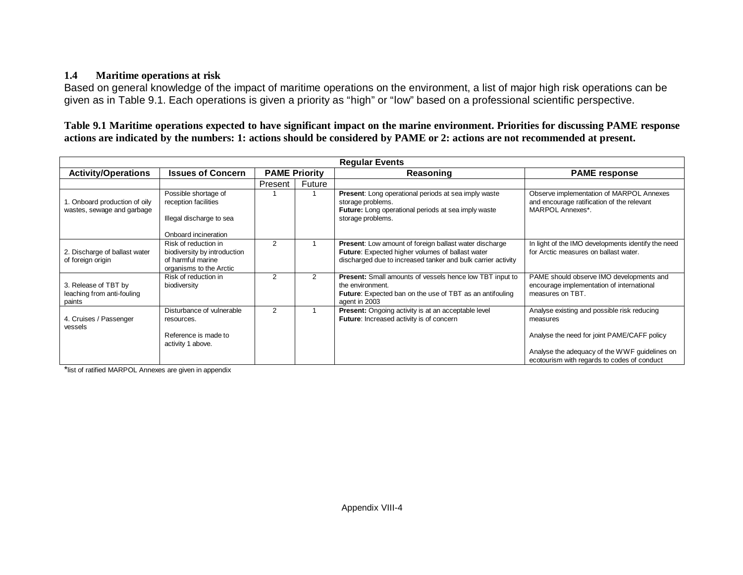### 1.4 Maritime operations at risk

Based on general knowledge of the impact of maritime operations on the environment, a list of major high risk operations can be given as in Table 9.1. Each operations is given a priority as "high" or "low" based on a professional scientific perspective.

**Table 9.1 Maritime operations expected to have significant impact on the marine environment. Priorities for discussing PAME response actions are indicated by the numbers: 1: actions should be considered by PAME or 2: actions are not recommended at present.**

| Regular Events | | | | | |
|---|---|---|---|---|---|
| **Activity/Operations** | **Issues of Concern** | **PAME Priority** | | **Reasoning** | **PAME response** |
| | | Present | Future | | |
| 1. Onboard production of oily wastes, sewage and garbage | Possible shortage of reception facilities<br><br>Illegal discharge to sea<br><br>Onboard incineration | 1 | 1 | **Present**: Long operational periods at sea imply waste storage problems.<br>**Future:** Long operational periods at sea imply waste storage problems. | Observe implementation of MARPOL Annexes and encourage ratification of the relevant MARPOL Annexes*. |
| 2. Discharge of ballast water of foreign origin | Risk of reduction in biodiversity by introduction of harmful marine organisms to the Arctic | 2 | 1 | **Present**: Low amount of foreign ballast water discharge<br>**Future**: Expected higher volumes of ballast water discharged due to increased tanker and bulk carrier activity | In light of the IMO developments identify the need for Arctic measures on ballast water. |
| 3. Release of TBT by leaching from anti-fouling paints | Risk of reduction in biodiversity | 2 | 2 | **Present:** Small amounts of vessels hence low TBT input to the environment.<br>**Future**: Expected ban on the use of TBT as an antifouling agent in 2003 | PAME should observe IMO developments and encourage implementation of international measures on TBT. |
| 4. Cruises / Passenger vessels | Disturbance of vulnerable resources.<br><br>Reference is made to activity 1 above. | 2 | 1 | **Present:** Ongoing activity is at an acceptable level<br>**Future**: Increased activity is of concern | Analyse existing and possible risk reducing measures<br><br>Analyse the need for joint PAME/CAFF policy<br><br>Analyse the adequacy of the WWF guidelines on ecotourism with regards to codes of conduct |

*list of ratified MARPOL Annexes are given in appendix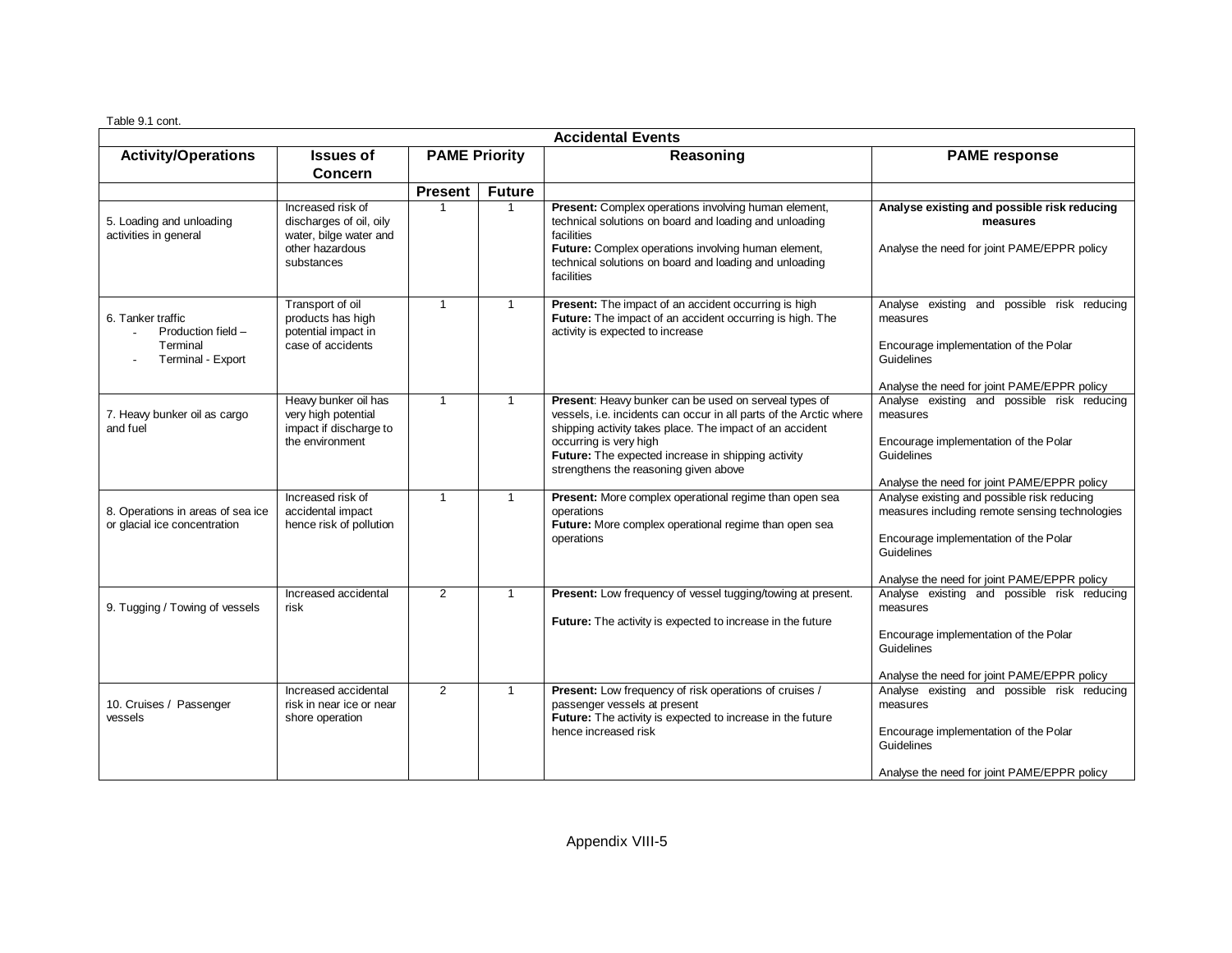Table 9.1 cont.

| Accidental Events | | | | | |
|---|---|---|---|---|---|
| **Activity/Operations** | **Issues of Concern** | **PAME Priority** | | **Reasoning** | **PAME response** |
| | | **Present** | **Future** | | |
| 5. Loading and unloading activities in general | Increased risk of discharges of oil, oily water, bilge water and other hazardous substances | 1 | 1 | **Present:** Complex operations involving human element, technical solutions on board and loading and unloading facilities<br>**Future:** Complex operations involving human element, technical solutions on board and loading and unloading facilities | **Analyse existing and possible risk reducing measures**<br><br>Analyse the need for joint PAME/EPPR policy |
| 6. Tanker traffic<br>- Production field – Terminal<br>- Terminal - Export | Transport of oil products has high potential impact in case of accidents | 1 | 1 | **Present:** The impact of an accident occurring is high<br>**Future:** The impact of an accident occurring is high. The activity is expected to increase | Analyse existing and possible risk reducing measures<br><br>Encourage implementation of the Polar Guidelines<br><br>Analyse the need for joint PAME/EPPR policy |
| 7. Heavy bunker oil as cargo and fuel | Heavy bunker oil has very high potential impact if discharge to the environment | 1 | 1 | **Present**: Heavy bunker can be used on serveal types of vessels, i.e. incidents can occur in all parts of the Arctic where shipping activity takes place. The impact of an accident occurring is very high<br>**Future:** The expected increase in shipping activity strengthens the reasoning given above | Analyse existing and possible risk reducing measures<br><br>Encourage implementation of the Polar Guidelines<br><br>Analyse the need for joint PAME/EPPR policy |
| 8. Operations in areas of sea ice or glacial ice concentration | Increased risk of accidental impact hence risk of pollution | 1 | 1 | **Present:** More complex operational regime than open sea operations<br>**Future:** More complex operational regime than open sea operations | Analyse existing and possible risk reducing measures including remote sensing technologies<br><br>Encourage implementation of the Polar Guidelines<br><br>Analyse the need for joint PAME/EPPR policy |
| 9. Tugging / Towing of vessels | Increased accidental risk | 2 | 1 | **Present:** Low frequency of vessel tugging/towing at present.<br><br>**Future:** The activity is expected to increase in the future | Analyse existing and possible risk reducing measures<br><br>Encourage implementation of the Polar Guidelines<br><br>Analyse the need for joint PAME/EPPR policy |
| 10. Cruises / Passenger vessels | Increased accidental risk in near ice or near shore operation | 2 | 1 | **Present:** Low frequency of risk operations of cruises / passenger vessels at present<br>**Future:** The activity is expected to increase in the future hence increased risk | Analyse existing and possible risk reducing measures<br><br>Encourage implementation of the Polar Guidelines<br><br>Analyse the need for joint PAME/EPPR policy |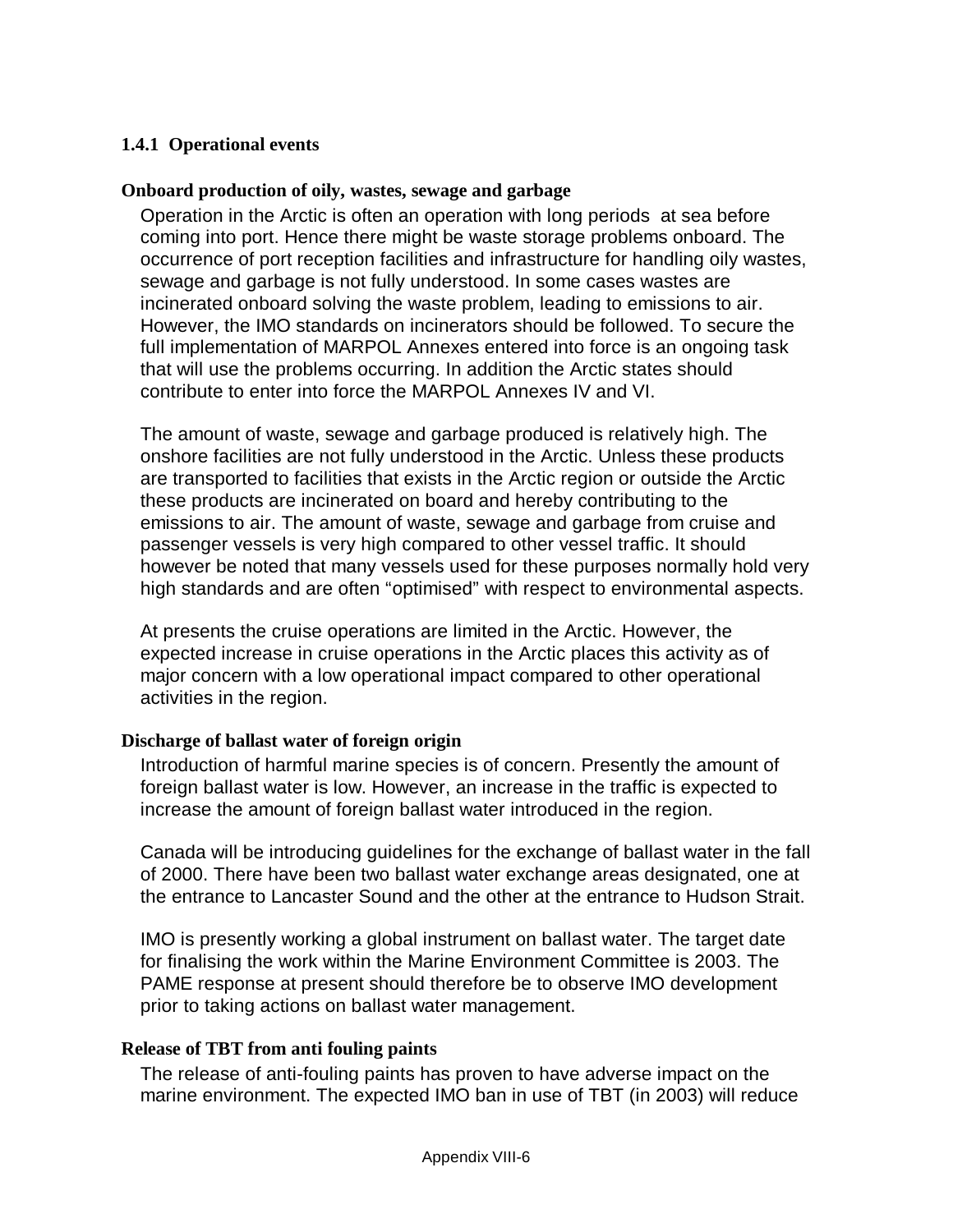### 1.4.1 Operational events

**Onboard production of oily, wastes, sewage and garbage**

Operation in the Arctic is often an operation with long periods  at sea before coming into port. Hence there might be waste storage problems onboard. The occurrence of port reception facilities and infrastructure for handling oily wastes, sewage and garbage is not fully understood. In some cases wastes are incinerated onboard solving the waste problem, leading to emissions to air. However, the IMO standards on incinerators should be followed. To secure the full implementation of MARPOL Annexes entered into force is an ongoing task that will use the problems occurring. In addition the Arctic states should contribute to enter into force the MARPOL Annexes IV and VI.

The amount of waste, sewage and garbage produced is relatively high. The onshore facilities are not fully understood in the Arctic. Unless these products are transported to facilities that exists in the Arctic region or outside the Arctic these products are incinerated on board and hereby contributing to the emissions to air. The amount of waste, sewage and garbage from cruise and passenger vessels is very high compared to other vessel traffic. It should however be noted that many vessels used for these purposes normally hold very high standards and are often "optimised" with respect to environmental aspects.

At presents the cruise operations are limited in the Arctic. However, the expected increase in cruise operations in the Arctic places this activity as of major concern with a low operational impact compared to other operational activities in the region.

**Discharge of ballast water of foreign origin**

Introduction of harmful marine species is of concern. Presently the amount of foreign ballast water is low. However, an increase in the traffic is expected to increase the amount of foreign ballast water introduced in the region.

Canada will be introducing guidelines for the exchange of ballast water in the fall of 2000. There have been two ballast water exchange areas designated, one at the entrance to Lancaster Sound and the other at the entrance to Hudson Strait.

IMO is presently working a global instrument on ballast water. The target date for finalising the work within the Marine Environment Committee is 2003. The PAME response at present should therefore be to observe IMO development prior to taking actions on ballast water management.

**Release of TBT from anti fouling paints**

The release of anti-fouling paints has proven to have adverse impact on the marine environment. The expected IMO ban in use of TBT (in 2003) will reduce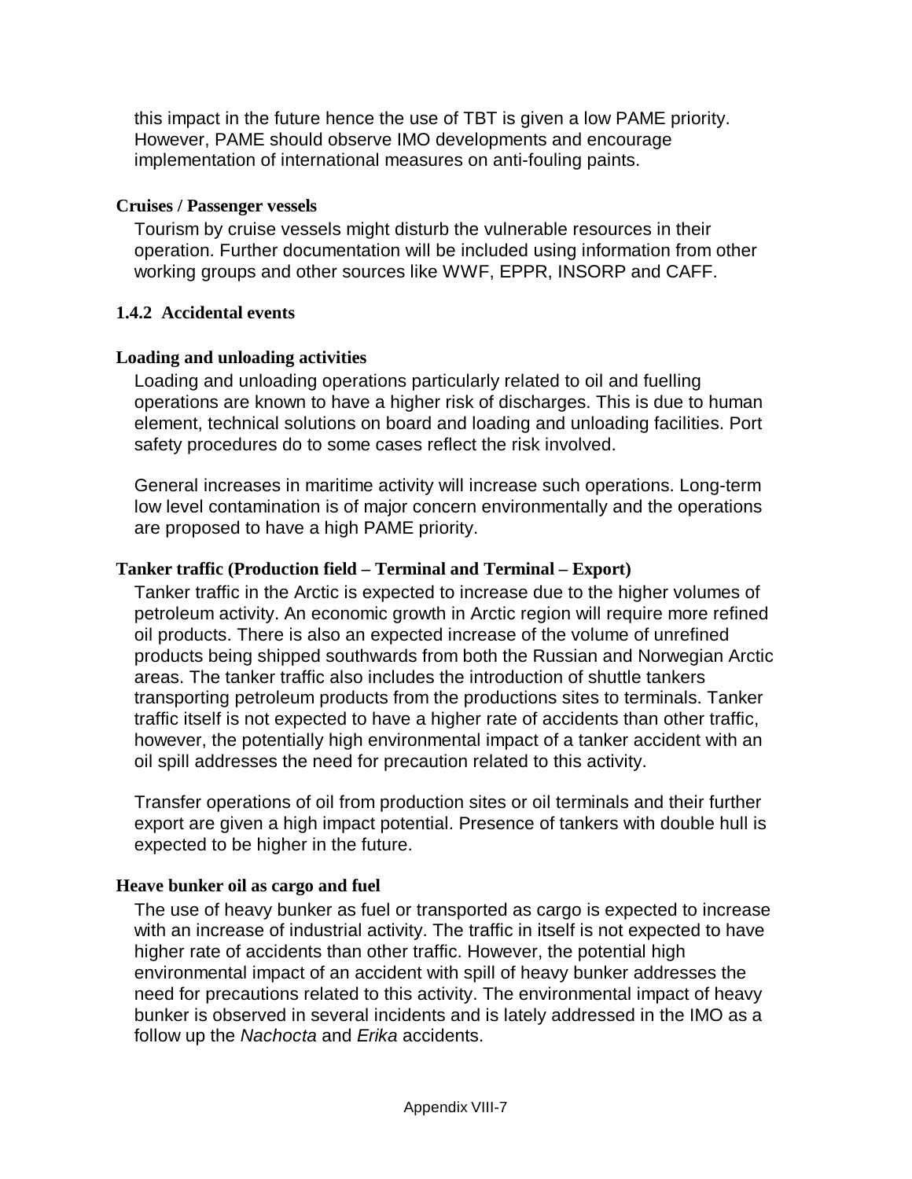this impact in the future hence the use of TBT is given a low PAME priority. However, PAME should observe IMO developments and encourage implementation of international measures on anti-fouling paints.

**Cruises / Passenger vessels**

Tourism by cruise vessels might disturb the vulnerable resources in their operation. Further documentation will be included using information from other working groups and other sources like WWF, EPPR, INSORP and CAFF.

### 1.4.2 Accidental events

**Loading and unloading activities**

Loading and unloading operations particularly related to oil and fuelling operations are known to have a higher risk of discharges. This is due to human element, technical solutions on board and loading and unloading facilities. Port safety procedures do to some cases reflect the risk involved.

General increases in maritime activity will increase such operations. Long-term low level contamination is of major concern environmentally and the operations are proposed to have a high PAME priority.

**Tanker traffic (Production field – Terminal and Terminal – Export)**

Tanker traffic in the Arctic is expected to increase due to the higher volumes of petroleum activity. An economic growth in Arctic region will require more refined oil products. There is also an expected increase of the volume of unrefined products being shipped southwards from both the Russian and Norwegian Arctic areas. The tanker traffic also includes the introduction of shuttle tankers transporting petroleum products from the productions sites to terminals. Tanker traffic itself is not expected to have a higher rate of accidents than other traffic, however, the potentially high environmental impact of a tanker accident with an oil spill addresses the need for precaution related to this activity.

Transfer operations of oil from production sites or oil terminals and their further export are given a high impact potential. Presence of tankers with double hull is expected to be higher in the future.

**Heave bunker oil as cargo and fuel**

The use of heavy bunker as fuel or transported as cargo is expected to increase with an increase of industrial activity. The traffic in itself is not expected to have higher rate of accidents than other traffic. However, the potential high environmental impact of an accident with spill of heavy bunker addresses the need for precautions related to this activity. The environmental impact of heavy bunker is observed in several incidents and is lately addressed in the IMO as a follow up the *Nachocta* and *Erika* accidents.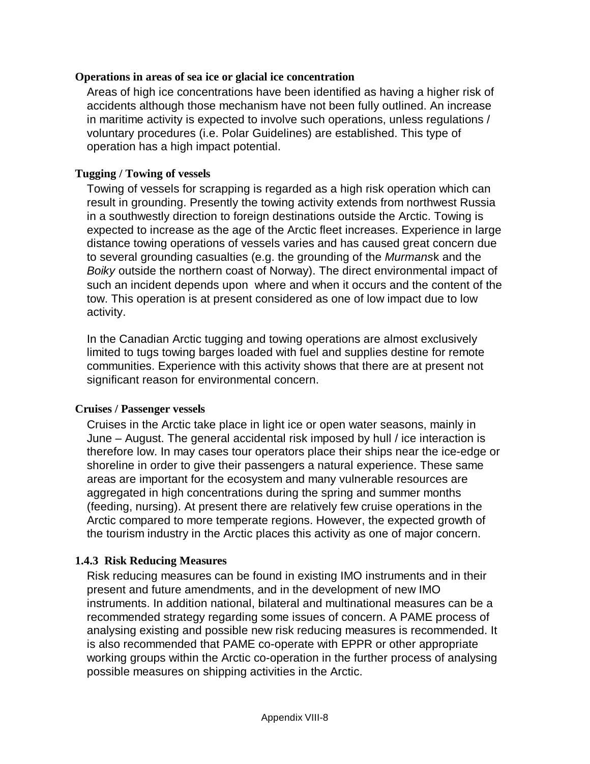**Operations in areas of sea ice or glacial ice concentration**

Areas of high ice concentrations have been identified as having a higher risk of accidents although those mechanism have not been fully outlined. An increase in maritime activity is expected to involve such operations, unless regulations / voluntary procedures (i.e. Polar Guidelines) are established. This type of operation has a high impact potential.

**Tugging / Towing of vessels**

Towing of vessels for scrapping is regarded as a high risk operation which can result in grounding. Presently the towing activity extends from northwest Russia in a southwestly direction to foreign destinations outside the Arctic. Towing is expected to increase as the age of the Arctic fleet increases. Experience in large distance towing operations of vessels varies and has caused great concern due to several grounding casualties (e.g. the grounding of the *Murmans*k and the *Boiky* outside the northern coast of Norway). The direct environmental impact of such an incident depends upon where and when it occurs and the content of the tow. This operation is at present considered as one of low impact due to low activity.

In the Canadian Arctic tugging and towing operations are almost exclusively limited to tugs towing barges loaded with fuel and supplies destine for remote communities. Experience with this activity shows that there are at present not significant reason for environmental concern.

**Cruises / Passenger vessels**

Cruises in the Arctic take place in light ice or open water seasons, mainly in June – August. The general accidental risk imposed by hull / ice interaction is therefore low. In may cases tour operators place their ships near the ice-edge or shoreline in order to give their passengers a natural experience. These same areas are important for the ecosystem and many vulnerable resources are aggregated in high concentrations during the spring and summer months (feeding, nursing). At present there are relatively few cruise operations in the Arctic compared to more temperate regions. However, the expected growth of the tourism industry in the Arctic places this activity as one of major concern.

### 1.4.3 Risk Reducing Measures

Risk reducing measures can be found in existing IMO instruments and in their present and future amendments, and in the development of new IMO instruments. In addition national, bilateral and multinational measures can be a recommended strategy regarding some issues of concern. A PAME process of analysing existing and possible new risk reducing measures is recommended. It is also recommended that PAME co-operate with EPPR or other appropriate working groups within the Arctic co-operation in the further process of analysing possible measures on shipping activities in the Arctic.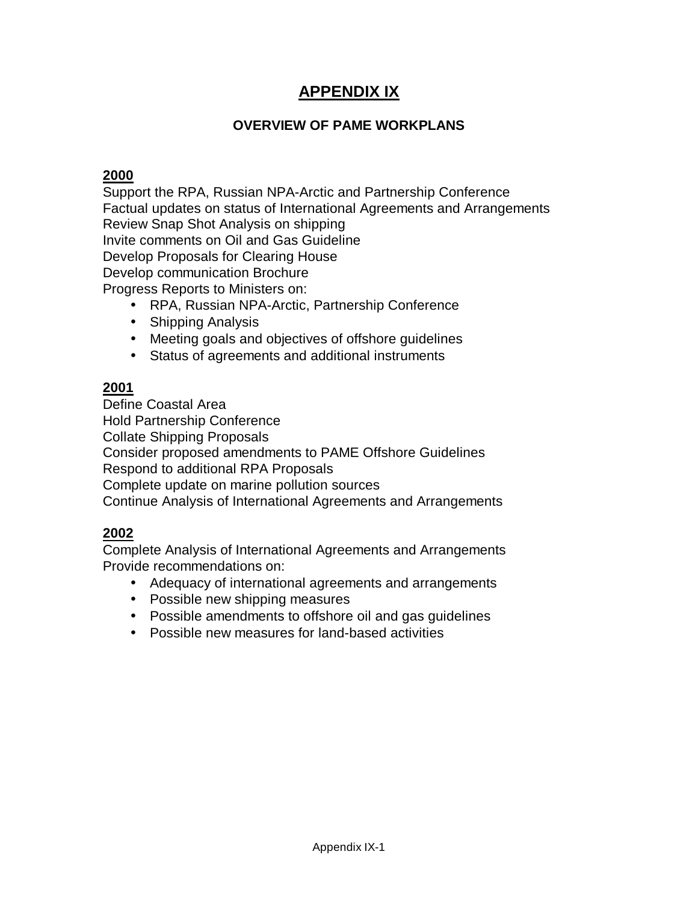# APPENDIX IX

## OVERVIEW OF PAME WORKPLANS

### 2000

Support the RPA, Russian NPA-Arctic and Partnership Conference
Factual updates on status of International Agreements and Arrangements
Review Snap Shot Analysis on shipping
Invite comments on Oil and Gas Guideline
Develop Proposals for Clearing House
Develop communication Brochure
Progress Reports to Ministers on:

- RPA, Russian NPA-Arctic, Partnership Conference
- Shipping Analysis
- Meeting goals and objectives of offshore guidelines
- Status of agreements and additional instruments

### 2001

Define Coastal Area
Hold Partnership Conference
Collate Shipping Proposals
Consider proposed amendments to PAME Offshore Guidelines
Respond to additional RPA Proposals
Complete update on marine pollution sources
Continue Analysis of International Agreements and Arrangements

### 2002

Complete Analysis of International Agreements and Arrangements
Provide recommendations on:

- Adequacy of international agreements and arrangements
- Possible new shipping measures
- Possible amendments to offshore oil and gas guidelines
- Possible new measures for land-based activities